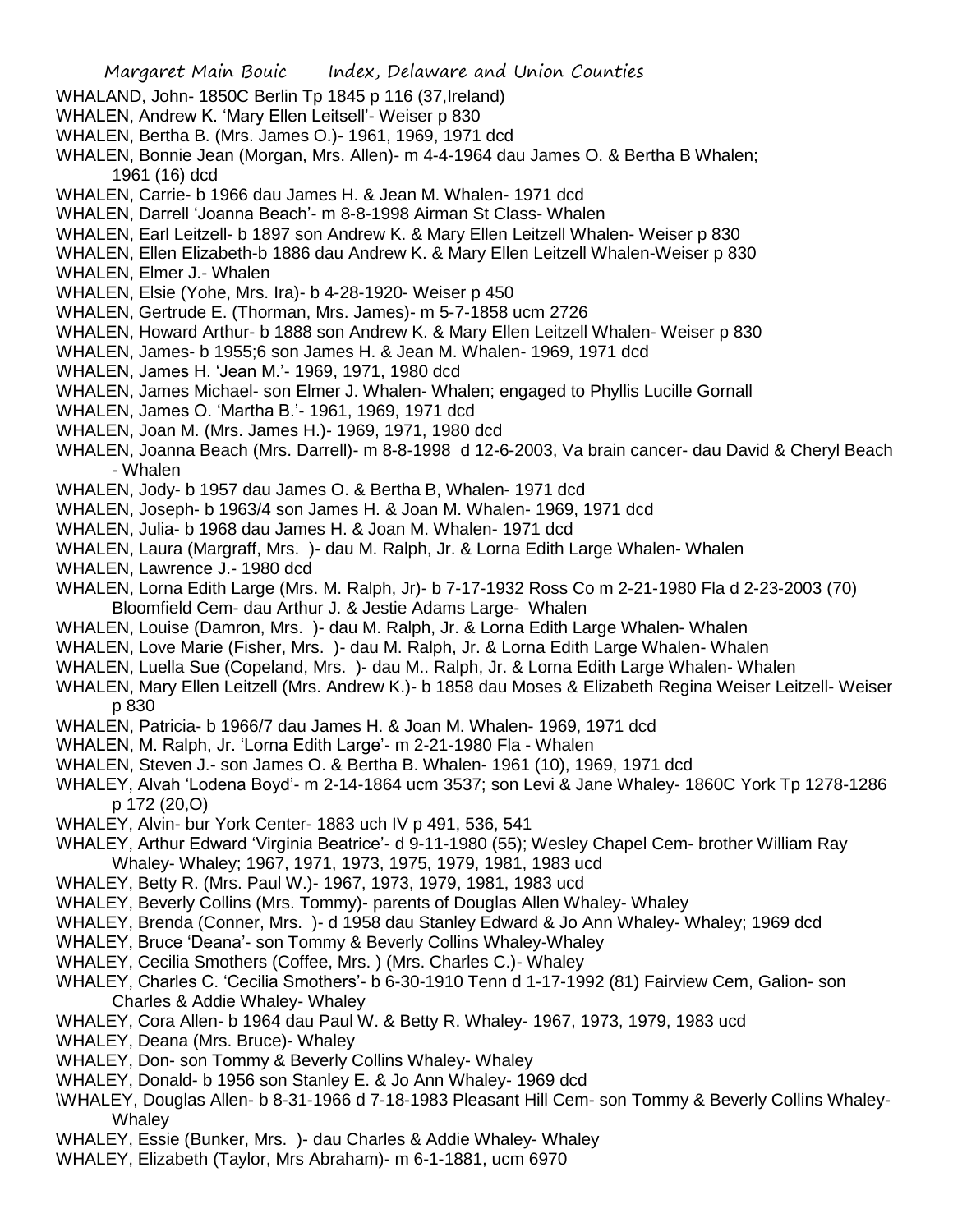WHALAND, John- 1850C Berlin Tp 1845 p 116 (37,Ireland)

WHALEN, Andrew K. 'Mary Ellen Leitsell'- Weiser p 830

WHALEN, Bertha B. (Mrs. James O.)- 1961, 1969, 1971 dcd

WHALEN, Bonnie Jean (Morgan, Mrs. Allen)- m 4-4-1964 dau James O. & Bertha B Whalen; 1961 (16) dcd

WHALEN, Carrie- b 1966 dau James H. & Jean M. Whalen- 1971 dcd

WHALEN, Darrell 'Joanna Beach'- m 8-8-1998 Airman St Class- Whalen

WHALEN, Earl Leitzell- b 1897 son Andrew K. & Mary Ellen Leitzell Whalen- Weiser p 830

WHALEN, Ellen Elizabeth-b 1886 dau Andrew K. & Mary Ellen Leitzell Whalen-Weiser p 830

WHALEN, Elmer J.- Whalen

WHALEN, Elsie (Yohe, Mrs. Ira)- b 4-28-1920- Weiser p 450

WHALEN, Gertrude E. (Thorman, Mrs. James)- m 5-7-1858 ucm 2726

WHALEN, Howard Arthur- b 1888 son Andrew K. & Mary Ellen Leitzell Whalen- Weiser p 830

WHALEN, James- b 1955;6 son James H. & Jean M. Whalen- 1969, 1971 dcd

WHALEN, James H. 'Jean M.'- 1969, 1971, 1980 dcd

WHALEN, James Michael- son Elmer J. Whalen- Whalen; engaged to Phyllis Lucille Gornall

WHALEN, James O. 'Martha B.'- 1961, 1969, 1971 dcd

WHALEN, Joan M. (Mrs. James H.)- 1969, 1971, 1980 dcd

WHALEN, Joanna Beach (Mrs. Darrell)- m 8-8-1998 d 12-6-2003, Va brain cancer- dau David & Cheryl Beach - Whalen

WHALEN, Jody- b 1957 dau James O. & Bertha B, Whalen- 1971 dcd

WHALEN, Joseph- b 1963/4 son James H. & Joan M. Whalen- 1969, 1971 dcd

WHALEN, Julia- b 1968 dau James H. & Joan M. Whalen- 1971 dcd

WHALEN, Laura (Margraff, Mrs. )- dau M. Ralph, Jr. & Lorna Edith Large Whalen- Whalen

WHALEN, Lawrence J.- 1980 dcd

WHALEN, Lorna Edith Large (Mrs. M. Ralph, Jr)- b 7-17-1932 Ross Co m 2-21-1980 Fla d 2-23-2003 (70) Bloomfield Cem- dau Arthur J. & Jestie Adams Large- Whalen

WHALEN, Louise (Damron, Mrs. )- dau M. Ralph, Jr. & Lorna Edith Large Whalen- Whalen

WHALEN, Love Marie (Fisher, Mrs. )- dau M. Ralph, Jr. & Lorna Edith Large Whalen- Whalen

WHALEN, Luella Sue (Copeland, Mrs. )- dau M.. Ralph, Jr. & Lorna Edith Large Whalen- Whalen

WHALEN, Mary Ellen Leitzell (Mrs. Andrew K.)- b 1858 dau Moses & Elizabeth Regina Weiser Leitzell- Weiser p 830

WHALEN, Patricia- b 1966/7 dau James H. & Joan M. Whalen- 1969, 1971 dcd

WHALEN, M. Ralph, Jr. 'Lorna Edith Large'- m 2-21-1980 Fla - Whalen

WHALEN, Steven J.- son James O. & Bertha B. Whalen- 1961 (10), 1969, 1971 dcd

WHALEY, Alvah 'Lodena Boyd'- m 2-14-1864 ucm 3537; son Levi & Jane Whaley- 1860C York Tp 1278-1286 p 172 (20,O)

WHALEY, Alvin- bur York Center- 1883 uch IV p 491, 536, 541

WHALEY, Arthur Edward 'Virginia Beatrice'- d 9-11-1980 (55); Wesley Chapel Cem- brother William Ray Whaley- Whaley; 1967, 1971, 1973, 1975, 1979, 1981, 1983 ucd

WHALEY, Betty R. (Mrs. Paul W.)- 1967, 1973, 1979, 1981, 1983 ucd

WHALEY, Beverly Collins (Mrs. Tommy)- parents of Douglas Allen Whaley- Whaley

WHALEY, Brenda (Conner, Mrs. )- d 1958 dau Stanley Edward & Jo Ann Whaley- Whaley; 1969 dcd

WHALEY, Bruce 'Deana'- son Tommy & Beverly Collins Whaley-Whaley

WHALEY, Cecilia Smothers (Coffee, Mrs. ) (Mrs. Charles C.)- Whaley

WHALEY, Charles C. 'Cecilia Smothers'- b 6-30-1910 Tenn d 1-17-1992 (81) Fairview Cem, Galion- son Charles & Addie Whaley- Whaley

WHALEY, Cora Allen- b 1964 dau Paul W. & Betty R. Whaley- 1967, 1973, 1979, 1983 ucd

WHALEY, Deana (Mrs. Bruce)- Whaley

WHALEY, Don- son Tommy & Beverly Collins Whaley- Whaley

WHALEY, Donald- b 1956 son Stanley E. & Jo Ann Whaley- 1969 dcd

\WHALEY, Douglas Allen- b 8-31-1966 d 7-18-1983 Pleasant Hill Cem- son Tommy & Beverly Collins Whaley- Whaley

WHALEY, Essie (Bunker, Mrs. )- dau Charles & Addie Whaley- Whaley

WHALEY, Elizabeth (Taylor, Mrs Abraham)- m 6-1-1881, ucm 6970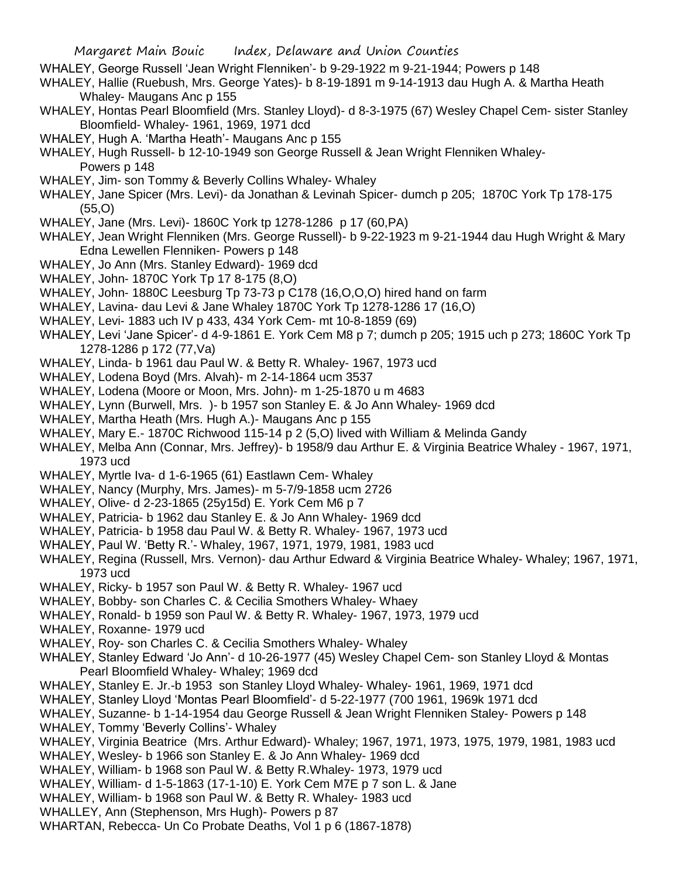WHALEY, George Russell 'Jean Wright Flenniken'- b 9-29-1922 m 9-21-1944; Powers p 148

WHALEY, Hallie (Ruebush, Mrs. George Yates)- b 8-19-1891 m 9-14-1913 dau Hugh A. & Martha Heath Whaley- Maugans Anc p 155

WHALEY, Hontas Pearl Bloomfield (Mrs. Stanley Lloyd)- d 8-3-1975 (67) Wesley Chapel Cem- sister Stanley Bloomfield- Whaley- 1961, 1969, 1971 dcd

WHALEY, Hugh A. 'Martha Heath'- Maugans Anc p 155

WHALEY, Hugh Russell- b 12-10-1949 son George Russell & Jean Wright Flenniken Whaley- Powers p 148

WHALEY, Jim- son Tommy & Beverly Collins Whaley- Whaley

WHALEY, Jane Spicer (Mrs. Levi)- da Jonathan & Levinah Spicer- dumch p 205; 1870C York Tp 178-175 (55,O)

WHALEY, Jane (Mrs. Levi)- 1860C York tp 1278-1286 p 17 (60,PA)

WHALEY, Jean Wright Flenniken (Mrs. George Russell)- b 9-22-1923 m 9-21-1944 dau Hugh Wright & Mary Edna Lewellen Flenniken- Powers p 148

WHALEY, Jo Ann (Mrs. Stanley Edward)- 1969 dcd

WHALEY, John- 1870C York Tp 17 8-175 (8,O)

WHALEY, John- 1880C Leesburg Tp 73-73 p C178 (16,O,O,O) hired hand on farm

WHALEY, Lavina- dau Levi & Jane Whaley 1870C York Tp 1278-1286 17 (16,O)

WHALEY, Levi- 1883 uch IV p 433, 434 York Cem- mt 10-8-1859 (69)

WHALEY, Levi 'Jane Spicer'- d 4-9-1861 E. York Cem M8 p 7; dumch p 205; 1915 uch p 273; 1860C York Tp 1278-1286 p 172 (77,Va)

WHALEY, Linda- b 1961 dau Paul W. & Betty R. Whaley- 1967, 1973 ucd

WHALEY, Lodena Boyd (Mrs. Alvah)- m 2-14-1864 ucm 3537

WHALEY, Lodena (Moore or Moon, Mrs. John)- m 1-25-1870 u m 4683

WHALEY, Lynn (Burwell, Mrs. )- b 1957 son Stanley E. & Jo Ann Whaley- 1969 dcd

WHALEY, Martha Heath (Mrs. Hugh A.)- Maugans Anc p 155

WHALEY, Mary E.- 1870C Richwood 115-14 p 2 (5,O) lived with William & Melinda Gandy

WHALEY, Melba Ann (Connar, Mrs. Jeffrey)- b 1958/9 dau Arthur E. & Virginia Beatrice Whaley - 1967, 1971, 1973 ucd

WHALEY, Myrtle Iva- d 1-6-1965 (61) Eastlawn Cem- Whaley

WHALEY, Nancy (Murphy, Mrs. James)- m 5-7/9-1858 ucm 2726

WHALEY, Olive- d 2-23-1865 (25y15d) E. York Cem M6 p 7

WHALEY, Patricia- b 1962 dau Stanley E. & Jo Ann Whaley- 1969 dcd

WHALEY, Patricia- b 1958 dau Paul W. & Betty R. Whaley- 1967, 1973 ucd

WHALEY, Paul W. 'Betty R.'- Whaley, 1967, 1971, 1979, 1981, 1983 ucd

WHALEY, Regina (Russell, Mrs. Vernon)- dau Arthur Edward & Virginia Beatrice Whaley- Whaley; 1967, 1971, 1973 ucd

WHALEY, Ricky- b 1957 son Paul W. & Betty R. Whaley- 1967 ucd

WHALEY, Bobby- son Charles C. & Cecilia Smothers Whaley- Whaey

WHALEY, Ronald- b 1959 son Paul W. & Betty R. Whaley- 1967, 1973, 1979 ucd

WHALEY, Roxanne- 1979 ucd

WHALEY, Roy- son Charles C. & Cecilia Smothers Whaley- Whaley

WHALEY, Stanley Edward 'Jo Ann'- d 10-26-1977 (45) Wesley Chapel Cem- son Stanley Lloyd & Montas Pearl Bloomfield Whaley- Whaley; 1969 dcd

WHALEY, Stanley E. Jr.-b 1953 son Stanley Lloyd Whaley- Whaley- 1961, 1969, 1971 dcd

WHALEY, Stanley Lloyd 'Montas Pearl Bloomfield'- d 5-22-1977 (700 1961, 1969k 1971 dcd

WHALEY, Suzanne- b 1-14-1954 dau George Russell & Jean Wright Flenniken Staley- Powers p 148

WHALEY, Tommy 'Beverly Collins'- Whaley

WHALEY, Virginia Beatrice (Mrs. Arthur Edward)- Whaley; 1967, 1971, 1973, 1975, 1979, 1981, 1983 ucd

WHALEY, Wesley- b 1966 son Stanley E. & Jo Ann Whaley- 1969 dcd

WHALEY, William- b 1968 son Paul W. & Betty R.Whaley- 1973, 1979 ucd

WHALEY, William- d 1-5-1863 (17-1-10) E. York Cem M7E p 7 son L. & Jane

WHALEY, William- b 1968 son Paul W. & Betty R. Whaley- 1983 ucd

WHALLEY, Ann (Stephenson, Mrs Hugh)- Powers p 87

WHARTAN, Rebecca- Un Co Probate Deaths, Vol 1 p 6 (1867-1878)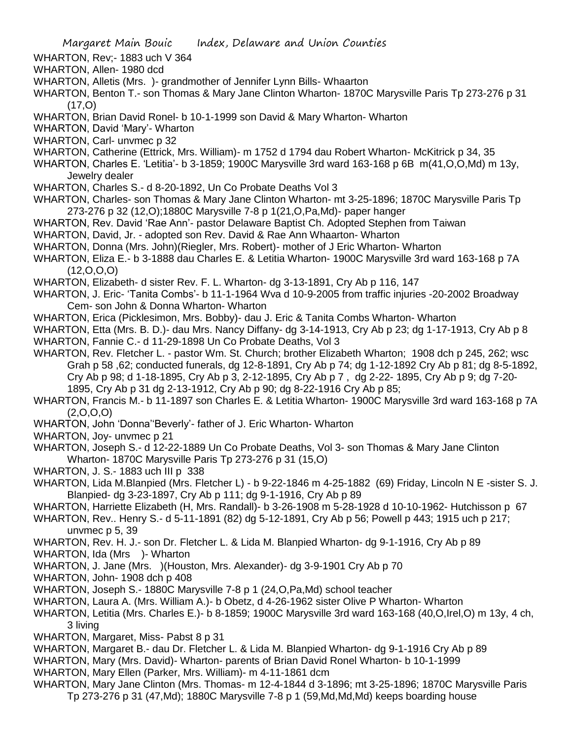WHARTON, Rev;- 1883 uch V 364

WHARTON, Allen- 1980 dcd

WHARTON, Alletis (Mrs. )- grandmother of Jennifer Lynn Bills- Whaarton

WHARTON, Benton T.- son Thomas & Mary Jane Clinton Wharton- 1870C Marysville Paris Tp 273-276 p 31 (17,O)

WHARTON, Brian David Ronel- b 10-1-1999 son David & Mary Wharton- Wharton

WHARTON, David 'Mary'- Wharton

WHARTON, Carl- unvmec p 32

WHARTON, Catherine (Ettrick, Mrs. William)- m 1752 d 1794 dau Robert Wharton- McKitrick p 34, 35

WHARTON, Charles E. 'Letitia'- b 3-1859; 1900C Marysville 3rd ward 163-168 p 6B m(41,O,O,Md) m 13y, Jewelry dealer

WHARTON, Charles S.- d 8-20-1892, Un Co Probate Deaths Vol 3

WHARTON, Charles- son Thomas & Mary Jane Clinton Wharton- mt 3-25-1896; 1870C Marysville Paris Tp 273-276 p 32 (12,O);1880C Marysville 7-8 p 1(21,O,Pa,Md)- paper hanger

WHARTON, Rev. David 'Rae Ann'- pastor Delaware Baptist Ch. Adopted Stephen from Taiwan

WHARTON, David, Jr. - adopted son Rev. David & Rae Ann Whaarton- Wharton

WHARTON, Donna (Mrs. John)(Riegler, Mrs. Robert)- mother of J Eric Wharton- Wharton

WHARTON, Eliza E.- b 3-1888 dau Charles E. & Letitia Wharton- 1900C Marysville 3rd ward 163-168 p 7A (12,O,O,O)

WHARTON, Elizabeth- d sister Rev. F. L. Wharton- dg 3-13-1891, Cry Ab p 116, 147

WHARTON, J. Eric- 'Tanita Combs'- b 11-1-1964 Wva d 10-9-2005 from traffic injuries -20-2002 Broadway Cem- son John & Donna Wharton- Wharton

WHARTON, Erica (Picklesimon, Mrs. Bobby)- dau J. Eric & Tanita Combs Wharton- Wharton

WHARTON, Etta (Mrs. B. D.)- dau Mrs. Nancy Diffany- dg 3-14-1913, Cry Ab p 23; dg 1-17-1913, Cry Ab p 8

WHARTON, Fannie C.- d 11-29-1898 Un Co Probate Deaths, Vol 3

WHARTON, Rev. Fletcher L. - pastor Wm. St. Church; brother Elizabeth Wharton; 1908 dch p 245, 262; wsc Grah p 58 ,62; conducted funerals, dg 12-8-1891, Cry Ab p 74; dg 1-12-1892 Cry Ab p 81; dg 8-5-1892, Cry Ab p 98; d 1-18-1895, Cry Ab p 3, 2-12-1895, Cry Ab p 7 , dg 2-22- 1895, Cry Ab p 9; dg 7-20- 1895, Cry Ab p 31 dg 2-13-1912, Cry Ab p 90; dg 8-22-1916 Cry Ab p 85;

WHARTON, Francis M.- b 11-1897 son Charles E. & Letitia Wharton- 1900C Marysville 3rd ward 163-168 p 7A (2,O,O,O)

WHARTON, John 'Donna''Beverly'- father of J. Eric Wharton- Wharton

WHARTON, Joy- unvmec p 21

WHARTON, Joseph S.- d 12-22-1889 Un Co Probate Deaths, Vol 3- son Thomas & Mary Jane Clinton Wharton- 1870C Marysville Paris Tp 273-276 p 31 (15,O)

WHARTON, J. S.- 1883 uch III p 338

WHARTON, Lida M.Blanpied (Mrs. Fletcher L) - b 9-22-1846 m 4-25-1882 (69) Friday, Lincoln N E -sister S. J. Blanpied- dg 3-23-1897, Cry Ab p 111; dg 9-1-1916, Cry Ab p 89

WHARTON, Harriette Elizabeth (H, Mrs. Randall)- b 3-26-1908 m 5-28-1928 d 10-10-1962- Hutchisson p 67

WHARTON, Rev.. Henry S.- d 5-11-1891 (82) dg 5-12-1891, Cry Ab p 56; Powell p 443; 1915 uch p 217; unvmec p 5, 39

WHARTON, Rev. H. J.- son Dr. Fletcher L. & Lida M. Blanpied Wharton- dg 9-1-1916, Cry Ab p 89

WHARTON, Ida (Mrs )- Wharton

WHARTON, J. Jane (Mrs. )(Houston, Mrs. Alexander)- dg 3-9-1901 Cry Ab p 70

WHARTON, John- 1908 dch p 408

WHARTON, Joseph S.- 1880C Marysville 7-8 p 1 (24,O,Pa,Md) school teacher

WHARTON, Laura A. (Mrs. William A.)- b Obetz, d 4-26-1962 sister Olive P Wharton- Wharton

WHARTON, Letitia (Mrs. Charles E.)- b 8-1859; 1900C Marysville 3rd ward 163-168 (40,O,Irel,O) m 13y, 4 ch, 3 living

WHARTON, Margaret, Miss- Pabst 8 p 31

WHARTON, Margaret B.- dau Dr. Fletcher L. & Lida M. Blanpied Wharton- dg 9-1-1916 Cry Ab p 89

WHARTON, Mary (Mrs. David)- Wharton- parents of Brian David Ronel Wharton- b 10-1-1999

WHARTON, Mary Ellen (Parker, Mrs. William)- m 4-11-1861 dcm

WHARTON, Mary Jane Clinton (Mrs. Thomas- m 12-4-1844 d 3-1896; mt 3-25-1896; 1870C Marysville Paris Tp 273-276 p 31 (47,Md); 1880C Marysville 7-8 p 1 (59,Md,Md,Md) keeps boarding house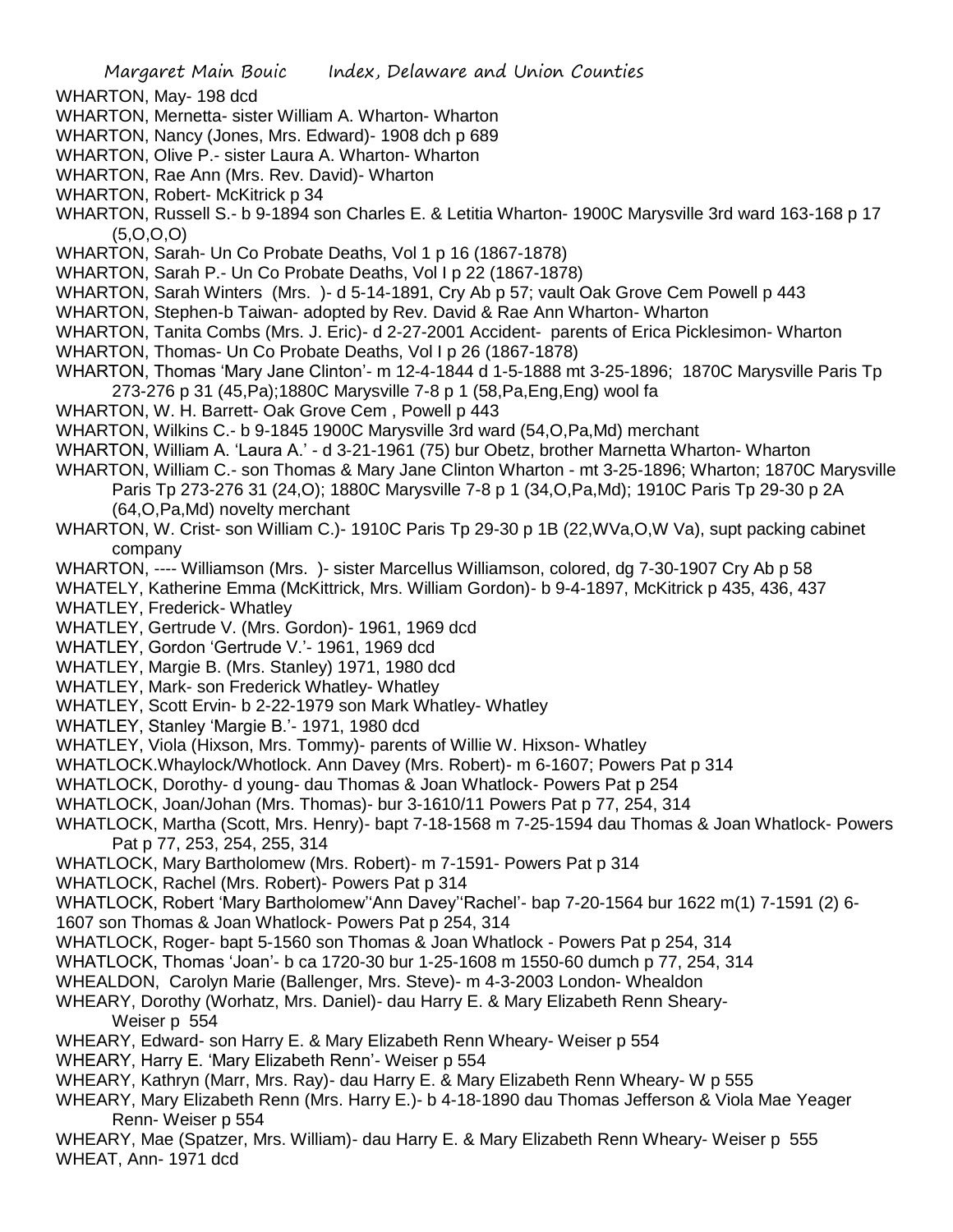WHARTON, May- 198 dcd

WHARTON, Mernetta- sister William A. Wharton- Wharton

WHARTON, Nancy (Jones, Mrs. Edward)- 1908 dch p 689

WHARTON, Olive P.- sister Laura A. Wharton- Wharton

WHARTON, Rae Ann (Mrs. Rev. David)- Wharton

WHARTON, Robert- McKitrick p 34

WHARTON, Russell S.- b 9-1894 son Charles E. & Letitia Wharton- 1900C Marysville 3rd ward 163-168 p 17 (5,O,O,O)

WHARTON, Sarah- Un Co Probate Deaths, Vol 1 p 16 (1867-1878)

WHARTON, Sarah P.- Un Co Probate Deaths, Vol I p 22 (1867-1878)

WHARTON, Sarah Winters (Mrs. )- d 5-14-1891, Cry Ab p 57; vault Oak Grove Cem Powell p 443

WHARTON, Stephen-b Taiwan- adopted by Rev. David & Rae Ann Wharton- Wharton

WHARTON, Tanita Combs (Mrs. J. Eric)- d 2-27-2001 Accident- parents of Erica Picklesimon- Wharton

WHARTON, Thomas- Un Co Probate Deaths, Vol I p 26 (1867-1878)

WHARTON, Thomas 'Mary Jane Clinton'- m 12-4-1844 d 1-5-1888 mt 3-25-1896; 1870C Marysville Paris Tp 273-276 p 31 (45,Pa);1880C Marysville 7-8 p 1 (58,Pa,Eng,Eng) wool fa

WHARTON, W. H. Barrett- Oak Grove Cem , Powell p 443

WHARTON, Wilkins C.- b 9-1845 1900C Marysville 3rd ward (54,O,Pa,Md) merchant

WHARTON, William A. 'Laura A.' - d 3-21-1961 (75) bur Obetz, brother Marnetta Wharton- Wharton

WHARTON, William C.- son Thomas & Mary Jane Clinton Wharton - mt 3-25-1896; Wharton; 1870C Marysville Paris Tp 273-276 31 (24,O); 1880C Marysville 7-8 p 1 (34,O,Pa,Md); 1910C Paris Tp 29-30 p 2A (64,O,Pa,Md) novelty merchant

WHARTON, W. Crist- son William C.)- 1910C Paris Tp 29-30 p 1B (22,WVa,O,W Va), supt packing cabinet company

WHARTON, ---- Williamson (Mrs. )- sister Marcellus Williamson, colored, dg 7-30-1907 Cry Ab p 58

WHATELY, Katherine Emma (McKittrick, Mrs. William Gordon)- b 9-4-1897, McKitrick p 435, 436, 437

WHATLEY, Frederick- Whatley

WHATLEY, Gertrude V. (Mrs. Gordon)- 1961, 1969 dcd

WHATLEY, Gordon 'Gertrude V.'- 1961, 1969 dcd

WHATLEY, Margie B. (Mrs. Stanley) 1971, 1980 dcd

WHATLEY, Mark- son Frederick Whatley- Whatley

WHATLEY, Scott Ervin- b 2-22-1979 son Mark Whatley- Whatley

WHATLEY, Stanley 'Margie B.'- 1971, 1980 dcd

WHATLEY, Viola (Hixson, Mrs. Tommy)- parents of Willie W. Hixson- Whatley

WHATLOCK.Whaylock/Whotlock. Ann Davey (Mrs. Robert)- m 6-1607; Powers Pat p 314

WHATLOCK, Dorothy- d young- dau Thomas & Joan Whatlock- Powers Pat p 254

WHATLOCK, Joan/Johan (Mrs. Thomas)- bur 3-1610/11 Powers Pat p 77, 254, 314

WHATLOCK, Martha (Scott, Mrs. Henry)- bapt 7-18-1568 m 7-25-1594 dau Thomas & Joan Whatlock- Powers Pat p 77, 253, 254, 255, 314

WHATLOCK, Mary Bartholomew (Mrs. Robert)- m 7-1591- Powers Pat p 314

WHATLOCK, Rachel (Mrs. Robert)- Powers Pat p 314

WHATLOCK, Robert 'Mary Bartholomew''Ann Davey''Rachel'- bap 7-20-1564 bur 1622 m(1) 7-1591 (2) 6-1607 son Thomas & Joan Whatlock- Powers Pat p 254, 314

WHATLOCK, Roger- bapt 5-1560 son Thomas & Joan Whatlock - Powers Pat p 254, 314

WHATLOCK, Thomas 'Joan'- b ca 1720-30 bur 1-25-1608 m 1550-60 dumch p 77, 254, 314

WHEALDON, Carolyn Marie (Ballenger, Mrs. Steve)- m 4-3-2003 London- Whealdon

WHEARY, Dorothy (Worhatz, Mrs. Daniel)- dau Harry E. & Mary Elizabeth Renn Sheary- Weiser p 554

WHEARY, Edward- son Harry E. & Mary Elizabeth Renn Wheary- Weiser p 554

WHEARY, Harry E. 'Mary Elizabeth Renn'- Weiser p 554

WHEARY, Kathryn (Marr, Mrs. Ray)- dau Harry E. & Mary Elizabeth Renn Wheary- W p 555

WHEARY, Mary Elizabeth Renn (Mrs. Harry E.)- b 4-18-1890 dau Thomas Jefferson & Viola Mae Yeager Renn- Weiser p 554

WHEARY, Mae (Spatzer, Mrs. William)- dau Harry E. & Mary Elizabeth Renn Wheary- Weiser p 555

WHEAT, Ann- 1971 dcd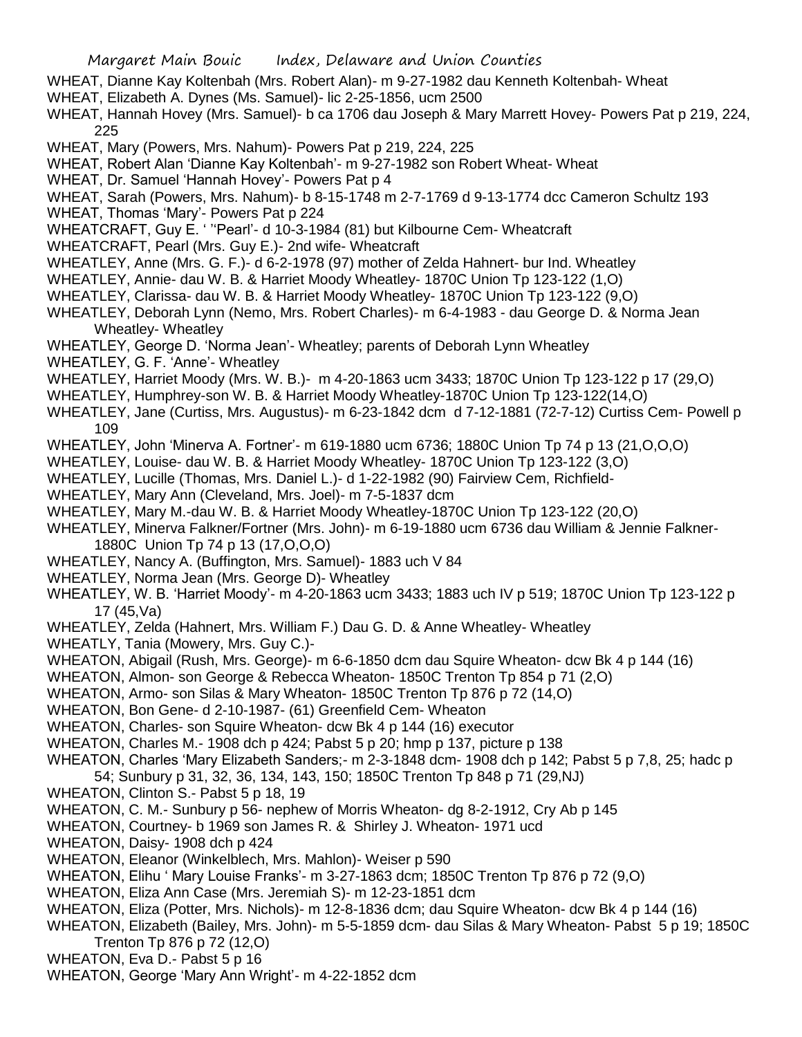WHEAT, Dianne Kay Koltenbah (Mrs. Robert Alan)- m 9-27-1982 dau Kenneth Koltenbah- Wheat

WHEAT, Elizabeth A. Dynes (Ms. Samuel)- lic 2-25-1856, ucm 2500

WHEAT, Hannah Hovey (Mrs. Samuel)- b ca 1706 dau Joseph & Mary Marrett Hovey- Powers Pat p 219, 224, 225

WHEAT, Mary (Powers, Mrs. Nahum)- Powers Pat p 219, 224, 225

WHEAT, Robert Alan 'Dianne Kay Koltenbah'- m 9-27-1982 son Robert Wheat- Wheat

WHEAT, Dr. Samuel 'Hannah Hovey'- Powers Pat p 4

WHEAT, Sarah (Powers, Mrs. Nahum)- b 8-15-1748 m 2-7-1769 d 9-13-1774 dcc Cameron Schultz 193

WHEAT, Thomas 'Mary'- Powers Pat p 224

WHEATCRAFT, Guy E. ' "Pearl'- d 10-3-1984 (81) but Kilbourne Cem- Wheatcraft

WHEATCRAFT, Pearl (Mrs. Guy E.)- 2nd wife- Wheatcraft

WHEATLEY, Anne (Mrs. G. F.)- d 6-2-1978 (97) mother of Zelda Hahnert- bur Ind. Wheatley

WHEATLEY, Annie- dau W. B. & Harriet Moody Wheatley- 1870C Union Tp 123-122 (1,O)

WHEATLEY, Clarissa- dau W. B. & Harriet Moody Wheatley- 1870C Union Tp 123-122 (9,O)

WHEATLEY, Deborah Lynn (Nemo, Mrs. Robert Charles)- m 6-4-1983 - dau George D. & Norma Jean Wheatley- Wheatley

WHEATLEY, George D. 'Norma Jean'- Wheatley; parents of Deborah Lynn Wheatley

WHEATLEY, G. F. 'Anne'- Wheatley

WHEATLEY, Harriet Moody (Mrs. W. B.)- m 4-20-1863 ucm 3433; 1870C Union Tp 123-122 p 17 (29,O)

WHEATLEY, Humphrey-son W. B. & Harriet Moody Wheatley-1870C Union Tp 123-122(14,O)

WHEATLEY, Jane (Curtiss, Mrs. Augustus)- m 6-23-1842 dcm d 7-12-1881 (72-7-12) Curtiss Cem- Powell p 109

WHEATLEY, John 'Minerva A. Fortner'- m 619-1880 ucm 6736; 1880C Union Tp 74 p 13 (21,O,O,O)

WHEATLEY, Louise- dau W. B. & Harriet Moody Wheatley- 1870C Union Tp 123-122 (3,O)

WHEATLEY, Lucille (Thomas, Mrs. Daniel L.)- d 1-22-1982 (90) Fairview Cem, Richfield-

WHEATLEY, Mary Ann (Cleveland, Mrs. Joel)- m 7-5-1837 dcm

WHEATLEY, Mary M.-dau W. B. & Harriet Moody Wheatley-1870C Union Tp 123-122 (20,O)

WHEATLEY, Minerva Falkner/Fortner (Mrs. John)- m 6-19-1880 ucm 6736 dau William & Jennie Falkner- 1880C Union Tp 74 p 13 (17,O,O,O)

WHEATLEY, Nancy A. (Buffington, Mrs. Samuel)- 1883 uch V 84

WHEATLEY, Norma Jean (Mrs. George D)- Wheatley

WHEATLEY, W. B. 'Harriet Moody'- m 4-20-1863 ucm 3433; 1883 uch IV p 519; 1870C Union Tp 123-122 p 17 (45,Va)

WHEATLEY, Zelda (Hahnert, Mrs. William F.) Dau G. D. & Anne Wheatley- Wheatley

WHEATLY, Tania (Mowery, Mrs. Guy C.)-

WHEATON, Abigail (Rush, Mrs. George)- m 6-6-1850 dcm dau Squire Wheaton- dcw Bk 4 p 144 (16)

WHEATON, Almon- son George & Rebecca Wheaton- 1850C Trenton Tp 854 p 71 (2,O)

WHEATON, Armo- son Silas & Mary Wheaton- 1850C Trenton Tp 876 p 72 (14,O)

WHEATON, Bon Gene- d 2-10-1987- (61) Greenfield Cem- Wheaton

WHEATON, Charles- son Squire Wheaton- dcw Bk 4 p 144 (16) executor

WHEATON, Charles M.- 1908 dch p 424; Pabst 5 p 20; hmp p 137, picture p 138

WHEATON, Charles 'Mary Elizabeth Sanders;- m 2-3-1848 dcm- 1908 dch p 142; Pabst 5 p 7,8, 25; hadc p 54; Sunbury p 31, 32, 36, 134, 143, 150; 1850C Trenton Tp 848 p 71 (29,NJ)

WHEATON, Clinton S.- Pabst 5 p 18, 19

WHEATON, C. M.- Sunbury p 56- nephew of Morris Wheaton- dg 8-2-1912, Cry Ab p 145

WHEATON, Courtney- b 1969 son James R. & Shirley J. Wheaton- 1971 ucd

WHEATON, Daisy- 1908 dch p 424

WHEATON, Eleanor (Winkelblech, Mrs. Mahlon)- Weiser p 590

WHEATON, Elihu ' Mary Louise Franks'- m 3-27-1863 dcm; 1850C Trenton Tp 876 p 72 (9,O)

WHEATON, Eliza Ann Case (Mrs. Jeremiah S)- m 12-23-1851 dcm

WHEATON, Eliza (Potter, Mrs. Nichols)- m 12-8-1836 dcm; dau Squire Wheaton- dcw Bk 4 p 144 (16)

WHEATON, Elizabeth (Bailey, Mrs. John)- m 5-5-1859 dcm- dau Silas & Mary Wheaton- Pabst 5 p 19; 1850C Trenton Tp 876 p 72 (12,O)

WHEATON, Eva D.- Pabst 5 p 16

WHEATON, George 'Mary Ann Wright'- m 4-22-1852 dcm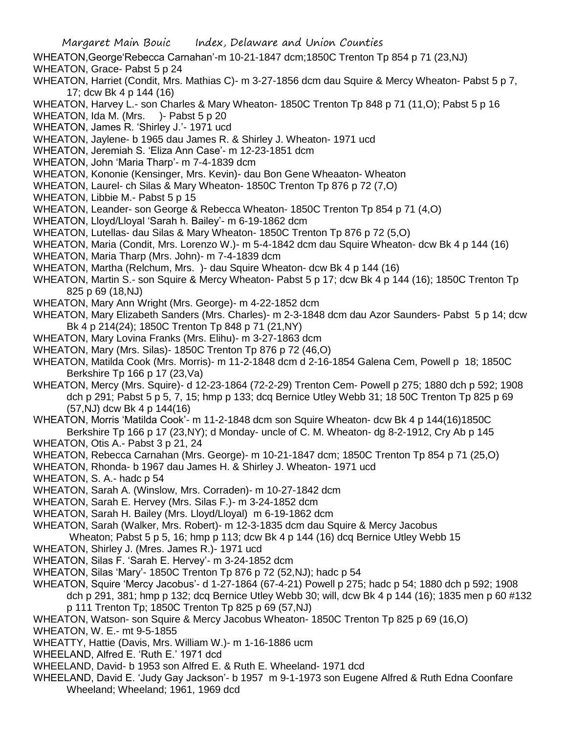WHEATON,George'Rebecca Carnahan'-m 10-21-1847 dcm;1850C Trenton Tp 854 p 71 (23,NJ)

WHEATON, Grace- Pabst 5 p 24

WHEATON, Harriet (Condit, Mrs. Mathias C)- m 3-27-1856 dcm dau Squire & Mercy Wheaton- Pabst 5 p 7, 17; dcw Bk 4 p 144 (16)

WHEATON, Harvey L.- son Charles & Mary Wheaton- 1850C Trenton Tp 848 p 71 (11,O); Pabst 5 p 16

WHEATON, Ida M. (Mrs. )- Pabst 5 p 20

WHEATON, James R. 'Shirley J.'- 1971 ucd

WHEATON, Jaylene- b 1965 dau James R. & Shirley J. Wheaton- 1971 ucd

WHEATON, Jeremiah S. 'Eliza Ann Case'- m 12-23-1851 dcm

WHEATON, John 'Maria Tharp'- m 7-4-1839 dcm

WHEATON, Kononie (Kensinger, Mrs. Kevin)- dau Bon Gene Wheaaton- Wheaton

WHEATON, Laurel- ch Silas & Mary Wheaton- 1850C Trenton Tp 876 p 72 (7,O)

WHEATON, Libbie M.- Pabst 5 p 15

WHEATON, Leander- son George & Rebecca Wheaton- 1850C Trenton Tp 854 p 71 (4,O)

WHEATON, Lloyd/Lloyal 'Sarah h. Bailey'- m 6-19-1862 dcm

WHEATON, Lutellas- dau Silas & Mary Wheaton- 1850C Trenton Tp 876 p 72 (5,O)

WHEATON, Maria (Condit, Mrs. Lorenzo W.)- m 5-4-1842 dcm dau Squire Wheaton- dcw Bk 4 p 144 (16)

WHEATON, Maria Tharp (Mrs. John)- m 7-4-1839 dcm

WHEATON, Martha (Relchum, Mrs. )- dau Squire Wheaton- dcw Bk 4 p 144 (16)

WHEATON, Martin S.- son Squire & Mercy Wheaton- Pabst 5 p 17; dcw Bk 4 p 144 (16); 1850C Trenton Tp 825 p 69 (18,NJ)

WHEATON, Mary Ann Wright (Mrs. George)- m 4-22-1852 dcm

WHEATON, Mary Elizabeth Sanders (Mrs. Charles)- m 2-3-1848 dcm dau Azor Saunders- Pabst 5 p 14; dcw Bk 4 p 214(24); 1850C Trenton Tp 848 p 71 (21,NY)

WHEATON, Mary Lovina Franks (Mrs. Elihu)- m 3-27-1863 dcm

WHEATON, Mary (Mrs. Silas)- 1850C Trenton Tp 876 p 72 (46,O)

WHEATON, Matilda Cook (Mrs. Morris)- m 11-2-1848 dcm d 2-16-1854 Galena Cem, Powell p 18; 1850C Berkshire Tp 166 p 17 (23,Va)

WHEATON, Mercy (Mrs. Squire)- d 12-23-1864 (72-2-29) Trenton Cem- Powell p 275; 1880 dch p 592; 1908 dch p 291; Pabst 5 p 5, 7, 15; hmp p 133; dcq Bernice Utley Webb 31; 18 50C Trenton Tp 825 p 69 (57,NJ) dcw Bk 4 p 144(16)

WHEATON, Morris 'Matilda Cook'- m 11-2-1848 dcm son Squire Wheaton- dcw Bk 4 p 144(16)1850C Berkshire Tp 166 p 17 (23,NY); d Monday- uncle of C. M. Wheaton- dg 8-2-1912, Cry Ab p 145

WHEATON, Otis A.- Pabst 3 p 21, 24

WHEATON, Rebecca Carnahan (Mrs. George)- m 10-21-1847 dcm; 1850C Trenton Tp 854 p 71 (25,O)

WHEATON, Rhonda- b 1967 dau James H. & Shirley J. Wheaton- 1971 ucd

WHEATON, S. A.- hadc p 54

WHEATON, Sarah A. (Winslow, Mrs. Corraden)- m 10-27-1842 dcm

WHEATON, Sarah E. Hervey (Mrs. Silas F.)- m 3-24-1852 dcm

WHEATON, Sarah H. Bailey (Mrs. Lloyd/Lloyal) m 6-19-1862 dcm

WHEATON, Sarah (Walker, Mrs. Robert)- m 12-3-1835 dcm dau Squire & Mercy Jacobus Wheaton; Pabst 5 p 5, 16; hmp p 113; dcw Bk 4 p 144 (16) dcq Bernice Utley Webb 15

WHEATON, Shirley J. (Mres. James R.)- 1971 ucd

WHEATON, Silas F. 'Sarah E. Hervey'- m 3-24-1852 dcm

WHEATON, Silas 'Mary'- 1850C Trenton Tp 876 p 72 (52,NJ); hadc p 54

WHEATON, Squire 'Mercy Jacobus'- d 1-27-1864 (67-4-21) Powell p 275; hadc p 54; 1880 dch p 592; 1908 dch p 291, 381; hmp p 132; dcq Bernice Utley Webb 30; will, dcw Bk 4 p 144 (16); 1835 men p 60 #132 p 111 Trenton Tp; 1850C Trenton Tp 825 p 69 (57,NJ)

WHEATON, Watson- son Squire & Mercy Jacobus Wheaton- 1850C Trenton Tp 825 p 69 (16,O)

WHEATON, W. E.- mt 9-5-1855

WHEATTY, Hattie (Davis, Mrs. William W.)- m 1-16-1886 ucm

WHEELAND, Alfred E. 'Ruth E.' 1971 dcd

WHEELAND, David- b 1953 son Alfred E. & Ruth E. Wheeland- 1971 dcd

WHEELAND, David E. 'Judy Gay Jackson'- b 1957 m 9-1-1973 son Eugene Alfred & Ruth Edna Coonfare Wheeland; Wheeland; 1961, 1969 dcd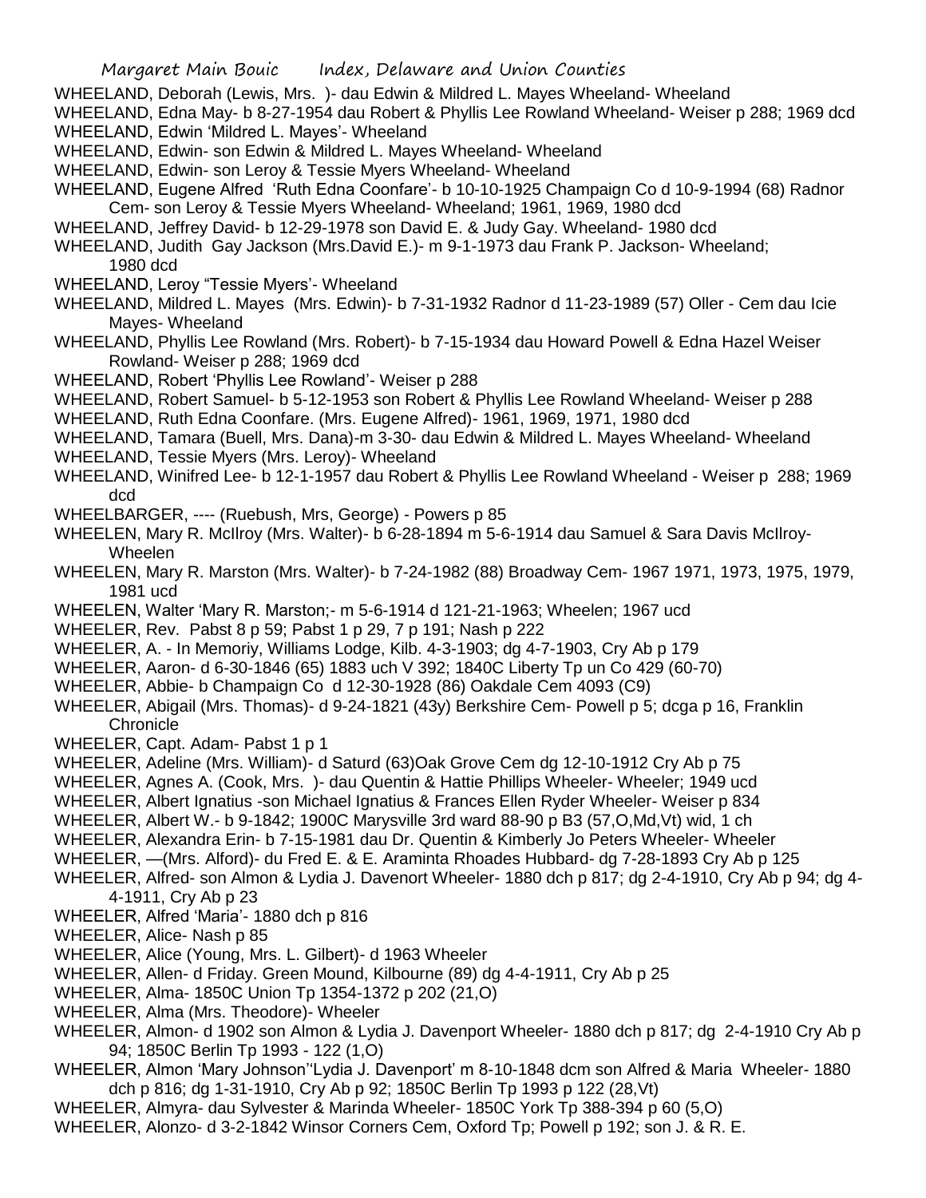WHEELAND, Deborah (Lewis, Mrs. )- dau Edwin & Mildred L. Mayes Wheeland- Wheeland

WHEELAND, Edna May- b 8-27-1954 dau Robert & Phyllis Lee Rowland Wheeland- Weiser p 288; 1969 dcd

WHEELAND, Edwin 'Mildred L. Mayes'- Wheeland

WHEELAND, Edwin- son Edwin & Mildred L. Mayes Wheeland- Wheeland

WHEELAND, Edwin- son Leroy & Tessie Myers Wheeland- Wheeland

WHEELAND, Eugene Alfred 'Ruth Edna Coonfare'- b 10-10-1925 Champaign Co d 10-9-1994 (68) Radnor Cem- son Leroy & Tessie Myers Wheeland- Wheeland; 1961, 1969, 1980 dcd

WHEELAND, Jeffrey David- b 12-29-1978 son David E. & Judy Gay. Wheeland- 1980 dcd

WHEELAND, Judith Gay Jackson (Mrs.David E.)- m 9-1-1973 dau Frank P. Jackson- Wheeland; 1980 dcd

WHEELAND, Leroy "Tessie Myers'- Wheeland

WHEELAND, Mildred L. Mayes (Mrs. Edwin)- b 7-31-1932 Radnor d 11-23-1989 (57) Oller - Cem dau Icie Mayes- Wheeland

WHEELAND, Phyllis Lee Rowland (Mrs. Robert)- b 7-15-1934 dau Howard Powell & Edna Hazel Weiser Rowland- Weiser p 288; 1969 dcd

WHEELAND, Robert 'Phyllis Lee Rowland'- Weiser p 288

WHEELAND, Robert Samuel- b 5-12-1953 son Robert & Phyllis Lee Rowland Wheeland- Weiser p 288

WHEELAND, Ruth Edna Coonfare. (Mrs. Eugene Alfred)- 1961, 1969, 1971, 1980 dcd

WHEELAND, Tamara (Buell, Mrs. Dana)-m 3-30- dau Edwin & Mildred L. Mayes Wheeland- Wheeland

WHEELAND, Tessie Myers (Mrs. Leroy)- Wheeland

WHEELAND, Winifred Lee- b 12-1-1957 dau Robert & Phyllis Lee Rowland Wheeland - Weiser p 288; 1969 dcd

WHEELBARGER, ---- (Ruebush, Mrs, George) - Powers p 85

WHEELEN, Mary R. McIlroy (Mrs. Walter)- b 6-28-1894 m 5-6-1914 dau Samuel & Sara Davis McIlroy- Wheelen

WHEELEN, Mary R. Marston (Mrs. Walter)- b 7-24-1982 (88) Broadway Cem- 1967 1971, 1973, 1975, 1979, 1981 ucd

WHEELEN, Walter 'Mary R. Marston;- m 5-6-1914 d 121-21-1963; Wheelen; 1967 ucd

WHEELER, Rev. Pabst 8 p 59; Pabst 1 p 29, 7 p 191; Nash p 222

WHEELER, A. - In Memoriy, Williams Lodge, Kilb. 4-3-1903; dg 4-7-1903, Cry Ab p 179

WHEELER, Aaron- d 6-30-1846 (65) 1883 uch V 392; 1840C Liberty Tp un Co 429 (60-70)

WHEELER, Abbie- b Champaign Co d 12-30-1928 (86) Oakdale Cem 4093 (C9)

WHEELER, Abigail (Mrs. Thomas)- d 9-24-1821 (43y) Berkshire Cem- Powell p 5; dcga p 16, Franklin Chronicle

WHEELER, Capt. Adam- Pabst 1 p 1

WHEELER, Adeline (Mrs. William)- d Saturd (63)Oak Grove Cem dg 12-10-1912 Cry Ab p 75

WHEELER, Agnes A. (Cook, Mrs. )- dau Quentin & Hattie Phillips Wheeler- Wheeler; 1949 ucd

WHEELER, Albert Ignatius -son Michael Ignatius & Frances Ellen Ryder Wheeler- Weiser p 834

WHEELER, Albert W.- b 9-1842; 1900C Marysville 3rd ward 88-90 p B3 (57,O,Md,Vt) wid, 1 ch

WHEELER, Alexandra Erin- b 7-15-1981 dau Dr. Quentin & Kimberly Jo Peters Wheeler- Wheeler

WHEELER, —(Mrs. Alford)- du Fred E. & E. Araminta Rhoades Hubbard- dg 7-28-1893 Cry Ab p 125

WHEELER, Alfred- son Almon & Lydia J. Davenort Wheeler- 1880 dch p 817; dg 2-4-1910, Cry Ab p 94; dg 4-4-1911, Cry Ab p 23

WHEELER, Alfred 'Maria'- 1880 dch p 816

WHEELER, Alice- Nash p 85

WHEELER, Alice (Young, Mrs. L. Gilbert)- d 1963 Wheeler

WHEELER, Allen- d Friday. Green Mound, Kilbourne (89) dg 4-4-1911, Cry Ab p 25

WHEELER, Alma- 1850C Union Tp 1354-1372 p 202 (21,O)

WHEELER, Alma (Mrs. Theodore)- Wheeler

WHEELER, Almon- d 1902 son Almon & Lydia J. Davenport Wheeler- 1880 dch p 817; dg 2-4-1910 Cry Ab p 94; 1850C Berlin Tp 1993 - 122 (1,O)

WHEELER, Almon 'Mary Johnson''Lydia J. Davenport' m 8-10-1848 dcm son Alfred & Maria Wheeler- 1880 dch p 816; dg 1-31-1910, Cry Ab p 92; 1850C Berlin Tp 1993 p 122 (28,Vt)

WHEELER, Almyra- dau Sylvester & Marinda Wheeler- 1850C York Tp 388-394 p 60 (5,O)

WHEELER, Alonzo- d 3-2-1842 Winsor Corners Cem, Oxford Tp; Powell p 192; son J. & R. E.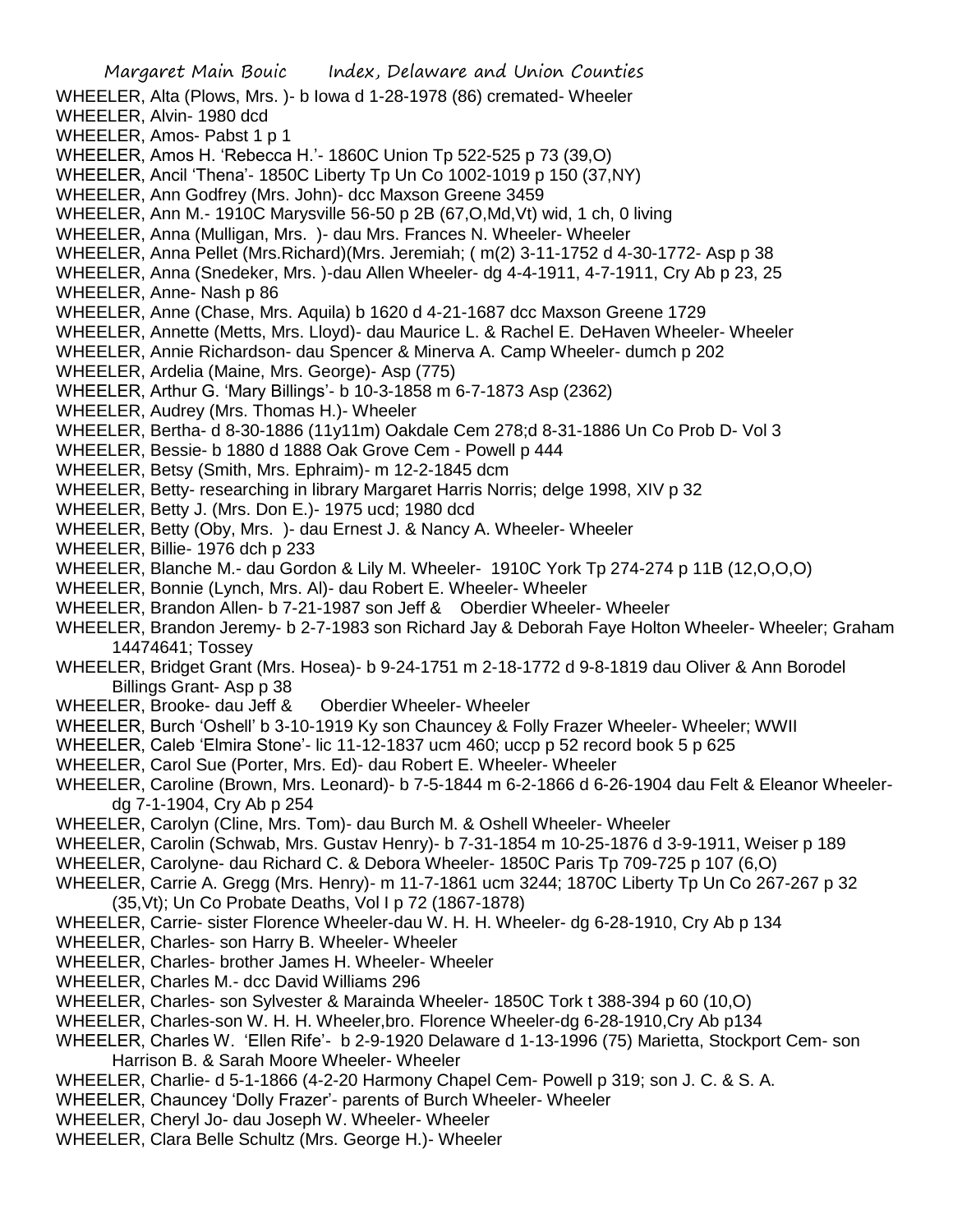WHEELER, Alta (Plows, Mrs. )- b Iowa d 1-28-1978 (86) cremated- Wheeler
WHEELER, Alvin- 1980 dcd
WHEELER, Amos- Pabst 1 p 1
WHEELER, Amos H. 'Rebecca H.'- 1860C Union Tp 522-525 p 73 (39,O)
WHEELER, Ancil 'Thena'- 1850C Liberty Tp Un Co 1002-1019 p 150 (37,NY)
WHEELER, Ann Godfrey (Mrs. John)- dcc Maxson Greene 3459
WHEELER, Ann M.- 1910C Marysville 56-50 p 2B (67,O,Md,Vt) wid, 1 ch, 0 living
WHEELER, Anna (Mulligan, Mrs. )- dau Mrs. Frances N. Wheeler- Wheeler
WHEELER, Anna Pellet (Mrs.Richard)(Mrs. Jeremiah; ( m(2) 3-11-1752 d 4-30-1772- Asp p 38
WHEELER, Anna (Snedeker, Mrs. )-dau Allen Wheeler- dg 4-4-1911, 4-7-1911, Cry Ab p 23, 25
WHEELER, Anne- Nash p 86
WHEELER, Anne (Chase, Mrs. Aquila) b 1620 d 4-21-1687 dcc Maxson Greene 1729
WHEELER, Annette (Metts, Mrs. Lloyd)- dau Maurice L. & Rachel E. DeHaven Wheeler- Wheeler
WHEELER, Annie Richardson- dau Spencer & Minerva A. Camp Wheeler- dumch p 202
WHEELER, Ardelia (Maine, Mrs. George)- Asp (775)
WHEELER, Arthur G. 'Mary Billings'- b 10-3-1858 m 6-7-1873 Asp (2362)
WHEELER, Audrey (Mrs. Thomas H.)- Wheeler
WHEELER, Bertha- d 8-30-1886 (11y11m) Oakdale Cem 278;d 8-31-1886 Un Co Prob D- Vol 3
WHEELER, Bessie- b 1880 d 1888 Oak Grove Cem - Powell p 444
WHEELER, Betsy (Smith, Mrs. Ephraim)- m 12-2-1845 dcm
WHEELER, Betty- researching in library Margaret Harris Norris; delge 1998, XIV p 32
WHEELER, Betty J. (Mrs. Don E.)- 1975 ucd; 1980 dcd
WHEELER, Betty (Oby, Mrs. )- dau Ernest J. & Nancy A. Wheeler- Wheeler
WHEELER, Billie- 1976 dch p 233
WHEELER, Blanche M.- dau Gordon & Lily M. Wheeler- 1910C York Tp 274-274 p 11B (12,O,O,O)
WHEELER, Bonnie (Lynch, Mrs. Al)- dau Robert E. Wheeler- Wheeler
WHEELER, Brandon Allen- b 7-21-1987 son Jeff & Oberdier Wheeler- Wheeler
WHEELER, Brandon Jeremy- b 2-7-1983 son Richard Jay & Deborah Faye Holton Wheeler- Wheeler; Graham 14474641; Tossey
WHEELER, Bridget Grant (Mrs. Hosea)- b 9-24-1751 m 2-18-1772 d 9-8-1819 dau Oliver & Ann Borodel Billings Grant- Asp p 38
WHEELER, Brooke- dau Jeff & Oberdier Wheeler- Wheeler
WHEELER, Burch 'Oshell' b 3-10-1919 Ky son Chauncey & Folly Frazer Wheeler- Wheeler; WWII
WHEELER, Caleb 'Elmira Stone'- lic 11-12-1837 ucm 460; uccp p 52 record book 5 p 625
WHEELER, Carol Sue (Porter, Mrs. Ed)- dau Robert E. Wheeler- Wheeler
WHEELER, Caroline (Brown, Mrs. Leonard)- b 7-5-1844 m 6-2-1866 d 6-26-1904 dau Felt & Eleanor Wheeler- dg 7-1-1904, Cry Ab p 254
WHEELER, Carolyn (Cline, Mrs. Tom)- dau Burch M. & Oshell Wheeler- Wheeler
WHEELER, Carolin (Schwab, Mrs. Gustav Henry)- b 7-31-1854 m 10-25-1876 d 3-9-1911, Weiser p 189
WHEELER, Carolyne- dau Richard C. & Debora Wheeler- 1850C Paris Tp 709-725 p 107 (6,O)
WHEELER, Carrie A. Gregg (Mrs. Henry)- m 11-7-1861 ucm 3244; 1870C Liberty Tp Un Co 267-267 p 32 (35,Vt); Un Co Probate Deaths, Vol I p 72 (1867-1878)
WHEELER, Carrie- sister Florence Wheeler-dau W. H. H. Wheeler- dg 6-28-1910, Cry Ab p 134
WHEELER, Charles- son Harry B. Wheeler- Wheeler
WHEELER, Charles- brother James H. Wheeler- Wheeler
WHEELER, Charles M.- dcc David Williams 296
WHEELER, Charles- son Sylvester & Maraindа Wheeler- 1850C Tork t 388-394 p 60 (10,O)
WHEELER, Charles-son W. H. H. Wheeler,bro. Florence Wheeler-dg 6-28-1910,Cry Ab p134
WHEELER, Charles W. 'Ellen Rife'- b 2-9-1920 Delaware d 1-13-1996 (75) Marietta, Stockport Cem- son Harrison B. & Sarah Moore Wheeler- Wheeler
WHEELER, Charlie- d 5-1-1866 (4-2-20 Harmony Chapel Cem- Powell p 319; son J. C. & S. A.
WHEELER, Chauncey 'Dolly Frazer'- parents of Burch Wheeler- Wheeler
WHEELER, Cheryl Jo- dau Joseph W. Wheeler- Wheeler
WHEELER, Clara Belle Schultz (Mrs. George H.)- Wheeler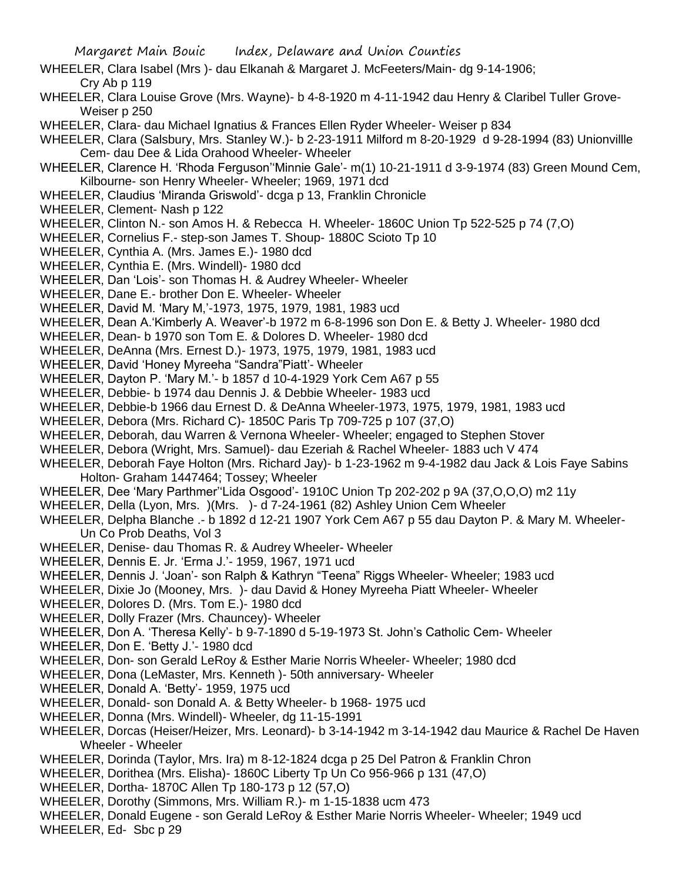WHEELER, Clara Isabel (Mrs )- dau Elkanah & Margaret J. McFeeters/Main- dg 9-14-1906; Cry Ab p 119

WHEELER, Clara Louise Grove (Mrs. Wayne)- b 4-8-1920 m 4-11-1942 dau Henry & Claribel Tuller Grove- Weiser p 250

WHEELER, Clara- dau Michael Ignatius & Frances Ellen Ryder Wheeler- Weiser p 834

WHEELER, Clara (Salsbury, Mrs. Stanley W.)- b 2-23-1911 Milford m 8-20-1929 d 9-28-1994 (83) Unionvillle Cem- dau Dee & Lida Orahood Wheeler- Wheeler

WHEELER, Clarence H. 'Rhoda Ferguson''Minnie Gale'- m(1) 10-21-1911 d 3-9-1974 (83) Green Mound Cem, Kilbourne- son Henry Wheeler- Wheeler; 1969, 1971 dcd

WHEELER, Claudius 'Miranda Griswold'- dcga p 13, Franklin Chronicle

WHEELER, Clement- Nash p 122

WHEELER, Clinton N.- son Amos H. & Rebecca H. Wheeler- 1860C Union Tp 522-525 p 74 (7,O)

WHEELER, Cornelius F.- step-son James T. Shoup- 1880C Scioto Tp 10

WHEELER, Cynthia A. (Mrs. James E.)- 1980 dcd

WHEELER, Cynthia E. (Mrs. Windell)- 1980 dcd

WHEELER, Dan 'Lois'- son Thomas H. & Audrey Wheeler- Wheeler

WHEELER, Dane E.- brother Don E. Wheeler- Wheeler

WHEELER, David M. 'Mary M,'-1973, 1975, 1979, 1981, 1983 ucd

WHEELER, Dean A.'Kimberly A. Weaver'-b 1972 m 6-8-1996 son Don E. & Betty J. Wheeler- 1980 dcd

WHEELER, Dean- b 1970 son Tom E. & Dolores D. Wheeler- 1980 dcd

WHEELER, DeAnna (Mrs. Ernest D.)- 1973, 1975, 1979, 1981, 1983 ucd

WHEELER, David 'Honey Myreeha "Sandra"Piatt'- Wheeler

WHEELER, Dayton P. 'Mary M.'- b 1857 d 10-4-1929 York Cem A67 p 55

WHEELER, Debbie- b 1974 dau Dennis J. & Debbie Wheeler- 1983 ucd

WHEELER, Debbie-b 1966 dau Ernest D. & DeAnna Wheeler-1973, 1975, 1979, 1981, 1983 ucd

WHEELER, Debora (Mrs. Richard C)- 1850C Paris Tp 709-725 p 107 (37,O)

WHEELER, Deborah, dau Warren & Vernona Wheeler- Wheeler; engaged to Stephen Stover

WHEELER, Debora (Wright, Mrs. Samuel)- dau Ezeriah & Rachel Wheeler- 1883 uch V 474

WHEELER, Deborah Faye Holton (Mrs. Richard Jay)- b 1-23-1962 m 9-4-1982 dau Jack & Lois Faye Sabins Holton- Graham 1447464; Tossey; Wheeler

WHEELER, Dee 'Mary Parthmer''Lida Osgood'- 1910C Union Tp 202-202 p 9A (37,O,O,O) m2 11y

WHEELER, Della (Lyon, Mrs. )(Mrs. )- d 7-24-1961 (82) Ashley Union Cem Wheeler

WHEELER, Delpha Blanche .- b 1892 d 12-21 1907 York Cem A67 p 55 dau Dayton P. & Mary M. Wheeler- Un Co Prob Deaths, Vol 3

WHEELER, Denise- dau Thomas R. & Audrey Wheeler- Wheeler

WHEELER, Dennis E. Jr. 'Erma J.'- 1959, 1967, 1971 ucd

WHEELER, Dennis J. 'Joan'- son Ralph & Kathryn "Teena" Riggs Wheeler- Wheeler; 1983 ucd

WHEELER, Dixie Jo (Mooney, Mrs. )- dau David & Honey Myreeha Piatt Wheeler- Wheeler

WHEELER, Dolores D. (Mrs. Tom E.)- 1980 dcd

WHEELER, Dolly Frazer (Mrs. Chauncey)- Wheeler

WHEELER, Don A. 'Theresa Kelly'- b 9-7-1890 d 5-19-1973 St. John's Catholic Cem- Wheeler

WHEELER, Don E. 'Betty J.'- 1980 dcd

WHEELER, Don- son Gerald LeRoy & Esther Marie Norris Wheeler- Wheeler; 1980 dcd

WHEELER, Dona (LeMaster, Mrs. Kenneth )- 50th anniversary- Wheeler

WHEELER, Donald A. 'Betty'- 1959, 1975 ucd

WHEELER, Donald- son Donald A. & Betty Wheeler- b 1968- 1975 ucd

WHEELER, Donna (Mrs. Windell)- Wheeler, dg 11-15-1991

WHEELER, Dorcas (Heiser/Heizer, Mrs. Leonard)- b 3-14-1942 m 3-14-1942 dau Maurice & Rachel De Haven Wheeler - Wheeler

WHEELER, Dorinda (Taylor, Mrs. Ira) m 8-12-1824 dcga p 25 Del Patron & Franklin Chron

WHEELER, Dorithea (Mrs. Elisha)- 1860C Liberty Tp Un Co 956-966 p 131 (47,O)

WHEELER, Dortha- 1870C Allen Tp 180-173 p 12 (57,O)

WHEELER, Dorothy (Simmons, Mrs. William R.)- m 1-15-1838 ucm 473

WHEELER, Donald Eugene - son Gerald LeRoy & Esther Marie Norris Wheeler- Wheeler; 1949 ucd

WHEELER, Ed- Sbc p 29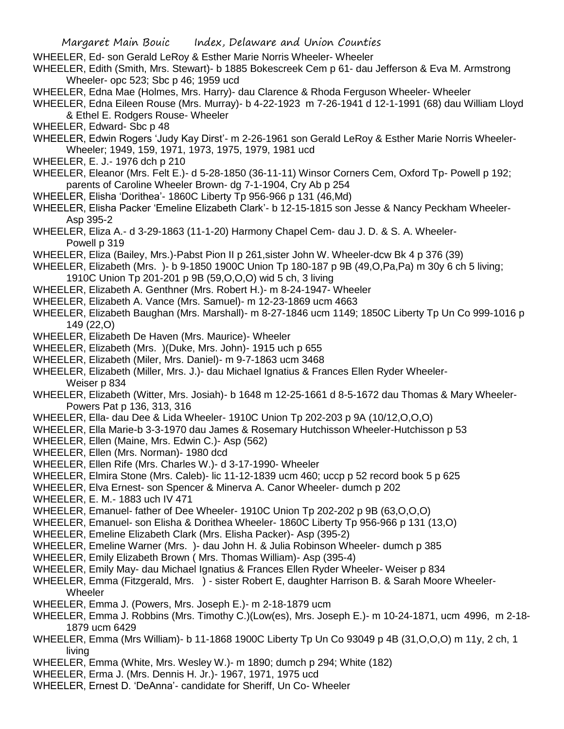WHEELER, Ed- son Gerald LeRoy & Esther Marie Norris Wheeler- Wheeler

WHEELER, Edith (Smith, Mrs. Stewart)- b 1885 Bokescreek Cem p 61- dau Jefferson & Eva M. Armstrong Wheeler- opc 523; Sbc p 46; 1959 ucd

WHEELER, Edna Mae (Holmes, Mrs. Harry)- dau Clarence & Rhoda Ferguson Wheeler- Wheeler

WHEELER, Edna Eileen Rouse (Mrs. Murray)- b 4-22-1923 m 7-26-1941 d 12-1-1991 (68) dau William Lloyd & Ethel E. Rodgers Rouse- Wheeler

WHEELER, Edward- Sbc p 48

WHEELER, Edwin Rogers 'Judy Kay Dirst'- m 2-26-1961 son Gerald LeRoy & Esther Marie Norris Wheeler- Wheeler; 1949, 159, 1971, 1973, 1975, 1979, 1981 ucd

WHEELER, E. J.- 1976 dch p 210

WHEELER, Eleanor (Mrs. Felt E.)- d 5-28-1850 (36-11-11) Winsor Corners Cem, Oxford Tp- Powell p 192; parents of Caroline Wheeler Brown- dg 7-1-1904, Cry Ab p 254

WHEELER, Elisha 'Dorithea'- 1860C Liberty Tp 956-966 p 131 (46,Md)

WHEELER, Elisha Packer 'Emeline Elizabeth Clark'- b 12-15-1815 son Jesse & Nancy Peckham Wheeler- Asp 395-2

WHEELER, Eliza A.- d 3-29-1863 (11-1-20) Harmony Chapel Cem- dau J. D. & S. A. Wheeler- Powell p 319

WHEELER, Eliza (Bailey, Mrs.)-Pabst Pion II p 261,sister John W. Wheeler-dcw Bk 4 p 376 (39)

WHEELER, Elizabeth (Mrs. )- b 9-1850 1900C Union Tp 180-187 p 9B (49,O,Pa,Pa) m 30y 6 ch 5 living; 1910C Union Tp 201-201 p 9B (59,O,O,O) wid 5 ch, 3 living

WHEELER, Elizabeth A. Genthner (Mrs. Robert H.)- m 8-24-1947- Wheeler

WHEELER, Elizabeth A. Vance (Mrs. Samuel)- m 12-23-1869 ucm 4663

WHEELER, Elizabeth Baughan (Mrs. Marshall)- m 8-27-1846 ucm 1149; 1850C Liberty Tp Un Co 999-1016 p 149 (22,O)

WHEELER, Elizabeth De Haven (Mrs. Maurice)- Wheeler

WHEELER, Elizabeth (Mrs. )(Duke, Mrs. John)- 1915 uch p 655

WHEELER, Elizabeth (Miler, Mrs. Daniel)- m 9-7-1863 ucm 3468

WHEELER, Elizabeth (Miller, Mrs. J.)- dau Michael Ignatius & Frances Ellen Ryder Wheeler- Weiser p 834

WHEELER, Elizabeth (Witter, Mrs. Josiah)- b 1648 m 12-25-1661 d 8-5-1672 dau Thomas & Mary Wheeler- Powers Pat p 136, 313, 316

WHEELER, Ella- dau Dee & Lida Wheeler- 1910C Union Tp 202-203 p 9A (10/12,O,O,O)

WHEELER, Ella Marie-b 3-3-1970 dau James & Rosemary Hutchisson Wheeler-Hutchisson p 53

WHEELER, Ellen (Maine, Mrs. Edwin C.)- Asp (562)

WHEELER, Ellen (Mrs. Norman)- 1980 dcd

WHEELER, Ellen Rife (Mrs. Charles W.)- d 3-17-1990- Wheeler

WHEELER, Elmira Stone (Mrs. Caleb)- lic 11-12-1839 ucm 460; uccp p 52 record book 5 p 625

WHEELER, Elva Ernest- son Spencer & Minerva A. Canor Wheeler- dumch p 202

WHEELER, E. M.- 1883 uch IV 471

WHEELER, Emanuel- father of Dee Wheeler- 1910C Union Tp 202-202 p 9B (63,O,O,O)

WHEELER, Emanuel- son Elisha & Dorithea Wheeler- 1860C Liberty Tp 956-966 p 131 (13,O)

WHEELER, Emeline Elizabeth Clark (Mrs. Elisha Packer)- Asp (395-2)

WHEELER, Emeline Warner (Mrs. )- dau John H. & Julia Robinson Wheeler- dumch p 385

WHEELER, Emily Elizabeth Brown ( Mrs. Thomas William)- Asp (395-4)

WHEELER, Emily May- dau Michael Ignatius & Frances Ellen Ryder Wheeler- Weiser p 834

WHEELER, Emma (Fitzgerald, Mrs. ) - sister Robert E, daughter Harrison B. & Sarah Moore Wheeler- Wheeler

WHEELER, Emma J. (Powers, Mrs. Joseph E.)- m 2-18-1879 ucm

WHEELER, Emma J. Robbins (Mrs. Timothy C.)(Low(es), Mrs. Joseph E.)- m 10-24-1871, ucm 4996, m 2-18-1879 ucm 6429

WHEELER, Emma (Mrs William)- b 11-1868 1900C Liberty Tp Un Co 93049 p 4B (31,O,O,O) m 11y, 2 ch, 1 living

WHEELER, Emma (White, Mrs. Wesley W.)- m 1890; dumch p 294; White (182)

WHEELER, Erma J. (Mrs. Dennis H. Jr.)- 1967, 1971, 1975 ucd

WHEELER, Ernest D. 'DeAnna'- candidate for Sheriff, Un Co- Wheeler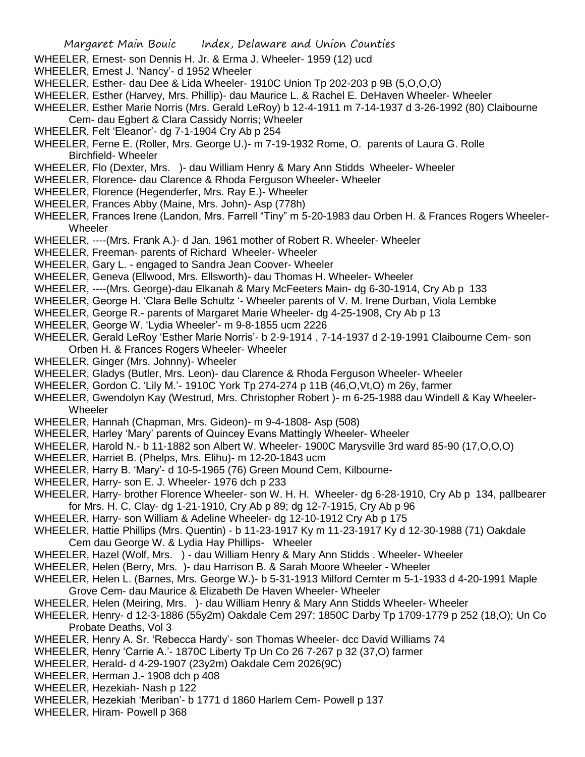WHEELER, Ernest- son Dennis H. Jr. & Erma J. Wheeler- 1959 (12) ucd

WHEELER, Ernest J. 'Nancy'- d 1952 Wheeler

WHEELER, Esther- dau Dee & Lida Wheeler- 1910C Union Tp 202-203 p 9B (5,O,O,O)

WHEELER, Esther (Harvey, Mrs. Phillip)- dau Maurice L. & Rachel E. DeHaven Wheeler- Wheeler

WHEELER, Esther Marie Norris (Mrs. Gerald LeRoy) b 12-4-1911 m 7-14-1937 d 3-26-1992 (80) Claibourne Cem- dau Egbert & Clara Cassidy Norris; Wheeler

WHEELER, Felt 'Eleanor'- dg 7-1-1904 Cry Ab p 254

WHEELER, Ferne E. (Roller, Mrs. George U.)- m 7-19-1932 Rome, O. parents of Laura G. Rolle Birchfield- Wheeler

WHEELER, Flo (Dexter, Mrs. )- dau William Henry & Mary Ann Stidds Wheeler- Wheeler

WHEELER, Florence- dau Clarence & Rhoda Ferguson Wheeler- Wheeler

WHEELER, Florence (Hegenderfer, Mrs. Ray E.)- Wheeler

WHEELER, Frances Abby (Maine, Mrs. John)- Asp (778h)

WHEELER, Frances Irene (Landon, Mrs. Farrell "Tiny" m 5-20-1983 dau Orben H. & Frances Rogers Wheeler- Wheeler

WHEELER, ----(Mrs. Frank A.)- d Jan. 1961 mother of Robert R. Wheeler- Wheeler

WHEELER, Freeman- parents of Richard Wheeler- Wheeler

WHEELER, Gary L. - engaged to Sandra Jean Coover- Wheeler

WHEELER, Geneva (Ellwood, Mrs. Ellsworth)- dau Thomas H. Wheeler- Wheeler

WHEELER, ----(Mrs. George)-dau Elkanah & Mary McFeeters Main- dg 6-30-1914, Cry Ab p 133

WHEELER, George H. 'Clara Belle Schultz '- Wheeler parents of V. M. Irene Durban, Viola Lembke

WHEELER, George R.- parents of Margaret Marie Wheeler- dg 4-25-1908, Cry Ab p 13

WHEELER, George W. 'Lydia Wheeler'- m 9-8-1855 ucm 2226

WHEELER, Gerald LeRoy 'Esther Marie Norris'- b 2-9-1914 , 7-14-1937 d 2-19-1991 Claibourne Cem- son Orben H. & Frances Rogers Wheeler- Wheeler

WHEELER, Ginger (Mrs. Johnny)- Wheeler

WHEELER, Gladys (Butler, Mrs. Leon)- dau Clarence & Rhoda Ferguson Wheeler- Wheeler

WHEELER, Gordon C. 'Lily M.'- 1910C York Tp 274-274 p 11B (46,O,Vt,O) m 26y, farmer

WHEELER, Gwendolyn Kay (Westrud, Mrs. Christopher Robert )- m 6-25-1988 dau Windell & Kay Wheeler- Wheeler

WHEELER, Hannah (Chapman, Mrs. Gideon)- m 9-4-1808- Asp (508)

WHEELER, Harley 'Mary' parents of Quincey Evans Mattingly Wheeler- Wheeler

WHEELER, Harold N.- b 11-1882 son Albert W. Wheeler- 1900C Marysville 3rd ward 85-90 (17,O,O,O)

WHEELER, Harriet B. (Phelps, Mrs. Elihu)- m 12-20-1843 ucm

WHEELER, Harry B. 'Mary'- d 10-5-1965 (76) Green Mound Cem, Kilbourne-

WHEELER, Harry- son E. J. Wheeler- 1976 dch p 233

WHEELER, Harry- brother Florence Wheeler- son W. H. H. Wheeler- dg 6-28-1910, Cry Ab p 134, pallbearer for Mrs. H. C. Clay- dg 1-21-1910, Cry Ab p 89; dg 12-7-1915, Cry Ab p 96

WHEELER, Harry- son William & Adeline Wheeler- dg 12-10-1912 Cry Ab p 175

WHEELER, Hattie Phillips (Mrs. Quentin) - b 11-23-1917 Ky m 11-23-1917 Ky d 12-30-1988 (71) Oakdale Cem dau George W. & Lydia Hay Phillips- Wheeler

WHEELER, Hazel (Wolf, Mrs. ) - dau William Henry & Mary Ann Stidds . Wheeler- Wheeler

WHEELER, Helen (Berry, Mrs. )- dau Harrison B. & Sarah Moore Wheeler - Wheeler

WHEELER, Helen L. (Barnes, Mrs. George W.)- b 5-31-1913 Milford Cemter m 5-1-1933 d 4-20-1991 Maple Grove Cem- dau Maurice & Elizabeth De Haven Wheeler- Wheeler

WHEELER, Helen (Meiring, Mrs. )- dau William Henry & Mary Ann Stidds Wheeler- Wheeler

WHEELER, Henry- d 12-3-1886 (55y2m) Oakdale Cem 297; 1850C Darby Tp 1709-1779 p 252 (18,O); Un Co Probate Deaths, Vol 3

WHEELER, Henry A. Sr. 'Rebecca Hardy'- son Thomas Wheeler- dcc David Williams 74

WHEELER, Henry 'Carrie A.'- 1870C Liberty Tp Un Co 26 7-267 p 32 (37,O) farmer

WHEELER, Herald- d 4-29-1907 (23y2m) Oakdale Cem 2026(9C)

WHEELER, Herman J.- 1908 dch p 408

WHEELER, Hezekiah- Nash p 122

WHEELER, Hezekiah 'Meriban'- b 1771 d 1860 Harlem Cem- Powell p 137

WHEELER, Hiram- Powell p 368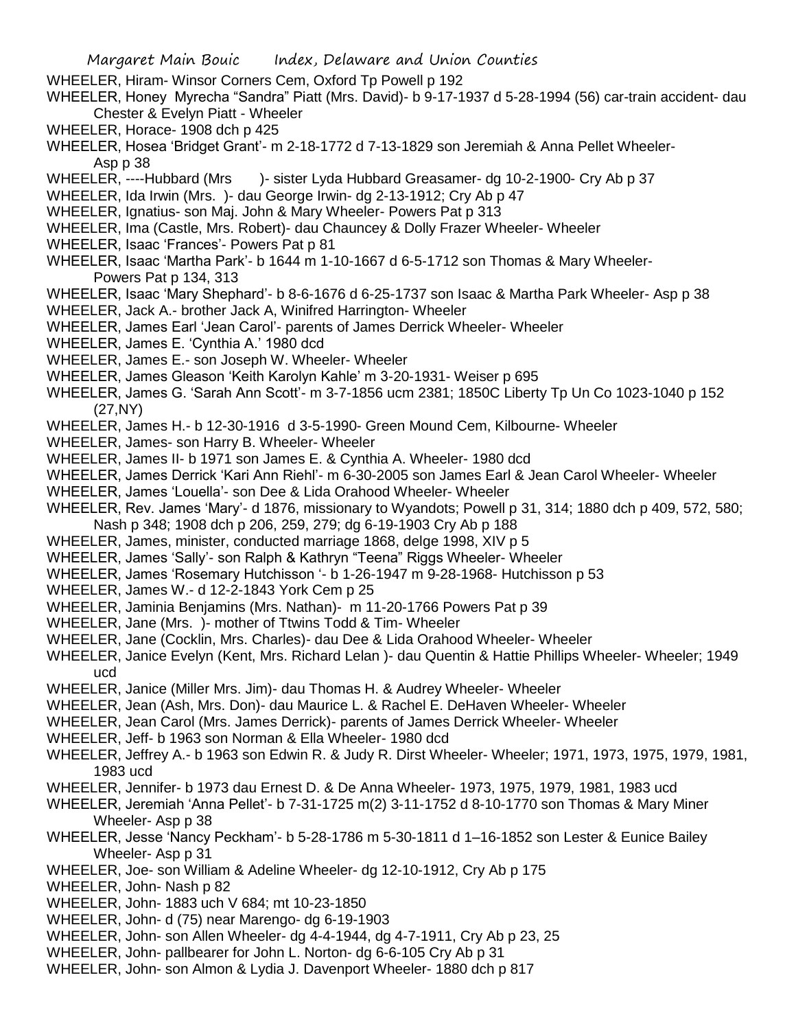WHEELER, Hiram- Winsor Corners Cem, Oxford Tp Powell p 192

WHEELER, Honey Myrecha "Sandra" Piatt (Mrs. David)- b 9-17-1937 d 5-28-1994 (56) car-train accident- dau Chester & Evelyn Piatt - Wheeler

WHEELER, Horace- 1908 dch p 425

WHEELER, Hosea 'Bridget Grant'- m 2-18-1772 d 7-13-1829 son Jeremiah & Anna Pellet Wheeler- Asp p 38

WHEELER, ----Hubbard (Mrs )- sister Lyda Hubbard Greasamer- dg 10-2-1900- Cry Ab p 37

WHEELER, Ida Irwin (Mrs. )- dau George Irwin- dg 2-13-1912; Cry Ab p 47

WHEELER, Ignatius- son Maj. John & Mary Wheeler- Powers Pat p 313

WHEELER, Ima (Castle, Mrs. Robert)- dau Chauncey & Dolly Frazer Wheeler- Wheeler

WHEELER, Isaac 'Frances'- Powers Pat p 81

WHEELER, Isaac 'Martha Park'- b 1644 m 1-10-1667 d 6-5-1712 son Thomas & Mary Wheeler- Powers Pat p 134, 313

WHEELER, Isaac 'Mary Shephard'- b 8-6-1676 d 6-25-1737 son Isaac & Martha Park Wheeler- Asp p 38

WHEELER, Jack A.- brother Jack A, Winifred Harrington- Wheeler

WHEELER, James Earl 'Jean Carol'- parents of James Derrick Wheeler- Wheeler

WHEELER, James E. 'Cynthia A.' 1980 dcd

WHEELER, James E.- son Joseph W. Wheeler- Wheeler

WHEELER, James Gleason 'Keith Karolyn Kahle' m 3-20-1931- Weiser p 695

WHEELER, James G. 'Sarah Ann Scott'- m 3-7-1856 ucm 2381; 1850C Liberty Tp Un Co 1023-1040 p 152 (27,NY)

WHEELER, James H.- b 12-30-1916 d 3-5-1990- Green Mound Cem, Kilbourne- Wheeler

WHEELER, James- son Harry B. Wheeler- Wheeler

WHEELER, James II- b 1971 son James E. & Cynthia A. Wheeler- 1980 dcd

WHEELER, James Derrick 'Kari Ann Riehl'- m 6-30-2005 son James Earl & Jean Carol Wheeler- Wheeler

WHEELER, James 'Louella'- son Dee & Lida Orahood Wheeler- Wheeler

WHEELER, Rev. James 'Mary'- d 1876, missionary to Wyandots; Powell p 31, 314; 1880 dch p 409, 572, 580; Nash p 348; 1908 dch p 206, 259, 279; dg 6-19-1903 Cry Ab p 188

WHEELER, James, minister, conducted marriage 1868, delge 1998, XIV p 5

WHEELER, James 'Sally'- son Ralph & Kathryn "Teena" Riggs Wheeler- Wheeler

WHEELER, James 'Rosemary Hutchisson '- b 1-26-1947 m 9-28-1968- Hutchisson p 53

WHEELER, James W.- d 12-2-1843 York Cem p 25

WHEELER, Jaminia Benjamins (Mrs. Nathan)- m 11-20-1766 Powers Pat p 39

WHEELER, Jane (Mrs. )- mother of Ttwins Todd & Tim- Wheeler

WHEELER, Jane (Cocklin, Mrs. Charles)- dau Dee & Lida Orahood Wheeler- Wheeler

WHEELER, Janice Evelyn (Kent, Mrs. Richard Lelan )- dau Quentin & Hattie Phillips Wheeler- Wheeler; 1949 ucd

WHEELER, Janice (Miller Mrs. Jim)- dau Thomas H. & Audrey Wheeler- Wheeler

WHEELER, Jean (Ash, Mrs. Don)- dau Maurice L. & Rachel E. DeHaven Wheeler- Wheeler

WHEELER, Jean Carol (Mrs. James Derrick)- parents of James Derrick Wheeler- Wheeler

WHEELER, Jeff- b 1963 son Norman & Ella Wheeler- 1980 dcd

WHEELER, Jeffrey A.- b 1963 son Edwin R. & Judy R. Dirst Wheeler- Wheeler; 1971, 1973, 1975, 1979, 1981, 1983 ucd

WHEELER, Jennifer- b 1973 dau Ernest D. & De Anna Wheeler- 1973, 1975, 1979, 1981, 1983 ucd

WHEELER, Jeremiah 'Anna Pellet'- b 7-31-1725 m(2) 3-11-1752 d 8-10-1770 son Thomas & Mary Miner Wheeler- Asp p 38

WHEELER, Jesse 'Nancy Peckham'- b 5-28-1786 m 5-30-1811 d 1–16-1852 son Lester & Eunice Bailey Wheeler- Asp p 31

WHEELER, Joe- son William & Adeline Wheeler- dg 12-10-1912, Cry Ab p 175

WHEELER, John- Nash p 82

WHEELER, John- 1883 uch V 684; mt 10-23-1850

WHEELER, John- d (75) near Marengo- dg 6-19-1903

WHEELER, John- son Allen Wheeler- dg 4-4-1944, dg 4-7-1911, Cry Ab p 23, 25

WHEELER, John- pallbearer for John L. Norton- dg 6-6-105 Cry Ab p 31

WHEELER, John- son Almon & Lydia J. Davenport Wheeler- 1880 dch p 817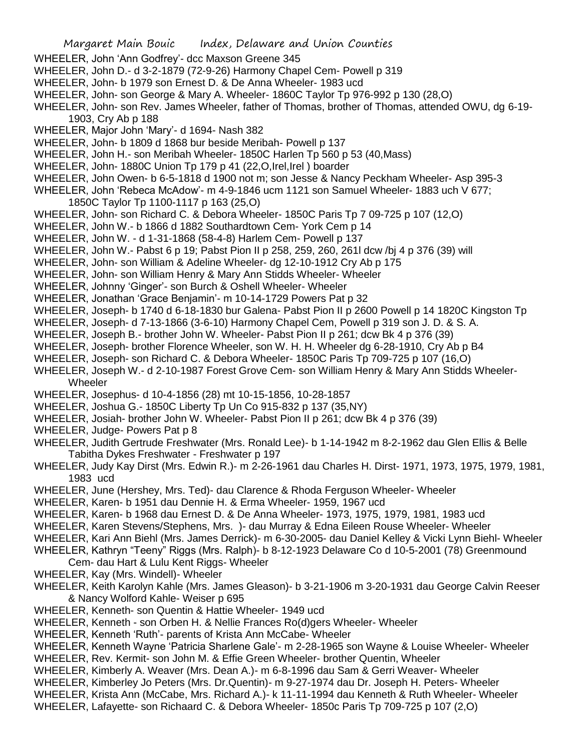WHEELER, John 'Ann Godfrey'- dcc Maxson Greene 345

WHEELER, John D.- d 3-2-1879 (72-9-26) Harmony Chapel Cem- Powell p 319

WHEELER, John- b 1979 son Ernest D. & De Anna Wheeler- 1983 ucd

WHEELER, John- son George & Mary A. Wheeler- 1860C Taylor Tp 976-992 p 130 (28,O)

WHEELER, John- son Rev. James Wheeler, father of Thomas, brother of Thomas, attended OWU, dg 6-19-1903, Cry Ab p 188

WHEELER, Major John 'Mary'- d 1694- Nash 382

WHEELER, John- b 1809 d 1868 bur beside Meribah- Powell p 137

WHEELER, John H.- son Meribah Wheeler- 1850C Harlen Tp 560 p 53 (40,Mass)

WHEELER, John- 1880C Union Tp 179 p 41 (22,O,Irel,Irel ) boarder

WHEELER, John Owen- b 6-5-1818 d 1900 not m; son Jesse & Nancy Peckham Wheeler- Asp 395-3

WHEELER, John 'Rebeca McAdow'- m 4-9-1846 ucm 1121 son Samuel Wheeler- 1883 uch V 677; 1850C Taylor Tp 1100-1117 p 163 (25,O)

WHEELER, John- son Richard C. & Debora Wheeler- 1850C Paris Tp 7 09-725 p 107 (12,O)

WHEELER, John W.- b 1866 d 1882 Southardtown Cem- York Cem p 14

WHEELER, John W. - d 1-31-1868 (58-4-8) Harlem Cem- Powell p 137

WHEELER, John W.- Pabst 6 p 19; Pabst Pion II p 258, 259, 260, 261l dcw /bj 4 p 376 (39) will

WHEELER, John- son William & Adeline Wheeler- dg 12-10-1912 Cry Ab p 175

WHEELER, John- son William Henry & Mary Ann Stidds Wheeler- Wheeler

WHEELER, Johnny 'Ginger'- son Burch & Oshell Wheeler- Wheeler

WHEELER, Jonathan 'Grace Benjamin'- m 10-14-1729 Powers Pat p 32

WHEELER, Joseph- b 1740 d 6-18-1830 bur Galena- Pabst Pion II p 2600 Powell p 14 1820C Kingston Tp

WHEELER, Joseph- d 7-13-1866 (3-6-10) Harmony Chapel Cem, Powell p 319 son J. D. & S. A.

WHEELER, Joseph B.- brother John W. Wheeler- Pabst Pion II p 261; dcw Bk 4 p 376 (39)

WHEELER, Joseph- brother Florence Wheeler, son W. H. H. Wheeler dg 6-28-1910, Cry Ab p B4

WHEELER, Joseph- son Richard C. & Debora Wheeler- 1850C Paris Tp 709-725 p 107 (16,O)

WHEELER, Joseph W.- d 2-10-1987 Forest Grove Cem- son William Henry & Mary Ann Stidds Wheeler- Wheeler

WHEELER, Josephus- d 10-4-1856 (28) mt 10-15-1856, 10-28-1857

WHEELER, Joshua G.- 1850C Liberty Tp Un Co 915-832 p 137 (35,NY)

WHEELER, Josiah- brother John W. Wheeler- Pabst Pion II p 261; dcw Bk 4 p 376 (39)

WHEELER, Judge- Powers Pat p 8

WHEELER, Judith Gertrude Freshwater (Mrs. Ronald Lee)- b 1-14-1942 m 8-2-1962 dau Glen Ellis & Belle Tabitha Dykes Freshwater - Freshwater p 197

WHEELER, Judy Kay Dirst (Mrs. Edwin R.)- m 2-26-1961 dau Charles H. Dirst- 1971, 1973, 1975, 1979, 1981, 1983 ucd

WHEELER, June (Hershey, Mrs. Ted)- dau Clarence & Rhoda Ferguson Wheeler- Wheeler

WHEELER, Karen- b 1951 dau Dennie H. & Erma Wheeler- 1959, 1967 ucd

WHEELER, Karen- b 1968 dau Ernest D. & De Anna Wheeler- 1973, 1975, 1979, 1981, 1983 ucd

WHEELER, Karen Stevens/Stephens, Mrs. )- dau Murray & Edna Eileen Rouse Wheeler- Wheeler

WHEELER, Kari Ann Biehl (Mrs. James Derrick)- m 6-30-2005- dau Daniel Kelley & Vicki Lynn Biehl- Wheeler

WHEELER, Kathryn "Teeny" Riggs (Mrs. Ralph)- b 8-12-1923 Delaware Co d 10-5-2001 (78) Greenmound Cem- dau Hart & Lulu Kent Riggs- Wheeler

WHEELER, Kay (Mrs. Windell)- Wheeler

WHEELER, Keith Karolyn Kahle (Mrs. James Gleason)- b 3-21-1906 m 3-20-1931 dau George Calvin Reeser & Nancy Wolford Kahle- Weiser p 695

WHEELER, Kenneth- son Quentin & Hattie Wheeler- 1949 ucd

WHEELER, Kenneth - son Orben H. & Nellie Frances Ro(d)gers Wheeler- Wheeler

WHEELER, Kenneth 'Ruth'- parents of Krista Ann McCabe- Wheeler

WHEELER, Kenneth Wayne 'Patricia Sharlene Gale'- m 2-28-1965 son Wayne & Louise Wheeler- Wheeler

WHEELER, Rev. Kermit- son John M. & Effie Green Wheeler- brother Quentin, Wheeler

WHEELER, Kimberly A. Weaver (Mrs. Dean A.)- m 6-8-1996 dau Sam & Gerri Weaver- Wheeler

WHEELER, Kimberley Jo Peters (Mrs. Dr.Quentin)- m 9-27-1974 dau Dr. Joseph H. Peters- Wheeler

WHEELER, Krista Ann (McCabe, Mrs. Richard A.)- k 11-11-1994 dau Kenneth & Ruth Wheeler- Wheeler

WHEELER, Lafayette- son Richaard C. & Debora Wheeler- 1850c Paris Tp 709-725 p 107 (2,O)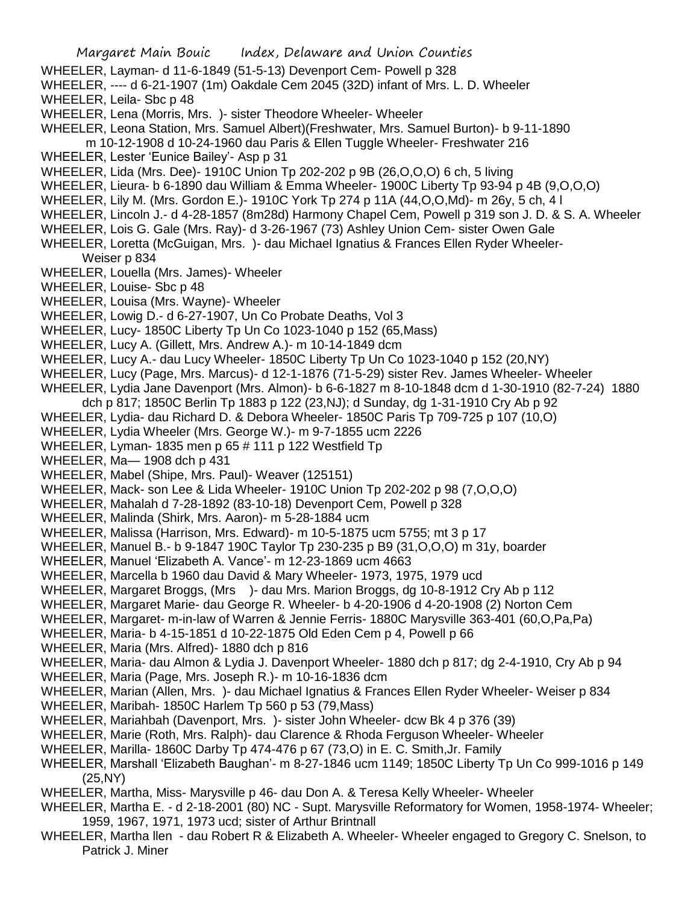WHEELER, Layman- d 11-6-1849 (51-5-13) Devenport Cem- Powell p 328

WHEELER, ---- d 6-21-1907 (1m) Oakdale Cem 2045 (32D) infant of Mrs. L. D. Wheeler

WHEELER, Leila- Sbc p 48

WHEELER, Lena (Morris, Mrs. )- sister Theodore Wheeler- Wheeler

WHEELER, Leona Station, Mrs. Samuel Albert)(Freshwater, Mrs. Samuel Burton)- b 9-11-1890 m 10-12-1908 d 10-24-1960 dau Paris & Ellen Tuggle Wheeler- Freshwater 216

WHEELER, Lester 'Eunice Bailey'- Asp p 31

WHEELER, Lida (Mrs. Dee)- 1910C Union Tp 202-202 p 9B (26,O,O,O) 6 ch, 5 living

WHEELER, Lieura- b 6-1890 dau William & Emma Wheeler- 1900C Liberty Tp 93-94 p 4B (9,O,O,O)

WHEELER, Lily M. (Mrs. Gordon E.)- 1910C York Tp 274 p 11A (44,O,O,Md)- m 26y, 5 ch, 4 l

WHEELER, Lincoln J.- d 4-28-1857 (8m28d) Harmony Chapel Cem, Powell p 319 son J. D. & S. A. Wheeler

WHEELER, Lois G. Gale (Mrs. Ray)- d 3-26-1967 (73) Ashley Union Cem- sister Owen Gale

WHEELER, Loretta (McGuigan, Mrs. )- dau Michael Ignatius & Frances Ellen Ryder Wheeler- Weiser p 834

WHEELER, Louella (Mrs. James)- Wheeler

WHEELER, Louise- Sbc p 48

WHEELER, Louisa (Mrs. Wayne)- Wheeler

WHEELER, Lowig D.- d 6-27-1907, Un Co Probate Deaths, Vol 3

WHEELER, Lucy- 1850C Liberty Tp Un Co 1023-1040 p 152 (65,Mass)

WHEELER, Lucy A. (Gillett, Mrs. Andrew A.)- m 10-14-1849 dcm

WHEELER, Lucy A.- dau Lucy Wheeler- 1850C Liberty Tp Un Co 1023-1040 p 152 (20,NY)

WHEELER, Lucy (Page, Mrs. Marcus)- d 12-1-1876 (71-5-29) sister Rev. James Wheeler- Wheeler

WHEELER, Lydia Jane Davenport (Mrs. Almon)- b 6-6-1827 m 8-10-1848 dcm d 1-30-1910 (82-7-24) 1880 dch p 817; 1850C Berlin Tp 1883 p 122 (23,NJ); d Sunday, dg 1-31-1910 Cry Ab p 92

WHEELER, Lydia- dau Richard D. & Debora Wheeler- 1850C Paris Tp 709-725 p 107 (10,O)

WHEELER, Lydia Wheeler (Mrs. George W.)- m 9-7-1855 ucm 2226

WHEELER, Lyman- 1835 men p 65 # 111 p 122 Westfield Tp

WHEELER, Ma— 1908 dch p 431

WHEELER, Mabel (Shipe, Mrs. Paul)- Weaver (125151)

WHEELER, Mack- son Lee & Lida Wheeler- 1910C Union Tp 202-202 p 98 (7,O,O,O)

WHEELER, Mahalah d 7-28-1892 (83-10-18) Devenport Cem, Powell p 328

WHEELER, Malinda (Shirk, Mrs. Aaron)- m 5-28-1884 ucm

WHEELER, Malissa (Harrison, Mrs. Edward)- m 10-5-1875 ucm 5755; mt 3 p 17

WHEELER, Manuel B.- b 9-1847 190C Taylor Tp 230-235 p B9 (31,O,O,O) m 31y, boarder

WHEELER, Manuel 'Elizabeth A. Vance'- m 12-23-1869 ucm 4663

WHEELER, Marcella b 1960 dau David & Mary Wheeler- 1973, 1975, 1979 ucd

WHEELER, Margaret Broggs, (Mrs )- dau Mrs. Marion Broggs, dg 10-8-1912 Cry Ab p 112

WHEELER, Margaret Marie- dau George R. Wheeler- b 4-20-1906 d 4-20-1908 (2) Norton Cem

WHEELER, Margaret- m-in-law of Warren & Jennie Ferris- 1880C Marysville 363-401 (60,O,Pa,Pa)

WHEELER, Maria- b 4-15-1851 d 10-22-1875 Old Eden Cem p 4, Powell p 66

WHEELER, Maria (Mrs. Alfred)- 1880 dch p 816

WHEELER, Maria- dau Almon & Lydia J. Davenport Wheeler- 1880 dch p 817; dg 2-4-1910, Cry Ab p 94

WHEELER, Maria (Page, Mrs. Joseph R.)- m 10-16-1836 dcm

WHEELER, Marian (Allen, Mrs. )- dau Michael Ignatius & Frances Ellen Ryder Wheeler- Weiser p 834

WHEELER, Maribah- 1850C Harlem Tp 560 p 53 (79,Mass)

WHEELER, Mariahbah (Davenport, Mrs. )- sister John Wheeler- dcw Bk 4 p 376 (39)

WHEELER, Marie (Roth, Mrs. Ralph)- dau Clarence & Rhoda Ferguson Wheeler- Wheeler

WHEELER, Marilla- 1860C Darby Tp 474-476 p 67 (73,O) in E. C. Smith,Jr. Family

WHEELER, Marshall 'Elizabeth Baughan'- m 8-27-1846 ucm 1149; 1850C Liberty Tp Un Co 999-1016 p 149 (25,NY)

WHEELER, Martha, Miss- Marysville p 46- dau Don A. & Teresa Kelly Wheeler- Wheeler

WHEELER, Martha E. - d 2-18-2001 (80) NC - Supt. Marysville Reformatory for Women, 1958-1974- Wheeler; 1959, 1967, 1971, 1973 ucd; sister of Arthur Brintnall

WHEELER, Martha llen - dau Robert R & Elizabeth A. Wheeler- Wheeler engaged to Gregory C. Snelson, to Patrick J. Miner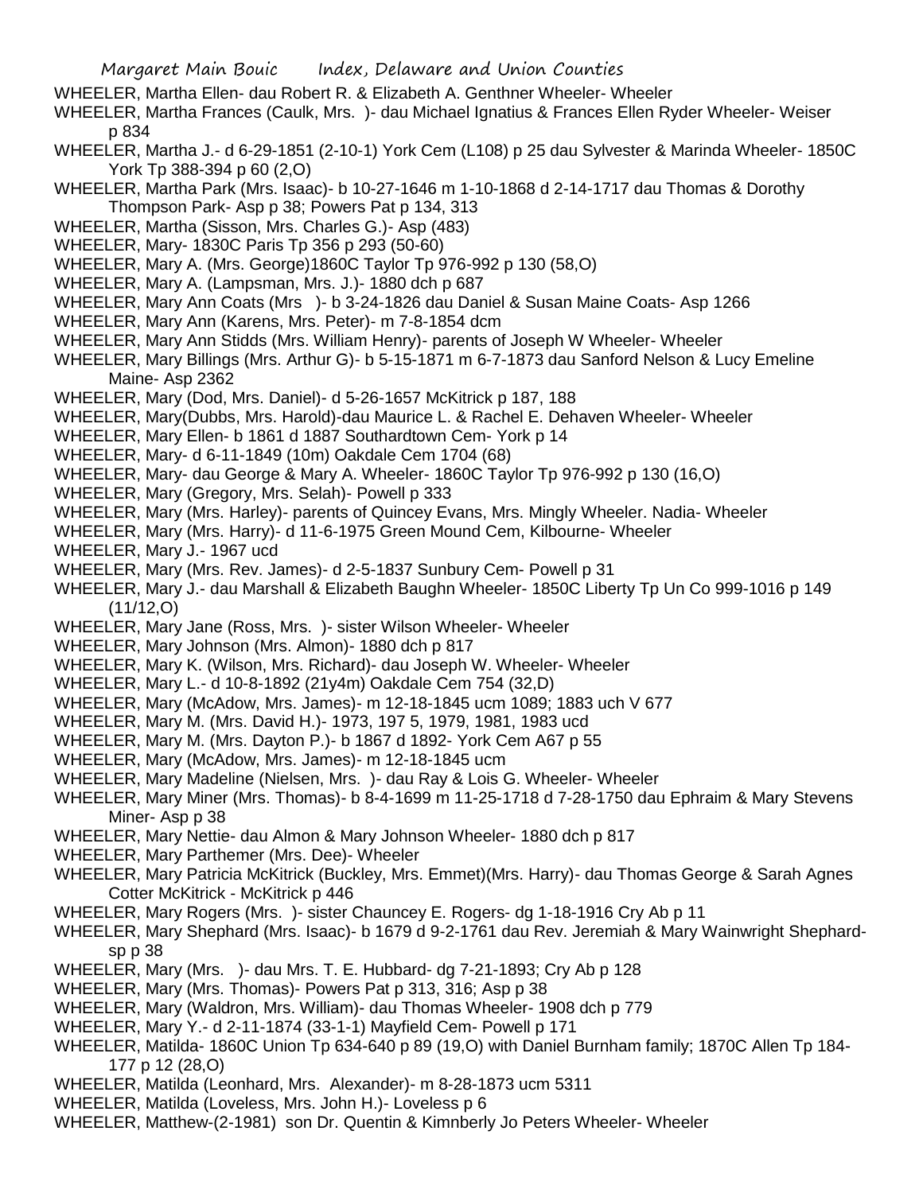WHEELER, Martha Ellen- dau Robert R. & Elizabeth A. Genthner Wheeler- Wheeler

WHEELER, Martha Frances (Caulk, Mrs. )- dau Michael Ignatius & Frances Ellen Ryder Wheeler- Weiser p 834

WHEELER, Martha J.- d 6-29-1851 (2-10-1) York Cem (L108) p 25 dau Sylvester & Marinda Wheeler- 1850C York Tp 388-394 p 60 (2,O)

WHEELER, Martha Park (Mrs. Isaac)- b 10-27-1646 m 1-10-1868 d 2-14-1717 dau Thomas & Dorothy Thompson Park- Asp p 38; Powers Pat p 134, 313

WHEELER, Martha (Sisson, Mrs. Charles G.)- Asp (483)

WHEELER, Mary- 1830C Paris Tp 356 p 293 (50-60)

WHEELER, Mary A. (Mrs. George)1860C Taylor Tp 976-992 p 130 (58,O)

WHEELER, Mary A. (Lampsman, Mrs. J.)- 1880 dch p 687

WHEELER, Mary Ann Coats (Mrs )- b 3-24-1826 dau Daniel & Susan Maine Coats- Asp 1266

WHEELER, Mary Ann (Karens, Mrs. Peter)- m 7-8-1854 dcm

WHEELER, Mary Ann Stidds (Mrs. William Henry)- parents of Joseph W Wheeler- Wheeler

WHEELER, Mary Billings (Mrs. Arthur G)- b 5-15-1871 m 6-7-1873 dau Sanford Nelson & Lucy Emeline Maine- Asp 2362

WHEELER, Mary (Dod, Mrs. Daniel)- d 5-26-1657 McKitrick p 187, 188

WHEELER, Mary(Dubbs, Mrs. Harold)-dau Maurice L. & Rachel E. Dehaven Wheeler- Wheeler

WHEELER, Mary Ellen- b 1861 d 1887 Southardtown Cem- York p 14

WHEELER, Mary- d 6-11-1849 (10m) Oakdale Cem 1704 (68)

WHEELER, Mary- dau George & Mary A. Wheeler- 1860C Taylor Tp 976-992 p 130 (16,O)

WHEELER, Mary (Gregory, Mrs. Selah)- Powell p 333

WHEELER, Mary (Mrs. Harley)- parents of Quincey Evans, Mrs. Mingly Wheeler. Nadia- Wheeler

WHEELER, Mary (Mrs. Harry)- d 11-6-1975 Green Mound Cem, Kilbourne- Wheeler

WHEELER, Mary J.- 1967 ucd

WHEELER, Mary (Mrs. Rev. James)- d 2-5-1837 Sunbury Cem- Powell p 31

WHEELER, Mary J.- dau Marshall & Elizabeth Baughn Wheeler- 1850C Liberty Tp Un Co 999-1016 p 149 (11/12,O)

WHEELER, Mary Jane (Ross, Mrs. )- sister Wilson Wheeler- Wheeler

WHEELER, Mary Johnson (Mrs. Almon)- 1880 dch p 817

WHEELER, Mary K. (Wilson, Mrs. Richard)- dau Joseph W. Wheeler- Wheeler

WHEELER, Mary L.- d 10-8-1892 (21y4m) Oakdale Cem 754 (32,D)

WHEELER, Mary (McAdow, Mrs. James)- m 12-18-1845 ucm 1089; 1883 uch V 677

WHEELER, Mary M. (Mrs. David H.)- 1973, 197 5, 1979, 1981, 1983 ucd

WHEELER, Mary M. (Mrs. Dayton P.)- b 1867 d 1892- York Cem A67 p 55

WHEELER, Mary (McAdow, Mrs. James)- m 12-18-1845 ucm

WHEELER, Mary Madeline (Nielsen, Mrs. )- dau Ray & Lois G. Wheeler- Wheeler

WHEELER, Mary Miner (Mrs. Thomas)- b 8-4-1699 m 11-25-1718 d 7-28-1750 dau Ephraim & Mary Stevens Miner- Asp p 38

WHEELER, Mary Nettie- dau Almon & Mary Johnson Wheeler- 1880 dch p 817

WHEELER, Mary Parthemer (Mrs. Dee)- Wheeler

WHEELER, Mary Patricia McKitrick (Buckley, Mrs. Emmet)(Mrs. Harry)- dau Thomas George & Sarah Agnes Cotter McKitrick - McKitrick p 446

WHEELER, Mary Rogers (Mrs. )- sister Chauncey E. Rogers- dg 1-18-1916 Cry Ab p 11

WHEELER, Mary Shephard (Mrs. Isaac)- b 1679 d 9-2-1761 dau Rev. Jeremiah & Mary Wainwright Shephard- sp p 38

WHEELER, Mary (Mrs. )- dau Mrs. T. E. Hubbard- dg 7-21-1893; Cry Ab p 128

WHEELER, Mary (Mrs. Thomas)- Powers Pat p 313, 316; Asp p 38

WHEELER, Mary (Waldron, Mrs. William)- dau Thomas Wheeler- 1908 dch p 779

WHEELER, Mary Y.- d 2-11-1874 (33-1-1) Mayfield Cem- Powell p 171

WHEELER, Matilda- 1860C Union Tp 634-640 p 89 (19,O) with Daniel Burnham family; 1870C Allen Tp 184-177 p 12 (28,O)

WHEELER, Matilda (Leonhard, Mrs. Alexander)- m 8-28-1873 ucm 5311

WHEELER, Matilda (Loveless, Mrs. John H.)- Loveless p 6

WHEELER, Matthew-(2-1981) son Dr. Quentin & Kimnberly Jo Peters Wheeler- Wheeler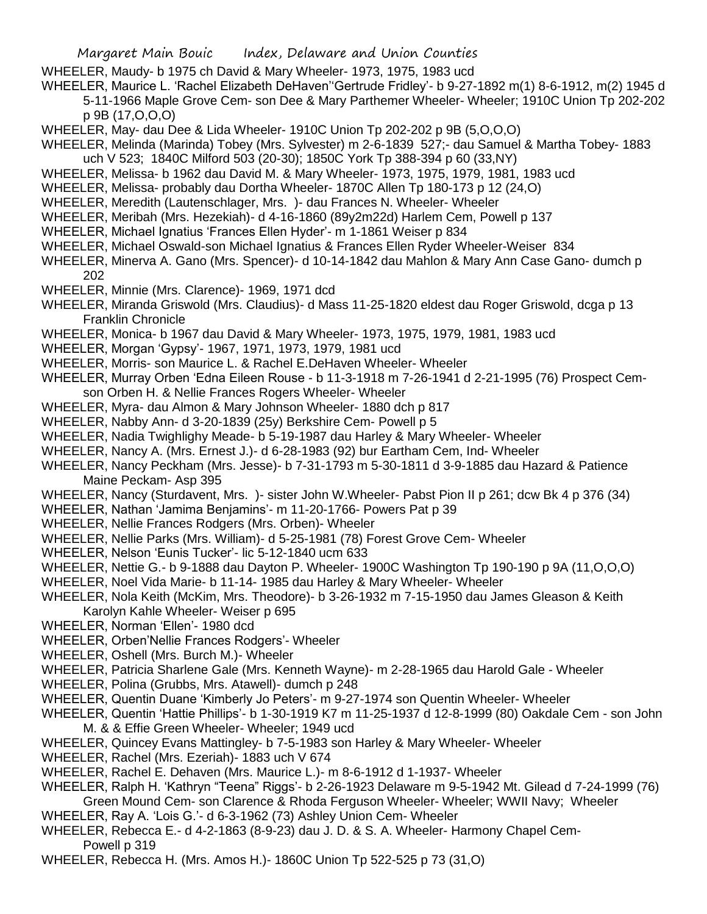WHEELER, Maudy- b 1975 ch David & Mary Wheeler- 1973, 1975, 1983 ucd

WHEELER, Maurice L. 'Rachel Elizabeth DeHaven''Gertrude Fridley'- b 9-27-1892 m(1) 8-6-1912, m(2) 1945 d 5-11-1966 Maple Grove Cem- son Dee & Mary Parthemer Wheeler- Wheeler; 1910C Union Tp 202-202 p 9B (17,O,O,O)

WHEELER, May- dau Dee & Lida Wheeler- 1910C Union Tp 202-202 p 9B (5,O,O,O)

WHEELER, Melinda (Marinda) Tobey (Mrs. Sylvester) m 2-6-1839 527;- dau Samuel & Martha Tobey- 1883 uch V 523; 1840C Milford 503 (20-30); 1850C York Tp 388-394 p 60 (33,NY)

WHEELER, Melissa- b 1962 dau David M. & Mary Wheeler- 1973, 1975, 1979, 1981, 1983 ucd

WHEELER, Melissa- probably dau Dortha Wheeler- 1870C Allen Tp 180-173 p 12 (24,O)

WHEELER, Meredith (Lautenschlager, Mrs. )- dau Frances N. Wheeler- Wheeler

WHEELER, Meribah (Mrs. Hezekiah)- d 4-16-1860 (89y2m22d) Harlem Cem, Powell p 137

WHEELER, Michael Ignatius 'Frances Ellen Hyder'- m 1-1861 Weiser p 834

WHEELER, Michael Oswald-son Michael Ignatius & Frances Ellen Ryder Wheeler-Weiser 834

WHEELER, Minerva A. Gano (Mrs. Spencer)- d 10-14-1842 dau Mahlon & Mary Ann Case Gano- dumch p 202

WHEELER, Minnie (Mrs. Clarence)- 1969, 1971 dcd

WHEELER, Miranda Griswold (Mrs. Claudius)- d Mass 11-25-1820 eldest dau Roger Griswold, dcga p 13 Franklin Chronicle

WHEELER, Monica- b 1967 dau David & Mary Wheeler- 1973, 1975, 1979, 1981, 1983 ucd

WHEELER, Morgan 'Gypsy'- 1967, 1971, 1973, 1979, 1981 ucd

WHEELER, Morris- son Maurice L. & Rachel E.DeHaven Wheeler- Wheeler

WHEELER, Murray Orben 'Edna Eileen Rouse - b 11-3-1918 m 7-26-1941 d 2-21-1995 (76) Prospect Cem- son Orben H. & Nellie Frances Rogers Wheeler- Wheeler

WHEELER, Myra- dau Almon & Mary Johnson Wheeler- 1880 dch p 817

WHEELER, Nabby Ann- d 3-20-1839 (25y) Berkshire Cem- Powell p 5

WHEELER, Nadia Twighlighy Meade- b 5-19-1987 dau Harley & Mary Wheeler- Wheeler

WHEELER, Nancy A. (Mrs. Ernest J.)- d 6-28-1983 (92) bur Eartham Cem, Ind- Wheeler

WHEELER, Nancy Peckham (Mrs. Jesse)- b 7-31-1793 m 5-30-1811 d 3-9-1885 dau Hazard & Patience Maine Peckam- Asp 395

WHEELER, Nancy (Sturdavent, Mrs. )- sister John W.Wheeler- Pabst Pion II p 261; dcw Bk 4 p 376 (34)

WHEELER, Nathan 'Jamima Benjamins'- m 11-20-1766- Powers Pat p 39

WHEELER, Nellie Frances Rodgers (Mrs. Orben)- Wheeler

WHEELER, Nellie Parks (Mrs. William)- d 5-25-1981 (78) Forest Grove Cem- Wheeler

WHEELER, Nelson 'Eunis Tucker'- lic 5-12-1840 ucm 633

WHEELER, Nettie G.- b 9-1888 dau Dayton P. Wheeler- 1900C Washington Tp 190-190 p 9A (11,O,O,O)

WHEELER, Noel Vida Marie- b 11-14- 1985 dau Harley & Mary Wheeler- Wheeler

WHEELER, Nola Keith (McKim, Mrs. Theodore)- b 3-26-1932 m 7-15-1950 dau James Gleason & Keith Karolyn Kahle Wheeler- Weiser p 695

WHEELER, Norman 'Ellen'- 1980 dcd

WHEELER, Orben'Nellie Frances Rodgers'- Wheeler

WHEELER, Oshell (Mrs. Burch M.)- Wheeler

WHEELER, Patricia Sharlene Gale (Mrs. Kenneth Wayne)- m 2-28-1965 dau Harold Gale - Wheeler

WHEELER, Polina (Grubbs, Mrs. Atawell)- dumch p 248

WHEELER, Quentin Duane 'Kimberly Jo Peters'- m 9-27-1974 son Quentin Wheeler- Wheeler

WHEELER, Quentin 'Hattie Phillips'- b 1-30-1919 K7 m 11-25-1937 d 12-8-1999 (80) Oakdale Cem - son John M. & & Effie Green Wheeler- Wheeler; 1949 ucd

WHEELER, Quincey Evans Mattingley- b 7-5-1983 son Harley & Mary Wheeler- Wheeler

WHEELER, Rachel (Mrs. Ezeriah)- 1883 uch V 674

WHEELER, Rachel E. Dehaven (Mrs. Maurice L.)- m 8-6-1912 d 1-1937- Wheeler

WHEELER, Ralph H. 'Kathryn "Teena" Riggs'- b 2-26-1923 Delaware m 9-5-1942 Mt. Gilead d 7-24-1999 (76) Green Mound Cem- son Clarence & Rhoda Ferguson Wheeler- Wheeler; WWII Navy; Wheeler

WHEELER, Ray A. 'Lois G.'- d 6-3-1962 (73) Ashley Union Cem- Wheeler

WHEELER, Rebecca E.- d 4-2-1863 (8-9-23) dau J. D. & S. A. Wheeler- Harmony Chapel Cem- Powell p 319

WHEELER, Rebecca H. (Mrs. Amos H.)- 1860C Union Tp 522-525 p 73 (31,O)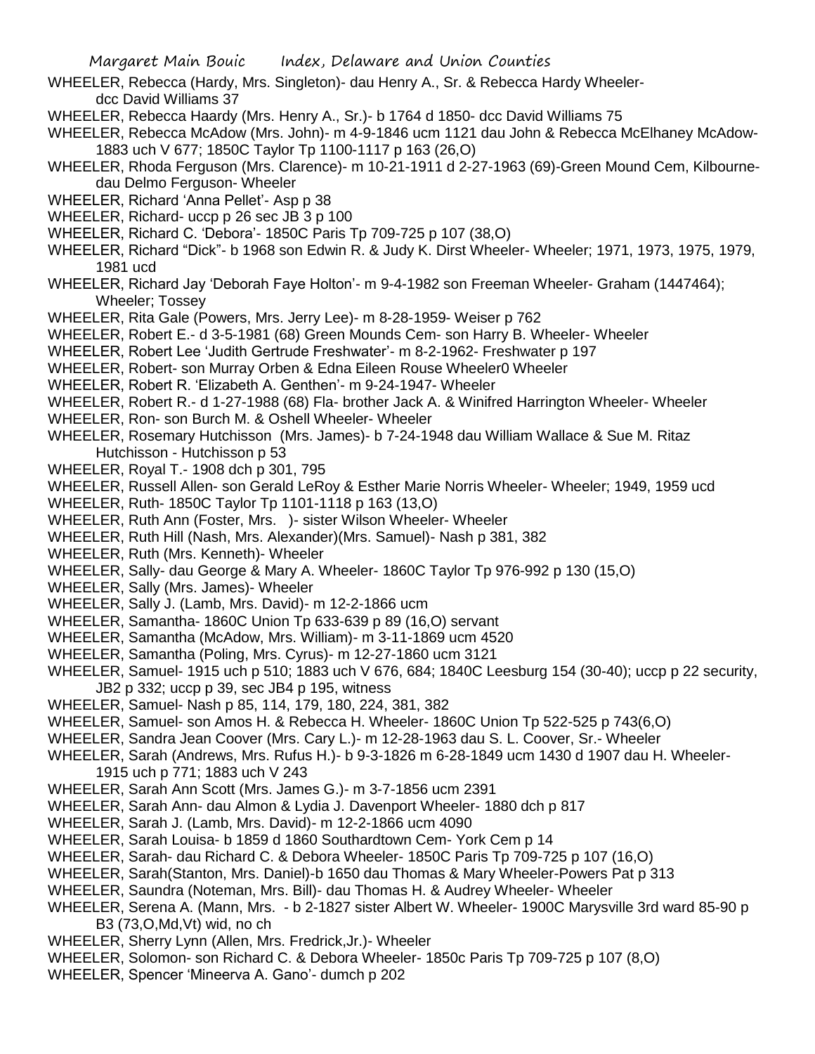WHEELER, Rebecca (Hardy, Mrs. Singleton)- dau Henry A., Sr. & Rebecca Hardy Wheeler- dcc David Williams 37

WHEELER, Rebecca Haardy (Mrs. Henry A., Sr.)- b 1764 d 1850- dcc David Williams 75

WHEELER, Rebecca McAdow (Mrs. John)- m 4-9-1846 ucm 1121 dau John & Rebecca McElhaney McAdow- 1883 uch V 677; 1850C Taylor Tp 1100-1117 p 163 (26,O)

WHEELER, Rhoda Ferguson (Mrs. Clarence)- m 10-21-1911 d 2-27-1963 (69)-Green Mound Cem, Kilbourne- dau Delmo Ferguson- Wheeler

WHEELER, Richard 'Anna Pellet'- Asp p 38

WHEELER, Richard- uccp p 26 sec JB 3 p 100

WHEELER, Richard C. 'Debora'- 1850C Paris Tp 709-725 p 107 (38,O)

WHEELER, Richard "Dick"- b 1968 son Edwin R. & Judy K. Dirst Wheeler- Wheeler; 1971, 1973, 1975, 1979, 1981 ucd

WHEELER, Richard Jay 'Deborah Faye Holton'- m 9-4-1982 son Freeman Wheeler- Graham (1447464); Wheeler; Tossey

WHEELER, Rita Gale (Powers, Mrs. Jerry Lee)- m 8-28-1959- Weiser p 762

WHEELER, Robert E.- d 3-5-1981 (68) Green Mounds Cem- son Harry B. Wheeler- Wheeler

WHEELER, Robert Lee 'Judith Gertrude Freshwater'- m 8-2-1962- Freshwater p 197

WHEELER, Robert- son Murray Orben & Edna Eileen Rouse Wheeler0 Wheeler

WHEELER, Robert R. 'Elizabeth A. Genthen'- m 9-24-1947- Wheeler

WHEELER, Robert R.- d 1-27-1988 (68) Fla- brother Jack A. & Winifred Harrington Wheeler- Wheeler

WHEELER, Ron- son Burch M. & Oshell Wheeler- Wheeler

WHEELER, Rosemary Hutchisson (Mrs. James)- b 7-24-1948 dau William Wallace & Sue M. Ritaz Hutchisson - Hutchisson p 53

WHEELER, Royal T.- 1908 dch p 301, 795

WHEELER, Russell Allen- son Gerald LeRoy & Esther Marie Norris Wheeler- Wheeler; 1949, 1959 ucd

WHEELER, Ruth- 1850C Taylor Tp 1101-1118 p 163 (13,O)

WHEELER, Ruth Ann (Foster, Mrs. )- sister Wilson Wheeler- Wheeler

WHEELER, Ruth Hill (Nash, Mrs. Alexander)(Mrs. Samuel)- Nash p 381, 382

WHEELER, Ruth (Mrs. Kenneth)- Wheeler

WHEELER, Sally- dau George & Mary A. Wheeler- 1860C Taylor Tp 976-992 p 130 (15,O)

WHEELER, Sally (Mrs. James)- Wheeler

WHEELER, Sally J. (Lamb, Mrs. David)- m 12-2-1866 ucm

WHEELER, Samantha- 1860C Union Tp 633-639 p 89 (16,O) servant

WHEELER, Samantha (McAdow, Mrs. William)- m 3-11-1869 ucm 4520

WHEELER, Samantha (Poling, Mrs. Cyrus)- m 12-27-1860 ucm 3121

WHEELER, Samuel- 1915 uch p 510; 1883 uch V 676, 684; 1840C Leesburg 154 (30-40); uccp p 22 security, JB2 p 332; uccp p 39, sec JB4 p 195, witness

WHEELER, Samuel- Nash p 85, 114, 179, 180, 224, 381, 382

WHEELER, Samuel- son Amos H. & Rebecca H. Wheeler- 1860C Union Tp 522-525 p 743(6,O)

WHEELER, Sandra Jean Coover (Mrs. Cary L.)- m 12-28-1963 dau S. L. Coover, Sr.- Wheeler

WHEELER, Sarah (Andrews, Mrs. Rufus H.)- b 9-3-1826 m 6-28-1849 ucm 1430 d 1907 dau H. Wheeler- 1915 uch p 771; 1883 uch V 243

WHEELER, Sarah Ann Scott (Mrs. James G.)- m 3-7-1856 ucm 2391

WHEELER, Sarah Ann- dau Almon & Lydia J. Davenport Wheeler- 1880 dch p 817

WHEELER, Sarah J. (Lamb, Mrs. David)- m 12-2-1866 ucm 4090

WHEELER, Sarah Louisa- b 1859 d 1860 Southardtown Cem- York Cem p 14

WHEELER, Sarah- dau Richard C. & Debora Wheeler- 1850C Paris Tp 709-725 p 107 (16,O)

WHEELER, Sarah(Stanton, Mrs. Daniel)-b 1650 dau Thomas & Mary Wheeler-Powers Pat p 313

WHEELER, Saundra (Noteman, Mrs. Bill)- dau Thomas H. & Audrey Wheeler- Wheeler

WHEELER, Serena A. (Mann, Mrs. - b 2-1827 sister Albert W. Wheeler- 1900C Marysville 3rd ward 85-90 p B3 (73,O,Md,Vt) wid, no ch

WHEELER, Sherry Lynn (Allen, Mrs. Fredrick,Jr.)- Wheeler

WHEELER, Solomon- son Richard C. & Debora Wheeler- 1850c Paris Tp 709-725 p 107 (8,O)

WHEELER, Spencer 'Mineerva A. Gano'- dumch p 202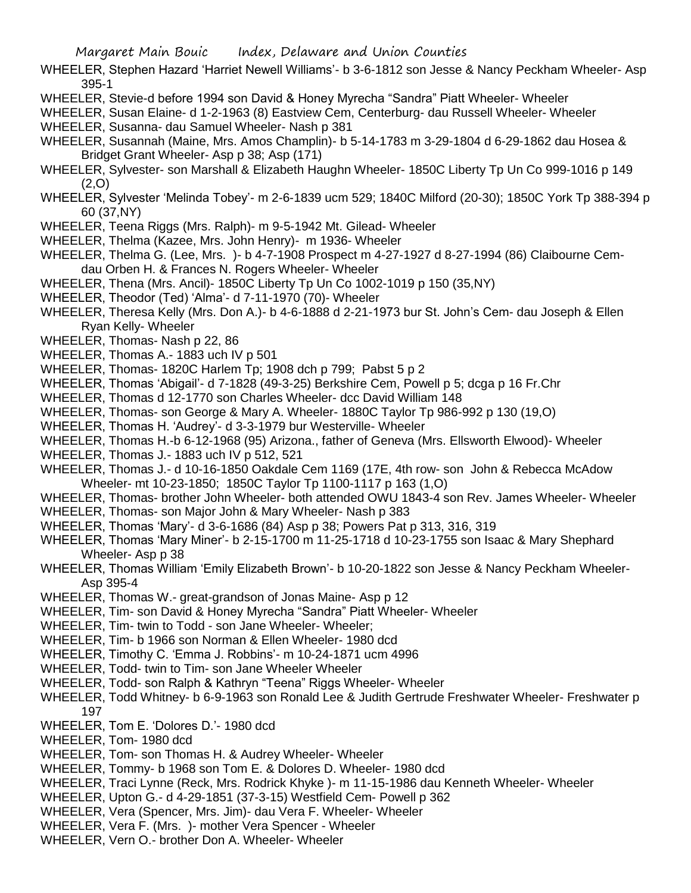WHEELER, Stephen Hazard 'Harriet Newell Williams'- b 3-6-1812 son Jesse & Nancy Peckham Wheeler- Asp 395-1

WHEELER, Stevie-d before 1994 son David & Honey Myrecha "Sandra" Piatt Wheeler- Wheeler

WHEELER, Susan Elaine- d 1-2-1963 (8) Eastview Cem, Centerburg- dau Russell Wheeler- Wheeler

WHEELER, Susanna- dau Samuel Wheeler- Nash p 381

WHEELER, Susannah (Maine, Mrs. Amos Champlin)- b 5-14-1783 m 3-29-1804 d 6-29-1862 dau Hosea & Bridget Grant Wheeler- Asp p 38; Asp (171)

WHEELER, Sylvester- son Marshall & Elizabeth Haughn Wheeler- 1850C Liberty Tp Un Co 999-1016 p 149 (2,O)

WHEELER, Sylvester 'Melinda Tobey'- m 2-6-1839 ucm 529; 1840C Milford (20-30); 1850C York Tp 388-394 p 60 (37,NY)

WHEELER, Teena Riggs (Mrs. Ralph)- m 9-5-1942 Mt. Gilead- Wheeler

WHEELER, Thelma (Kazee, Mrs. John Henry)- m 1936- Wheeler

WHEELER, Thelma G. (Lee, Mrs. )- b 4-7-1908 Prospect m 4-27-1927 d 8-27-1994 (86) Claibourne Cem- dau Orben H. & Frances N. Rogers Wheeler- Wheeler

WHEELER, Thena (Mrs. Ancil)- 1850C Liberty Tp Un Co 1002-1019 p 150 (35,NY)

WHEELER, Theodor (Ted) 'Alma'- d 7-11-1970 (70)- Wheeler

WHEELER, Theresa Kelly (Mrs. Don A.)- b 4-6-1888 d 2-21-1973 bur St. John's Cem- dau Joseph & Ellen Ryan Kelly- Wheeler

WHEELER, Thomas- Nash p 22, 86

WHEELER, Thomas A.- 1883 uch IV p 501

WHEELER, Thomas- 1820C Harlem Tp; 1908 dch p 799; Pabst 5 p 2

WHEELER, Thomas 'Abigail'- d 7-1828 (49-3-25) Berkshire Cem, Powell p 5; dcga p 16 Fr.Chr

WHEELER, Thomas d 12-1770 son Charles Wheeler- dcc David William 148

WHEELER, Thomas- son George & Mary A. Wheeler- 1880C Taylor Tp 986-992 p 130 (19,O)

WHEELER, Thomas H. 'Audrey'- d 3-3-1979 bur Westerville- Wheeler

WHEELER, Thomas H.-b 6-12-1968 (95) Arizona., father of Geneva (Mrs. Ellsworth Elwood)- Wheeler

WHEELER, Thomas J.- 1883 uch IV p 512, 521

WHEELER, Thomas J.- d 10-16-1850 Oakdale Cem 1169 (17E, 4th row- son John & Rebecca McAdow Wheeler- mt 10-23-1850; 1850C Taylor Tp 1100-1117 p 163 (1,O)

WHEELER, Thomas- brother John Wheeler- both attended OWU 1843-4 son Rev. James Wheeler- Wheeler

WHEELER, Thomas- son Major John & Mary Wheeler- Nash p 383

WHEELER, Thomas 'Mary'- d 3-6-1686 (84) Asp p 38; Powers Pat p 313, 316, 319

WHEELER, Thomas 'Mary Miner'- b 2-15-1700 m 11-25-1718 d 10-23-1755 son Isaac & Mary Shephard Wheeler- Asp p 38

WHEELER, Thomas William 'Emily Elizabeth Brown'- b 10-20-1822 son Jesse & Nancy Peckham Wheeler- Asp 395-4

WHEELER, Thomas W.- great-grandson of Jonas Maine- Asp p 12

WHEELER, Tim- son David & Honey Myrecha "Sandra" Piatt Wheeler- Wheeler

WHEELER, Tim- twin to Todd - son Jane Wheeler- Wheeler;

WHEELER, Tim- b 1966 son Norman & Ellen Wheeler- 1980 dcd

WHEELER, Timothy C. 'Emma J. Robbins'- m 10-24-1871 ucm 4996

WHEELER, Todd- twin to Tim- son Jane Wheeler Wheeler

WHEELER, Todd- son Ralph & Kathryn "Teena" Riggs Wheeler- Wheeler

WHEELER, Todd Whitney- b 6-9-1963 son Ronald Lee & Judith Gertrude Freshwater Wheeler- Freshwater p 197

WHEELER, Tom E. 'Dolores D.'- 1980 dcd

WHEELER, Tom- 1980 dcd

WHEELER, Tom- son Thomas H. & Audrey Wheeler- Wheeler

WHEELER, Tommy- b 1968 son Tom E. & Dolores D. Wheeler- 1980 dcd

WHEELER, Traci Lynne (Reck, Mrs. Rodrick Khyke )- m 11-15-1986 dau Kenneth Wheeler- Wheeler

WHEELER, Upton G.- d 4-29-1851 (37-3-15) Westfield Cem- Powell p 362

WHEELER, Vera (Spencer, Mrs. Jim)- dau Vera F. Wheeler- Wheeler

WHEELER, Vera F. (Mrs. )- mother Vera Spencer - Wheeler

WHEELER, Vern O.- brother Don A. Wheeler- Wheeler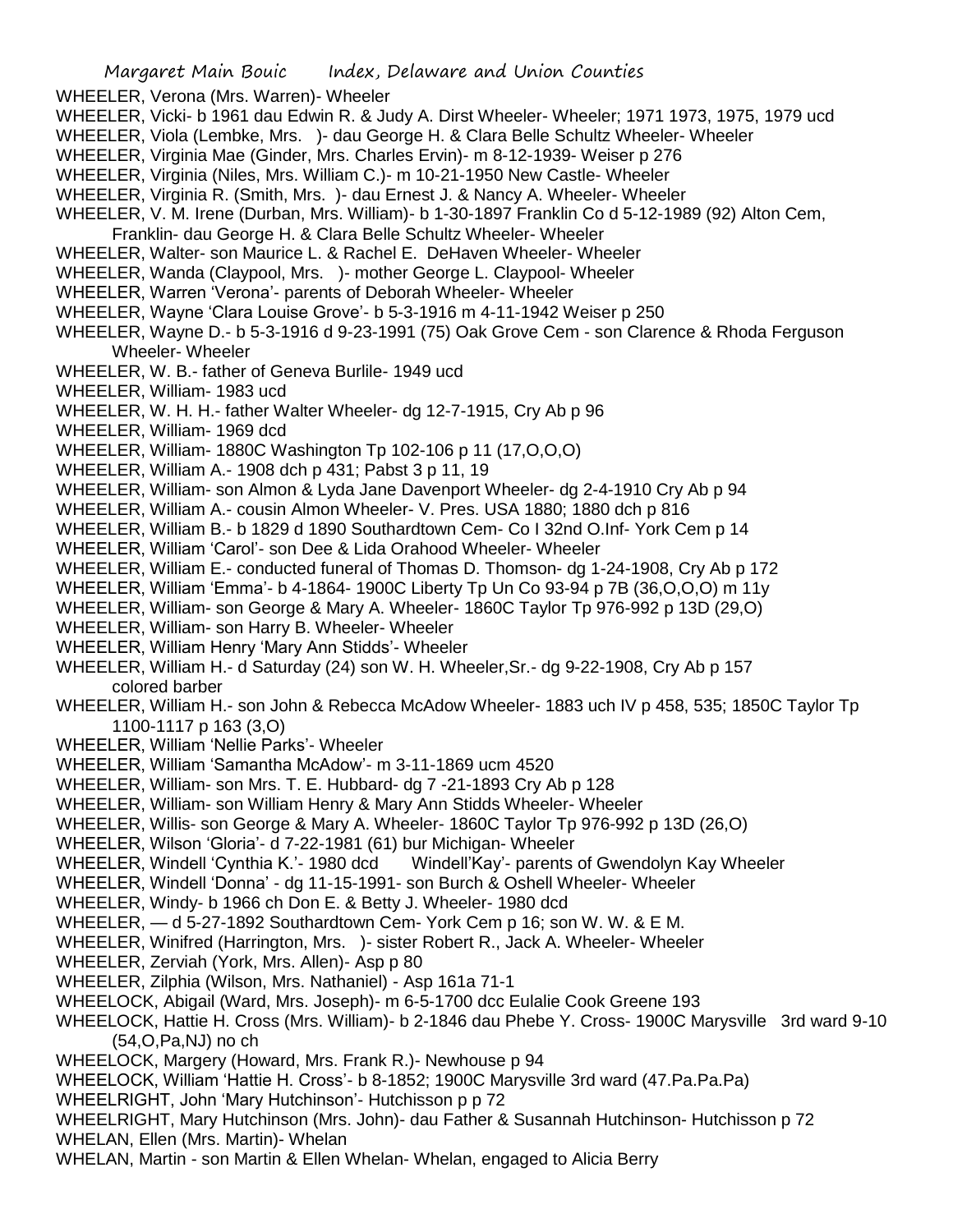WHEELER, Verona (Mrs. Warren)- Wheeler
WHEELER, Vicki- b 1961 dau Edwin R. & Judy A. Dirst Wheeler- Wheeler; 1971 1973, 1975, 1979 ucd
WHEELER, Viola (Lembke, Mrs. )- dau George H. & Clara Belle Schultz Wheeler- Wheeler
WHEELER, Virginia Mae (Ginder, Mrs. Charles Ervin)- m 8-12-1939- Weiser p 276
WHEELER, Virginia (Niles, Mrs. William C.)- m 10-21-1950 New Castle- Wheeler
WHEELER, Virginia R. (Smith, Mrs. )- dau Ernest J. & Nancy A. Wheeler- Wheeler
WHEELER, V. M. Irene (Durban, Mrs. William)- b 1-30-1897 Franklin Co d 5-12-1989 (92) Alton Cem, Franklin- dau George H. & Clara Belle Schultz Wheeler- Wheeler
WHEELER, Walter- son Maurice L. & Rachel E. DeHaven Wheeler- Wheeler
WHEELER, Wanda (Claypool, Mrs. )- mother George L. Claypool- Wheeler
WHEELER, Warren 'Verona'- parents of Deborah Wheeler- Wheeler
WHEELER, Wayne 'Clara Louise Grove'- b 5-3-1916 m 4-11-1942 Weiser p 250
WHEELER, Wayne D.- b 5-3-1916 d 9-23-1991 (75) Oak Grove Cem - son Clarence & Rhoda Ferguson Wheeler- Wheeler
WHEELER, W. B.- father of Geneva Burlile- 1949 ucd
WHEELER, William- 1983 ucd
WHEELER, W. H. H.- father Walter Wheeler- dg 12-7-1915, Cry Ab p 96
WHEELER, William- 1969 dcd
WHEELER, William- 1880C Washington Tp 102-106 p 11 (17,O,O,O)
WHEELER, William A.- 1908 dch p 431; Pabst 3 p 11, 19
WHEELER, William- son Almon & Lyda Jane Davenport Wheeler- dg 2-4-1910 Cry Ab p 94
WHEELER, William A.- cousin Almon Wheeler- V. Pres. USA 1880; 1880 dch p 816
WHEELER, William B.- b 1829 d 1890 Southardtown Cem- Co I 32nd O.Inf- York Cem p 14
WHEELER, William 'Carol'- son Dee & Lida Orahood Wheeler- Wheeler
WHEELER, William E.- conducted funeral of Thomas D. Thomson- dg 1-24-1908, Cry Ab p 172
WHEELER, William 'Emma'- b 4-1864- 1900C Liberty Tp Un Co 93-94 p 7B (36,O,O,O) m 11y
WHEELER, William- son George & Mary A. Wheeler- 1860C Taylor Tp 976-992 p 13D (29,O)
WHEELER, William- son Harry B. Wheeler- Wheeler
WHEELER, William Henry 'Mary Ann Stidds'- Wheeler
WHEELER, William H.- d Saturday (24) son W. H. Wheeler,Sr.- dg 9-22-1908, Cry Ab p 157 colored barber
WHEELER, William H.- son John & Rebecca McAdow Wheeler- 1883 uch IV p 458, 535; 1850C Taylor Tp 1100-1117 p 163 (3,O)
WHEELER, William 'Nellie Parks'- Wheeler
WHEELER, William 'Samantha McAdow'- m 3-11-1869 ucm 4520
WHEELER, William- son Mrs. T. E. Hubbard- dg 7 -21-1893 Cry Ab p 128
WHEELER, William- son William Henry & Mary Ann Stidds Wheeler- Wheeler
WHEELER, Willis- son George & Mary A. Wheeler- 1860C Taylor Tp 976-992 p 13D (26,O)
WHEELER, Wilson 'Gloria'- d 7-22-1981 (61) bur Michigan- Wheeler
WHEELER, Windell 'Cynthia K.'- 1980 dcd Windell'Kay'- parents of Gwendolyn Kay Wheeler
WHEELER, Windell 'Donna' - dg 11-15-1991- son Burch & Oshell Wheeler- Wheeler
WHEELER, Windy- b 1966 ch Don E. & Betty J. Wheeler- 1980 dcd
WHEELER, — d 5-27-1892 Southardtown Cem- York Cem p 16; son W. W. & E M.
WHEELER, Winifred (Harrington, Mrs. )- sister Robert R., Jack A. Wheeler- Wheeler
WHEELER, Zerviah (York, Mrs. Allen)- Asp p 80
WHEELER, Zilphia (Wilson, Mrs. Nathaniel) - Asp 161a 71-1
WHEELOCK, Abigail (Ward, Mrs. Joseph)- m 6-5-1700 dcc Eulalie Cook Greene 193
WHEELOCK, Hattie H. Cross (Mrs. William)- b 2-1846 dau Phebe Y. Cross- 1900C Marysville 3rd ward 9-10 (54,O,Pa,NJ) no ch
WHEELOCK, Margery (Howard, Mrs. Frank R.)- Newhouse p 94
WHEELOCK, William 'Hattie H. Cross'- b 8-1852; 1900C Marysville 3rd ward (47.Pa.Pa.Pa)
WHEELRIGHT, John 'Mary Hutchinson'- Hutchisson p p 72
WHEELRIGHT, Mary Hutchinson (Mrs. John)- dau Father & Susannah Hutchinson- Hutchisson p 72
WHELAN, Ellen (Mrs. Martin)- Whelan
WHELAN, Martin - son Martin & Ellen Whelan- Whelan, engaged to Alicia Berry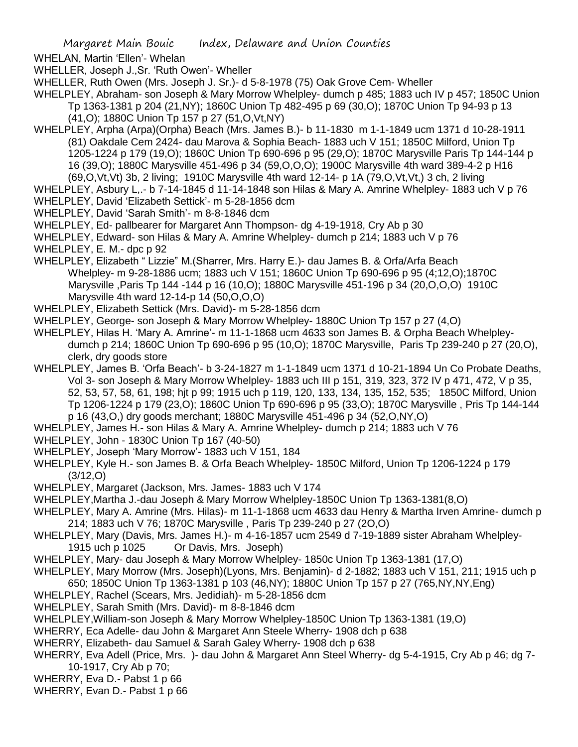WHELAN, Martin 'Ellen'- Whelan

WHELLER, Joseph J.,Sr. 'Ruth Owen'- Wheller

WHELLER, Ruth Owen (Mrs. Joseph J. Sr.)- d 5-8-1978 (75) Oak Grove Cem- Wheller

WHELPLEY, Abraham- son Joseph & Mary Morrow Whelpley- dumch p 485; 1883 uch IV p 457; 1850C Union Tp 1363-1381 p 204 (21,NY); 1860C Union Tp 482-495 p 69 (30,O); 1870C Union Tp 94-93 p 13 (41,O); 1880C Union Tp 157 p 27 (51,O,Vt,NY)

WHELPLEY, Arpha (Arpa)(Orpha) Beach (Mrs. James B.)- b 11-1830 m 1-1-1849 ucm 1371 d 10-28-1911 (81) Oakdale Cem 2424- dau Marova & Sophia Beach- 1883 uch V 151; 1850C Milford, Union Tp 1205-1224 p 179 (19,O); 1860C Union Tp 690-696 p 95 (29,O); 1870C Marysville Paris Tp 144-144 p 16 (39,O); 1880C Marysville 451-496 p 34 (59,O,O,O); 1900C Marysville 4th ward 389-4-2 p H16 (69,O,Vt,Vt) 3b, 2 living; 1910C Marysville 4th ward 12-14- p 1A (79,O,Vt,Vt,) 3 ch, 2 living

WHELPLEY, Asbury L,.- b 7-14-1845 d 11-14-1848 son Hilas & Mary A. Amrine Whelpley- 1883 uch V p 76

WHELPLEY, David 'Elizabeth Settick'- m 5-28-1856 dcm

WHELPLEY, David 'Sarah Smith'- m 8-8-1846 dcm

WHELPLEY, Ed- pallbearer for Margaret Ann Thompson- dg 4-19-1918, Cry Ab p 30

WHELPLEY, Edward- son Hilas & Mary A. Amrine Whelpley- dumch p 214; 1883 uch V p 76

WHELPLEY, E. M.- dpc p 92

WHELPLEY, Elizabeth " Lizzie" M.(Sharrer, Mrs. Harry E.)- dau James B. & Orfa/Arfa Beach Whelpley- m 9-28-1886 ucm; 1883 uch V 151; 1860C Union Tp 690-696 p 95 (4;12,O);1870C Marysville ,Paris Tp 144 -144 p 16 (10,O); 1880C Marysville 451-196 p 34 (20,O,O,O) 1910C Marysville 4th ward 12-14-p 14 (50,O,O,O)

WHELPLEY, Elizabeth Settick (Mrs. David)- m 5-28-1856 dcm

WHELPLEY, George- son Joseph & Mary Morrow Whelpley- 1880C Union Tp 157 p 27 (4,O)

WHELPLEY, Hilas H. 'Mary A. Amrine'- m 11-1-1868 ucm 4633 son James B. & Orpha Beach Whelpley- dumch p 214; 1860C Union Tp 690-696 p 95 (10,O); 1870C Marysville, Paris Tp 239-240 p 27 (20,O), clerk, dry goods store

WHELPLEY, James B. 'Orfa Beach'- b 3-24-1827 m 1-1-1849 ucm 1371 d 10-21-1894 Un Co Probate Deaths, Vol 3- son Joseph & Mary Morrow Whelpley- 1883 uch III p 151, 319, 323, 372 IV p 471, 472, V p 35, 52, 53, 57, 58, 61, 198; hjt p 99; 1915 uch p 119, 120, 133, 134, 135, 152, 535; 1850C Milford, Union Tp 1206-1224 p 179 (23,O); 1860C Union Tp 690-696 p 95 (33,O); 1870C Marysville , Pris Tp 144-144 p 16 (43,O,) dry goods merchant; 1880C Marysville 451-496 p 34 (52,O,NY,O)

WHELPLEY, James H.- son Hilas & Mary A. Amrine Whelpley- dumch p 214; 1883 uch V 76

WHELPLEY, John - 1830C Union Tp 167 (40-50)

WHELPLEY, Joseph 'Mary Morrow'- 1883 uch V 151, 184

WHELPLEY, Kyle H.- son James B. & Orfa Beach Whelpley- 1850C Milford, Union Tp 1206-1224 p 179 (3/12,O)

WHELPLEY, Margaret (Jackson, Mrs. James- 1883 uch V 174

WHELPLEY,Martha J.-dau Joseph & Mary Morrow Whelpley-1850C Union Tp 1363-1381(8,O)

WHELPLEY, Mary A. Amrine (Mrs. Hilas)- m 11-1-1868 ucm 4633 dau Henry & Martha Irven Amrine- dumch p 214; 1883 uch V 76; 1870C Marysville , Paris Tp 239-240 p 27 (2O,O)

WHELPLEY, Mary (Davis, Mrs. James H.)- m 4-16-1857 ucm 2549 d 7-19-1889 sister Abraham Whelpley- 1915 uch p 1025 Or Davis, Mrs. Joseph)

WHELPLEY, Mary- dau Joseph & Mary Morrow Whelpley- 1850c Union Tp 1363-1381 (17,O)

WHELPLEY, Mary Morrow (Mrs. Joseph)(Lyons, Mrs. Benjamin)- d 2-1882; 1883 uch V 151, 211; 1915 uch p 650; 1850C Union Tp 1363-1381 p 103 (46,NY); 1880C Union Tp 157 p 27 (765,NY,NY,Eng)

WHELPLEY, Rachel (Scears, Mrs. Jedidiah)- m 5-28-1856 dcm

WHELPLEY, Sarah Smith (Mrs. David)- m 8-8-1846 dcm

WHELPLEY,William-son Joseph & Mary Morrow Whelpley-1850C Union Tp 1363-1381 (19,O)

WHERRY, Eca Adelle- dau John & Margaret Ann Steele Wherry- 1908 dch p 638

WHERRY, Elizabeth- dau Samuel & Sarah Galey Wherry- 1908 dch p 638

WHERRY, Eva Adell (Price, Mrs. )- dau John & Margaret Ann Steel Wherry- dg 5-4-1915, Cry Ab p 46; dg 7-10-1917, Cry Ab p 70;

WHERRY, Eva D.- Pabst 1 p 66

WHERRY, Evan D.- Pabst 1 p 66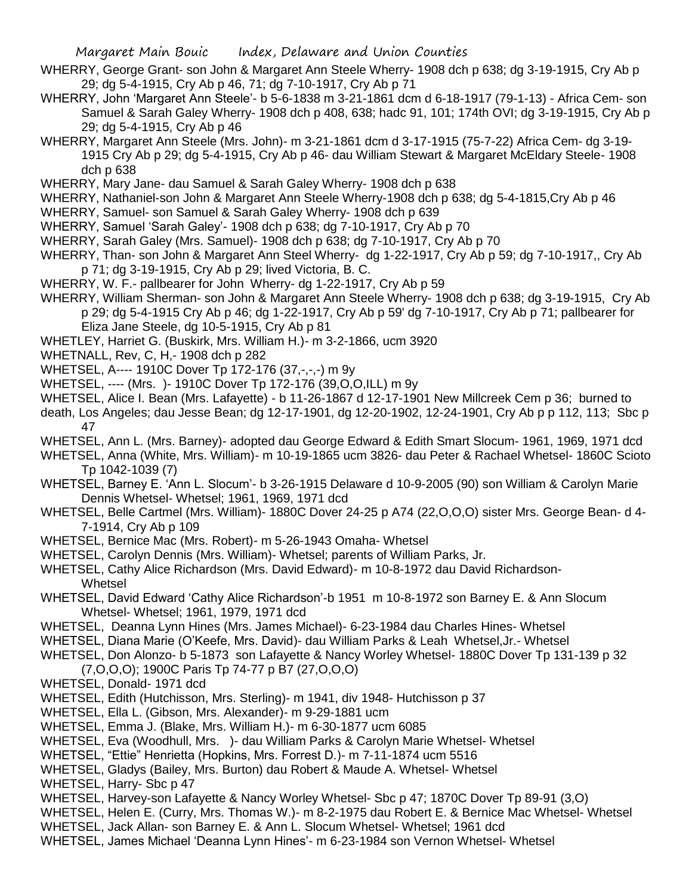WHERRY, George Grant- son John & Margaret Ann Steele Wherry- 1908 dch p 638; dg 3-19-1915, Cry Ab p 29; dg 5-4-1915, Cry Ab p 46, 71; dg 7-10-1917, Cry Ab p 71

WHERRY, John 'Margaret Ann Steele'- b 5-6-1838 m 3-21-1861 dcm d 6-18-1917 (79-1-13) - Africa Cem- son Samuel & Sarah Galey Wherry- 1908 dch p 408, 638; hadc 91, 101; 174th OVI; dg 3-19-1915, Cry Ab p 29; dg 5-4-1915, Cry Ab p 46

WHERRY, Margaret Ann Steele (Mrs. John)- m 3-21-1861 dcm d 3-17-1915 (75-7-22) Africa Cem- dg 3-19-1915 Cry Ab p 29; dg 5-4-1915, Cry Ab p 46- dau William Stewart & Margaret McEldary Steele- 1908 dch p 638

WHERRY, Mary Jane- dau Samuel & Sarah Galey Wherry- 1908 dch p 638

WHERRY, Nathaniel-son John & Margaret Ann Steele Wherry-1908 dch p 638; dg 5-4-1815,Cry Ab p 46

WHERRY, Samuel- son Samuel & Sarah Galey Wherry- 1908 dch p 639

WHERRY, Samuel 'Sarah Galey'- 1908 dch p 638; dg 7-10-1917, Cry Ab p 70

WHERRY, Sarah Galey (Mrs. Samuel)- 1908 dch p 638; dg 7-10-1917, Cry Ab p 70

WHERRY, Than- son John & Margaret Ann Steel Wherry- dg 1-22-1917, Cry Ab p 59; dg 7-10-1917,, Cry Ab p 71; dg 3-19-1915, Cry Ab p 29; lived Victoria, B. C.

WHERRY, W. F.- pallbearer for John Wherry- dg 1-22-1917, Cry Ab p 59

WHERRY, William Sherman- son John & Margaret Ann Steele Wherry- 1908 dch p 638; dg 3-19-1915, Cry Ab p 29; dg 5-4-1915 Cry Ab p 46; dg 1-22-1917, Cry Ab p 59' dg 7-10-1917, Cry Ab p 71; pallbearer for Eliza Jane Steele, dg 10-5-1915, Cry Ab p 81

WHETLEY, Harriet G. (Buskirk, Mrs. William H.)- m 3-2-1866, ucm 3920

WHETNALL, Rev, C, H,- 1908 dch p 282

WHETSEL, A---- 1910C Dover Tp 172-176 (37,-,-,-) m 9y

WHETSEL, ---- (Mrs. )- 1910C Dover Tp 172-176 (39,O,O,ILL) m 9y

WHETSEL, Alice I. Bean (Mrs. Lafayette) - b 11-26-1867 d 12-17-1901 New Millcreek Cem p 36; burned to death, Los Angeles; dau Jesse Bean; dg 12-17-1901, dg 12-20-1902, 12-24-1901, Cry Ab p p 112, 113; Sbc p 47

WHETSEL, Ann L. (Mrs. Barney)- adopted dau George Edward & Edith Smart Slocum- 1961, 1969, 1971 dcd

WHETSEL, Anna (White, Mrs. William)- m 10-19-1865 ucm 3826- dau Peter & Rachael Whetsel- 1860C Scioto Tp 1042-1039 (7)

WHETSEL, Barney E. 'Ann L. Slocum'- b 3-26-1915 Delaware d 10-9-2005 (90) son William & Carolyn Marie Dennis Whetsel- Whetsel; 1961, 1969, 1971 dcd

WHETSEL, Belle Cartmel (Mrs. William)- 1880C Dover 24-25 p A74 (22,O,O,O) sister Mrs. George Bean- d 4-7-1914, Cry Ab p 109

WHETSEL, Bernice Mac (Mrs. Robert)- m 5-26-1943 Omaha- Whetsel

WHETSEL, Carolyn Dennis (Mrs. William)- Whetsel; parents of William Parks, Jr.

WHETSEL, Cathy Alice Richardson (Mrs. David Edward)- m 10-8-1972 dau David Richardson- Whetsel

WHETSEL, David Edward 'Cathy Alice Richardson'-b 1951 m 10-8-1972 son Barney E. & Ann Slocum Whetsel- Whetsel; 1961, 1979, 1971 dcd

WHETSEL, Deanna Lynn Hines (Mrs. James Michael)- 6-23-1984 dau Charles Hines- Whetsel

WHETSEL, Diana Marie (O'Keefe, Mrs. David)- dau William Parks & Leah Whetsel,Jr.- Whetsel

WHETSEL, Don Alonzo- b 5-1873 son Lafayette & Nancy Worley Whetsel- 1880C Dover Tp 131-139 p 32 (7,O,O,O); 1900C Paris Tp 74-77 p B7 (27,O,O,O)

WHETSEL, Donald- 1971 dcd

WHETSEL, Edith (Hutchisson, Mrs. Sterling)- m 1941, div 1948- Hutchisson p 37

WHETSEL, Ella L. (Gibson, Mrs. Alexander)- m 9-29-1881 ucm

WHETSEL, Emma J. (Blake, Mrs. William H.)- m 6-30-1877 ucm 6085

WHETSEL, Eva (Woodhull, Mrs. )- dau William Parks & Carolyn Marie Whetsel- Whetsel

WHETSEL, "Ettie" Henrietta (Hopkins, Mrs. Forrest D.)- m 7-11-1874 ucm 5516

WHETSEL, Gladys (Bailey, Mrs. Burton) dau Robert & Maude A. Whetsel- Whetsel

WHETSEL, Harry- Sbc p 47

WHETSEL, Harvey-son Lafayette & Nancy Worley Whetsel- Sbc p 47; 1870C Dover Tp 89-91 (3,O)

WHETSEL, Helen E. (Curry, Mrs. Thomas W.)- m 8-2-1975 dau Robert E. & Bernice Mac Whetsel- Whetsel

WHETSEL, Jack Allan- son Barney E. & Ann L. Slocum Whetsel- Whetsel; 1961 dcd

WHETSEL, James Michael 'Deanna Lynn Hines'- m 6-23-1984 son Vernon Whetsel- Whetsel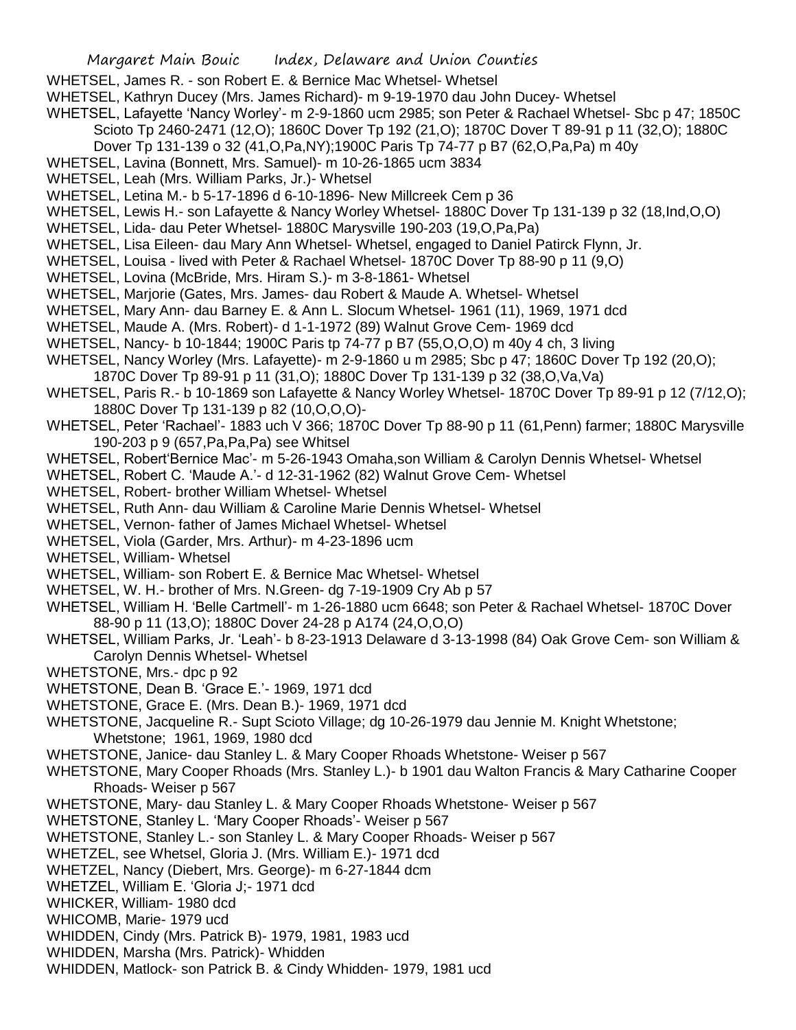WHETSEL, James R. - son Robert E. & Bernice Mac Whetsel- Whetsel

WHETSEL, Kathryn Ducey (Mrs. James Richard)- m 9-19-1970 dau John Ducey- Whetsel

WHETSEL, Lafayette 'Nancy Worley'- m 2-9-1860 ucm 2985; son Peter & Rachael Whetsel- Sbc p 47; 1850C Scioto Tp 2460-2471 (12,O); 1860C Dover Tp 192 (21,O); 1870C Dover T 89-91 p 11 (32,O); 1880C Dover Tp 131-139 o 32 (41,O,Pa,NY);1900C Paris Tp 74-77 p B7 (62,O,Pa,Pa) m 40y

WHETSEL, Lavina (Bonnett, Mrs. Samuel)- m 10-26-1865 ucm 3834

WHETSEL, Leah (Mrs. William Parks, Jr.)- Whetsel

WHETSEL, Letina M.- b 5-17-1896 d 6-10-1896- New Millcreek Cem p 36

WHETSEL, Lewis H.- son Lafayette & Nancy Worley Whetsel- 1880C Dover Tp 131-139 p 32 (18,Ind,O,O)

WHETSEL, Lida- dau Peter Whetsel- 1880C Marysville 190-203 (19,O,Pa,Pa)

WHETSEL, Lisa Eileen- dau Mary Ann Whetsel- Whetsel, engaged to Daniel Patirck Flynn, Jr.

WHETSEL, Louisa - lived with Peter & Rachael Whetsel- 1870C Dover Tp 88-90 p 11 (9,O)

WHETSEL, Lovina (McBride, Mrs. Hiram S.)- m 3-8-1861- Whetsel

WHETSEL, Marjorie (Gates, Mrs. James- dau Robert & Maude A. Whetsel- Whetsel

WHETSEL, Mary Ann- dau Barney E. & Ann L. Slocum Whetsel- 1961 (11), 1969, 1971 dcd

WHETSEL, Maude A. (Mrs. Robert)- d 1-1-1972 (89) Walnut Grove Cem- 1969 dcd

WHETSEL, Nancy- b 10-1844; 1900C Paris tp 74-77 p B7 (55,O,O,O) m 40y 4 ch, 3 living

WHETSEL, Nancy Worley (Mrs. Lafayette)- m 2-9-1860 u m 2985; Sbc p 47; 1860C Dover Tp 192 (20,O); 1870C Dover Tp 89-91 p 11 (31,O); 1880C Dover Tp 131-139 p 32 (38,O,Va,Va)

WHETSEL, Paris R.- b 10-1869 son Lafayette & Nancy Worley Whetsel- 1870C Dover Tp 89-91 p 12 (7/12,O); 1880C Dover Tp 131-139 p 82 (10,O,O,O)-

WHETSEL, Peter 'Rachael'- 1883 uch V 366; 1870C Dover Tp 88-90 p 11 (61,Penn) farmer; 1880C Marysville 190-203 p 9 (657,Pa,Pa,Pa) see Whitsel

WHETSEL, Robert'Bernice Mac'- m 5-26-1943 Omaha,son William & Carolyn Dennis Whetsel- Whetsel

WHETSEL, Robert C. 'Maude A.'- d 12-31-1962 (82) Walnut Grove Cem- Whetsel

WHETSEL, Robert- brother William Whetsel- Whetsel

WHETSEL, Ruth Ann- dau William & Caroline Marie Dennis Whetsel- Whetsel

WHETSEL, Vernon- father of James Michael Whetsel- Whetsel

WHETSEL, Viola (Garder, Mrs. Arthur)- m 4-23-1896 ucm

WHETSEL, William- Whetsel

WHETSEL, William- son Robert E. & Bernice Mac Whetsel- Whetsel

WHETSEL, W. H.- brother of Mrs. N.Green- dg 7-19-1909 Cry Ab p 57

WHETSEL, William H. 'Belle Cartmell'- m 1-26-1880 ucm 6648; son Peter & Rachael Whetsel- 1870C Dover 88-90 p 11 (13,O); 1880C Dover 24-28 p A174 (24,O,O,O)

WHETSEL, William Parks, Jr. 'Leah'- b 8-23-1913 Delaware d 3-13-1998 (84) Oak Grove Cem- son William & Carolyn Dennis Whetsel- Whetsel

WHETSTONE, Mrs.- dpc p 92

WHETSTONE, Dean B. 'Grace E.'- 1969, 1971 dcd

WHETSTONE, Grace E. (Mrs. Dean B.)- 1969, 1971 dcd

WHETSTONE, Jacqueline R.- Supt Scioto Village; dg 10-26-1979 dau Jennie M. Knight Whetstone; Whetstone; 1961, 1969, 1980 dcd

WHETSTONE, Janice- dau Stanley L. & Mary Cooper Rhoads Whetstone- Weiser p 567

WHETSTONE, Mary Cooper Rhoads (Mrs. Stanley L.)- b 1901 dau Walton Francis & Mary Catharine Cooper Rhoads- Weiser p 567

WHETSTONE, Mary- dau Stanley L. & Mary Cooper Rhoads Whetstone- Weiser p 567

WHETSTONE, Stanley L. 'Mary Cooper Rhoads'- Weiser p 567

WHETSTONE, Stanley L.- son Stanley L. & Mary Cooper Rhoads- Weiser p 567

WHETZEL, see Whetsel, Gloria J. (Mrs. William E.)- 1971 dcd

WHETZEL, Nancy (Diebert, Mrs. George)- m 6-27-1844 dcm

WHETZEL, William E. 'Gloria J;- 1971 dcd

WHICKER, William- 1980 dcd

WHICOMB, Marie- 1979 ucd

WHIDDEN, Cindy (Mrs. Patrick B)- 1979, 1981, 1983 ucd

WHIDDEN, Marsha (Mrs. Patrick)- Whidden

WHIDDEN, Matlock- son Patrick B. & Cindy Whidden- 1979, 1981 ucd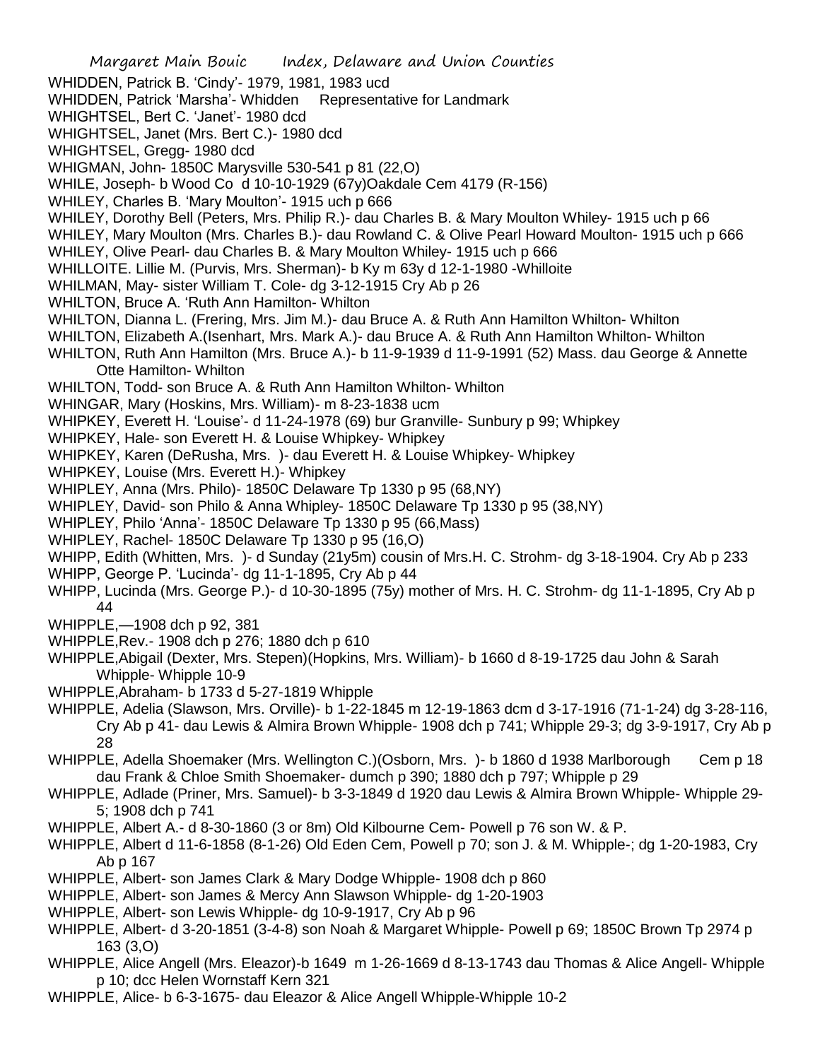WHIDDEN, Patrick B. 'Cindy'- 1979, 1981, 1983 ucd

WHIDDEN, Patrick 'Marsha'- Whidden Representative for Landmark

WHIGHTSEL, Bert C. 'Janet'- 1980 dcd

WHIGHTSEL, Janet (Mrs. Bert C.)- 1980 dcd

WHIGHTSEL, Gregg- 1980 dcd

WHIGMAN, John- 1850C Marysville 530-541 p 81 (22,O)

WHILE, Joseph- b Wood Co d 10-10-1929 (67y)Oakdale Cem 4179 (R-156)

WHILEY, Charles B. 'Mary Moulton'- 1915 uch p 666

WHILEY, Dorothy Bell (Peters, Mrs. Philip R.)- dau Charles B. & Mary Moulton Whiley- 1915 uch p 66

WHILEY, Mary Moulton (Mrs. Charles B.)- dau Rowland C. & Olive Pearl Howard Moulton- 1915 uch p 666

WHILEY, Olive Pearl- dau Charles B. & Mary Moulton Whiley- 1915 uch p 666

WHILLOITE. Lillie M. (Purvis, Mrs. Sherman)- b Ky m 63y d 12-1-1980 -Whilloite

WHILMAN, May- sister William T. Cole- dg 3-12-1915 Cry Ab p 26

WHILTON, Bruce A. 'Ruth Ann Hamilton- Whilton

WHILTON, Dianna L. (Frering, Mrs. Jim M.)- dau Bruce A. & Ruth Ann Hamilton Whilton- Whilton

WHILTON, Elizabeth A.(Isenhart, Mrs. Mark A.)- dau Bruce A. & Ruth Ann Hamilton Whilton- Whilton

WHILTON, Ruth Ann Hamilton (Mrs. Bruce A.)- b 11-9-1939 d 11-9-1991 (52) Mass. dau George & Annette Otte Hamilton- Whilton

WHILTON, Todd- son Bruce A. & Ruth Ann Hamilton Whilton- Whilton

WHINGAR, Mary (Hoskins, Mrs. William)- m 8-23-1838 ucm

WHIPKEY, Everett H. 'Louise'- d 11-24-1978 (69) bur Granville- Sunbury p 99; Whipkey

WHIPKEY, Hale- son Everett H. & Louise Whipkey- Whipkey

WHIPKEY, Karen (DeRusha, Mrs. )- dau Everett H. & Louise Whipkey- Whipkey

WHIPKEY, Louise (Mrs. Everett H.)- Whipkey

WHIPLEY, Anna (Mrs. Philo)- 1850C Delaware Tp 1330 p 95 (68,NY)

WHIPLEY, David- son Philo & Anna Whipley- 1850C Delaware Tp 1330 p 95 (38,NY)

WHIPLEY, Philo 'Anna'- 1850C Delaware Tp 1330 p 95 (66,Mass)

WHIPLEY, Rachel- 1850C Delaware Tp 1330 p 95 (16,O)

WHIPP, Edith (Whitten, Mrs. )- d Sunday (21y5m) cousin of Mrs.H. C. Strohm- dg 3-18-1904. Cry Ab p 233

WHIPP, George P. 'Lucinda'- dg 11-1-1895, Cry Ab p 44

WHIPP, Lucinda (Mrs. George P.)- d 10-30-1895 (75y) mother of Mrs. H. C. Strohm- dg 11-1-1895, Cry Ab p 44

WHIPPLE,—1908 dch p 92, 381

WHIPPLE,Rev.- 1908 dch p 276; 1880 dch p 610

WHIPPLE,Abigail (Dexter, Mrs. Stepen)(Hopkins, Mrs. William)- b 1660 d 8-19-1725 dau John & Sarah Whipple- Whipple 10-9

WHIPPLE,Abraham- b 1733 d 5-27-1819 Whipple

WHIPPLE, Adelia (Slawson, Mrs. Orville)- b 1-22-1845 m 12-19-1863 dcm d 3-17-1916 (71-1-24) dg 3-28-116, Cry Ab p 41- dau Lewis & Almira Brown Whipple- 1908 dch p 741; Whipple 29-3; dg 3-9-1917, Cry Ab p 28

WHIPPLE, Adella Shoemaker (Mrs. Wellington C.)(Osborn, Mrs. )- b 1860 d 1938 Marlborough Cem p 18 dau Frank & Chloe Smith Shoemaker- dumch p 390; 1880 dch p 797; Whipple p 29

WHIPPLE, Adlade (Priner, Mrs. Samuel)- b 3-3-1849 d 1920 dau Lewis & Almira Brown Whipple- Whipple 29-5; 1908 dch p 741

WHIPPLE, Albert A.- d 8-30-1860 (3 or 8m) Old Kilbourne Cem- Powell p 76 son W. & P.

WHIPPLE, Albert d 11-6-1858 (8-1-26) Old Eden Cem, Powell p 70; son J. & M. Whipple-; dg 1-20-1983, Cry Ab p 167

WHIPPLE, Albert- son James Clark & Mary Dodge Whipple- 1908 dch p 860

WHIPPLE, Albert- son James & Mercy Ann Slawson Whipple- dg 1-20-1903

WHIPPLE, Albert- son Lewis Whipple- dg 10-9-1917, Cry Ab p 96

WHIPPLE, Albert- d 3-20-1851 (3-4-8) son Noah & Margaret Whipple- Powell p 69; 1850C Brown Tp 2974 p 163 (3,O)

WHIPPLE, Alice Angell (Mrs. Eleazor)-b 1649 m 1-26-1669 d 8-13-1743 dau Thomas & Alice Angell- Whipple p 10; dcc Helen Wornstaff Kern 321

WHIPPLE, Alice- b 6-3-1675- dau Eleazor & Alice Angell Whipple-Whipple 10-2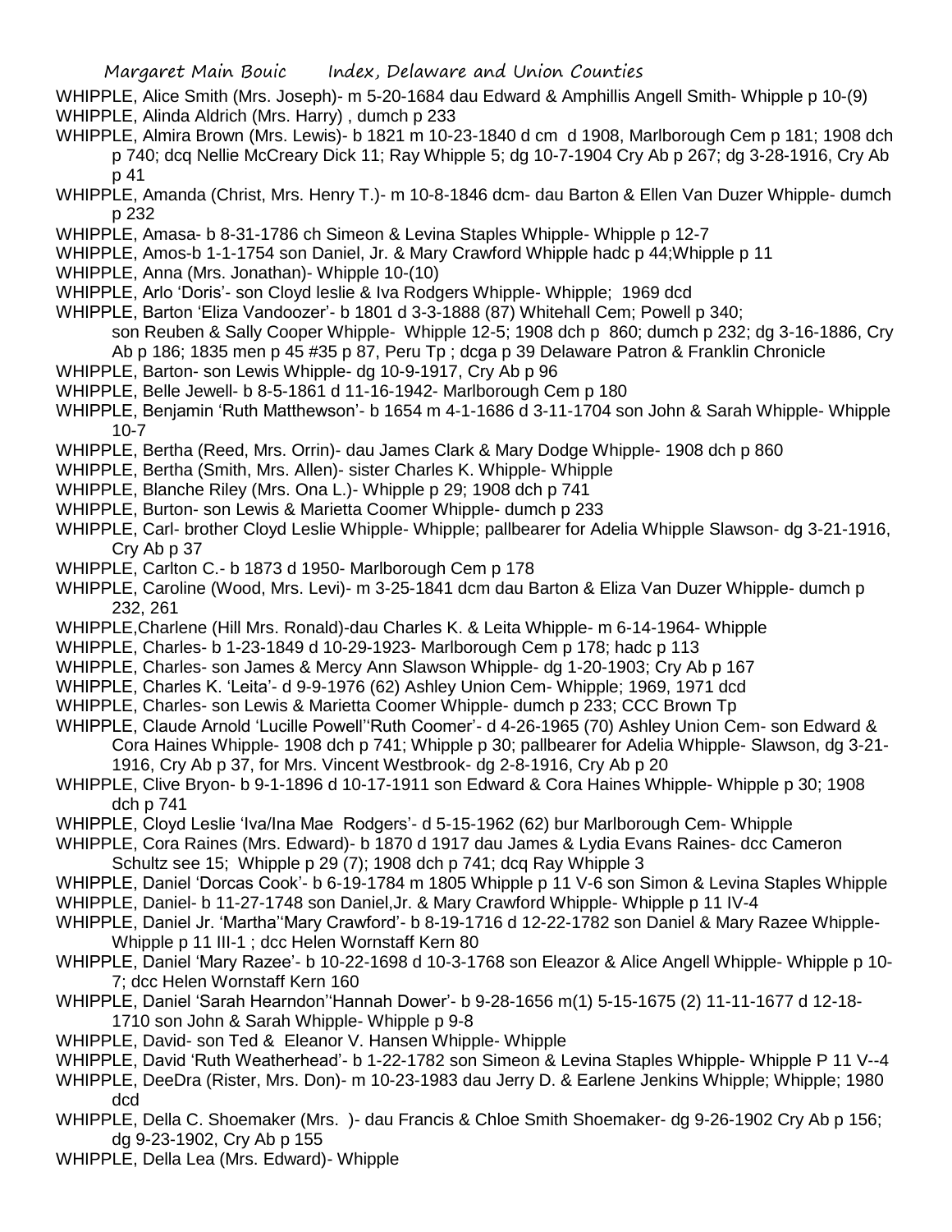WHIPPLE, Alice Smith (Mrs. Joseph)- m 5-20-1684 dau Edward & Amphillis Angell Smith- Whipple p 10-(9)

WHIPPLE, Alinda Aldrich (Mrs. Harry) , dumch p 233

WHIPPLE, Almira Brown (Mrs. Lewis)- b 1821 m 10-23-1840 d cm d 1908, Marlborough Cem p 181; 1908 dch p 740; dcq Nellie McCreary Dick 11; Ray Whipple 5; dg 10-7-1904 Cry Ab p 267; dg 3-28-1916, Cry Ab p 41

WHIPPLE, Amanda (Christ, Mrs. Henry T.)- m 10-8-1846 dcm- dau Barton & Ellen Van Duzer Whipple- dumch p 232

WHIPPLE, Amasa- b 8-31-1786 ch Simeon & Levina Staples Whipple- Whipple p 12-7

WHIPPLE, Amos-b 1-1-1754 son Daniel, Jr. & Mary Crawford Whipple hadc p 44;Whipple p 11

WHIPPLE, Anna (Mrs. Jonathan)- Whipple 10-(10)

WHIPPLE, Arlo 'Doris'- son Cloyd leslie & Iva Rodgers Whipple- Whipple; 1969 dcd

WHIPPLE, Barton 'Eliza Vandoozer'- b 1801 d 3-3-1888 (87) Whitehall Cem; Powell p 340; son Reuben & Sally Cooper Whipple- Whipple 12-5; 1908 dch p 860; dumch p 232; dg 3-16-1886, Cry Ab p 186; 1835 men p 45 #35 p 87, Peru Tp ; dcga p 39 Delaware Patron & Franklin Chronicle

WHIPPLE, Barton- son Lewis Whipple- dg 10-9-1917, Cry Ab p 96

WHIPPLE, Belle Jewell- b 8-5-1861 d 11-16-1942- Marlborough Cem p 180

WHIPPLE, Benjamin 'Ruth Matthewson'- b 1654 m 4-1-1686 d 3-11-1704 son John & Sarah Whipple- Whipple 10-7

WHIPPLE, Bertha (Reed, Mrs. Orrin)- dau James Clark & Mary Dodge Whipple- 1908 dch p 860

WHIPPLE, Bertha (Smith, Mrs. Allen)- sister Charles K. Whipple- Whipple

WHIPPLE, Blanche Riley (Mrs. Ona L.)- Whipple p 29; 1908 dch p 741

WHIPPLE, Burton- son Lewis & Marietta Coomer Whipple- dumch p 233

WHIPPLE, Carl- brother Cloyd Leslie Whipple- Whipple; pallbearer for Adelia Whipple Slawson- dg 3-21-1916, Cry Ab p 37

WHIPPLE, Carlton C.- b 1873 d 1950- Marlborough Cem p 178

WHIPPLE, Caroline (Wood, Mrs. Levi)- m 3-25-1841 dcm dau Barton & Eliza Van Duzer Whipple- dumch p 232, 261

WHIPPLE,Charlene (Hill Mrs. Ronald)-dau Charles K. & Leita Whipple- m 6-14-1964- Whipple

WHIPPLE, Charles- b 1-23-1849 d 10-29-1923- Marlborough Cem p 178; hadc p 113

WHIPPLE, Charles- son James & Mercy Ann Slawson Whipple- dg 1-20-1903; Cry Ab p 167

WHIPPLE, Charles K. 'Leita'- d 9-9-1976 (62) Ashley Union Cem- Whipple; 1969, 1971 dcd

WHIPPLE, Charles- son Lewis & Marietta Coomer Whipple- dumch p 233; CCC Brown Tp

WHIPPLE, Claude Arnold 'Lucille Powell''Ruth Coomer'- d 4-26-1965 (70) Ashley Union Cem- son Edward & Cora Haines Whipple- 1908 dch p 741; Whipple p 30; pallbearer for Adelia Whipple- Slawson, dg 3-21-1916, Cry Ab p 37, for Mrs. Vincent Westbrook- dg 2-8-1916, Cry Ab p 20

WHIPPLE, Clive Bryon- b 9-1-1896 d 10-17-1911 son Edward & Cora Haines Whipple- Whipple p 30; 1908 dch p 741

WHIPPLE, Cloyd Leslie 'Iva/Ina Mae Rodgers'- d 5-15-1962 (62) bur Marlborough Cem- Whipple

WHIPPLE, Cora Raines (Mrs. Edward)- b 1870 d 1917 dau James & Lydia Evans Raines- dcc Cameron Schultz see 15; Whipple p 29 (7); 1908 dch p 741; dcq Ray Whipple 3

WHIPPLE, Daniel 'Dorcas Cook'- b 6-19-1784 m 1805 Whipple p 11 V-6 son Simon & Levina Staples Whipple

WHIPPLE, Daniel- b 11-27-1748 son Daniel,Jr. & Mary Crawford Whipple- Whipple p 11 IV-4

WHIPPLE, Daniel Jr. 'Martha''Mary Crawford'- b 8-19-1716 d 12-22-1782 son Daniel & Mary Razee Whipple- Whipple p 11 III-1 ; dcc Helen Wornstaff Kern 80

WHIPPLE, Daniel 'Mary Razee'- b 10-22-1698 d 10-3-1768 son Eleazor & Alice Angell Whipple- Whipple p 10-7; dcc Helen Wornstaff Kern 160

WHIPPLE, Daniel 'Sarah Hearndon''Hannah Dower'- b 9-28-1656 m(1) 5-15-1675 (2) 11-11-1677 d 12-18-1710 son John & Sarah Whipple- Whipple p 9-8

WHIPPLE, David- son Ted & Eleanor V. Hansen Whipple- Whipple

WHIPPLE, David 'Ruth Weatherhead'- b 1-22-1782 son Simeon & Levina Staples Whipple- Whipple P 11 V--4

WHIPPLE, DeeDra (Rister, Mrs. Don)- m 10-23-1983 dau Jerry D. & Earlene Jenkins Whipple; Whipple; 1980 dcd

WHIPPLE, Della C. Shoemaker (Mrs. )- dau Francis & Chloe Smith Shoemaker- dg 9-26-1902 Cry Ab p 156; dg 9-23-1902, Cry Ab p 155

WHIPPLE, Della Lea (Mrs. Edward)- Whipple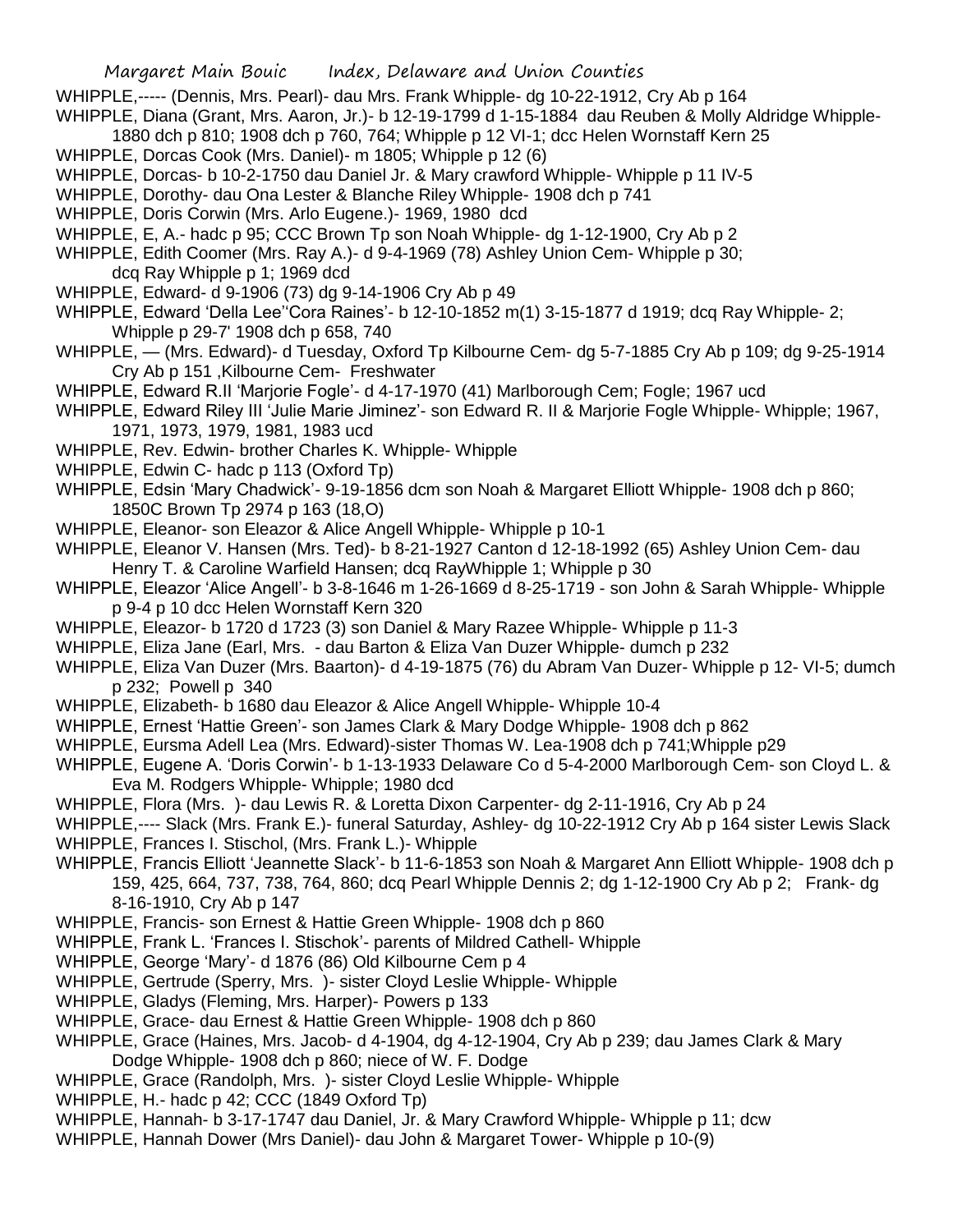WHIPPLE,----- (Dennis, Mrs. Pearl)- dau Mrs. Frank Whipple- dg 10-22-1912, Cry Ab p 164

WHIPPLE, Diana (Grant, Mrs. Aaron, Jr.)- b 12-19-1799 d 1-15-1884 dau Reuben & Molly Aldridge Whipple- 1880 dch p 810; 1908 dch p 760, 764; Whipple p 12 VI-1; dcc Helen Wornstaff Kern 25

WHIPPLE, Dorcas Cook (Mrs. Daniel)- m 1805; Whipple p 12 (6)

WHIPPLE, Dorcas- b 10-2-1750 dau Daniel Jr. & Mary crawford Whipple- Whipple p 11 IV-5

WHIPPLE, Dorothy- dau Ona Lester & Blanche Riley Whipple- 1908 dch p 741

WHIPPLE, Doris Corwin (Mrs. Arlo Eugene.)- 1969, 1980 dcd

WHIPPLE, E, A.- hadc p 95; CCC Brown Tp son Noah Whipple- dg 1-12-1900, Cry Ab p 2

WHIPPLE, Edith Coomer (Mrs. Ray A.)- d 9-4-1969 (78) Ashley Union Cem- Whipple p 30; dcq Ray Whipple p 1; 1969 dcd

WHIPPLE, Edward- d 9-1906 (73) dg 9-14-1906 Cry Ab p 49

WHIPPLE, Edward 'Della Lee''Cora Raines'- b 12-10-1852 m(1) 3-15-1877 d 1919; dcq Ray Whipple- 2; Whipple p 29-7' 1908 dch p 658, 740

WHIPPLE, — (Mrs. Edward)- d Tuesday, Oxford Tp Kilbourne Cem- dg 5-7-1885 Cry Ab p 109; dg 9-25-1914 Cry Ab p 151 ,Kilbourne Cem- Freshwater

WHIPPLE, Edward R.II 'Marjorie Fogle'- d 4-17-1970 (41) Marlborough Cem; Fogle; 1967 ucd

WHIPPLE, Edward Riley III 'Julie Marie Jiminez'- son Edward R. II & Marjorie Fogle Whipple- Whipple; 1967, 1971, 1973, 1979, 1981, 1983 ucd

WHIPPLE, Rev. Edwin- brother Charles K. Whipple- Whipple

WHIPPLE, Edwin C- hadc p 113 (Oxford Tp)

WHIPPLE, Edsin 'Mary Chadwick'- 9-19-1856 dcm son Noah & Margaret Elliott Whipple- 1908 dch p 860; 1850C Brown Tp 2974 p 163 (18,O)

WHIPPLE, Eleanor- son Eleazor & Alice Angell Whipple- Whipple p 10-1

WHIPPLE, Eleanor V. Hansen (Mrs. Ted)- b 8-21-1927 Canton d 12-18-1992 (65) Ashley Union Cem- dau Henry T. & Caroline Warfield Hansen; dcq RayWhipple 1; Whipple p 30

WHIPPLE, Eleazor 'Alice Angell'- b 3-8-1646 m 1-26-1669 d 8-25-1719 - son John & Sarah Whipple- Whipple p 9-4 p 10 dcc Helen Wornstaff Kern 320

WHIPPLE, Eleazor- b 1720 d 1723 (3) son Daniel & Mary Razee Whipple- Whipple p 11-3

WHIPPLE, Eliza Jane (Earl, Mrs. - dau Barton & Eliza Van Duzer Whipple- dumch p 232

WHIPPLE, Eliza Van Duzer (Mrs. Baarton)- d 4-19-1875 (76) du Abram Van Duzer- Whipple p 12- VI-5; dumch p 232; Powell p 340

WHIPPLE, Elizabeth- b 1680 dau Eleazor & Alice Angell Whipple- Whipple 10-4

WHIPPLE, Ernest 'Hattie Green'- son James Clark & Mary Dodge Whipple- 1908 dch p 862

WHIPPLE, Eursma Adell Lea (Mrs. Edward)-sister Thomas W. Lea-1908 dch p 741;Whipple p29

WHIPPLE, Eugene A. 'Doris Corwin'- b 1-13-1933 Delaware Co d 5-4-2000 Marlborough Cem- son Cloyd L. & Eva M. Rodgers Whipple- Whipple; 1980 dcd

WHIPPLE, Flora (Mrs. )- dau Lewis R. & Loretta Dixon Carpenter- dg 2-11-1916, Cry Ab p 24

WHIPPLE,---- Slack (Mrs. Frank E.)- funeral Saturday, Ashley- dg 10-22-1912 Cry Ab p 164 sister Lewis Slack

WHIPPLE, Frances I. Stischol, (Mrs. Frank L.)- Whipple

WHIPPLE, Francis Elliott 'Jeannette Slack'- b 11-6-1853 son Noah & Margaret Ann Elliott Whipple- 1908 dch p 159, 425, 664, 737, 738, 764, 860; dcq Pearl Whipple Dennis 2; dg 1-12-1900 Cry Ab p 2; Frank- dg 8-16-1910, Cry Ab p 147

WHIPPLE, Francis- son Ernest & Hattie Green Whipple- 1908 dch p 860

WHIPPLE, Frank L. 'Frances I. Stischok'- parents of Mildred Cathell- Whipple

WHIPPLE, George 'Mary'- d 1876 (86) Old Kilbourne Cem p 4

WHIPPLE, Gertrude (Sperry, Mrs. )- sister Cloyd Leslie Whipple- Whipple

WHIPPLE, Gladys (Fleming, Mrs. Harper)- Powers p 133

WHIPPLE, Grace- dau Ernest & Hattie Green Whipple- 1908 dch p 860

WHIPPLE, Grace (Haines, Mrs. Jacob- d 4-1904, dg 4-12-1904, Cry Ab p 239; dau James Clark & Mary Dodge Whipple- 1908 dch p 860; niece of W. F. Dodge

WHIPPLE, Grace (Randolph, Mrs. )- sister Cloyd Leslie Whipple- Whipple

WHIPPLE, H.- hadc p 42; CCC (1849 Oxford Tp)

WHIPPLE, Hannah- b 3-17-1747 dau Daniel, Jr. & Mary Crawford Whipple- Whipple p 11; dcw

WHIPPLE, Hannah Dower (Mrs Daniel)- dau John & Margaret Tower- Whipple p 10-(9)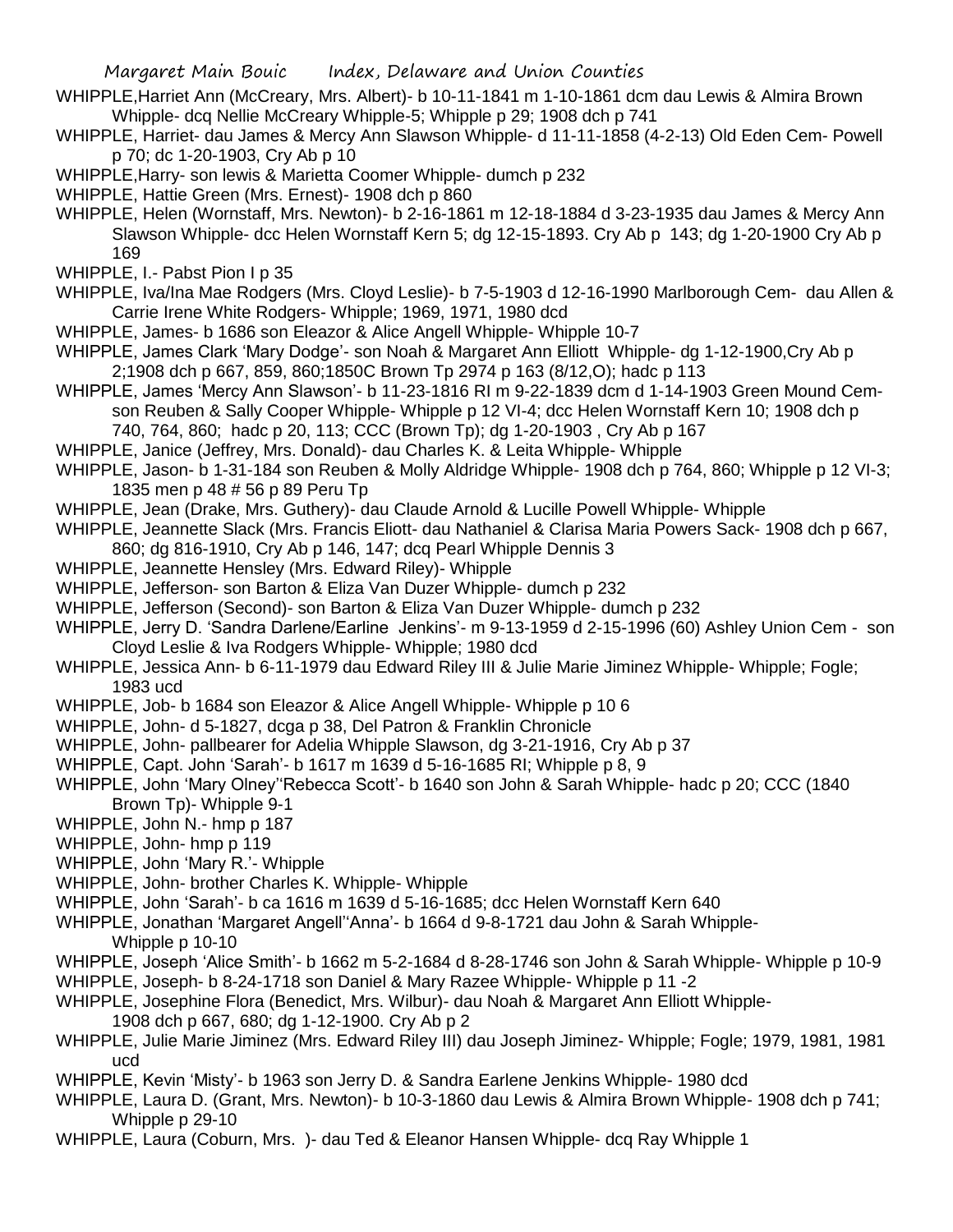WHIPPLE,Harriet Ann (McCreary, Mrs. Albert)- b 10-11-1841 m 1-10-1861 dcm dau Lewis & Almira Brown Whipple- dcq Nellie McCreary Whipple-5; Whipple p 29; 1908 dch p 741

WHIPPLE, Harriet- dau James & Mercy Ann Slawson Whipple- d 11-11-1858 (4-2-13) Old Eden Cem- Powell p 70; dc 1-20-1903, Cry Ab p 10

WHIPPLE,Harry- son lewis & Marietta Coomer Whipple- dumch p 232

WHIPPLE, Hattie Green (Mrs. Ernest)- 1908 dch p 860

WHIPPLE, Helen (Wornstaff, Mrs. Newton)- b 2-16-1861 m 12-18-1884 d 3-23-1935 dau James & Mercy Ann Slawson Whipple- dcc Helen Wornstaff Kern 5; dg 12-15-1893. Cry Ab p 143; dg 1-20-1900 Cry Ab p 169

WHIPPLE, I.- Pabst Pion I p 35

WHIPPLE, Iva/Ina Mae Rodgers (Mrs. Cloyd Leslie)- b 7-5-1903 d 12-16-1990 Marlborough Cem- dau Allen & Carrie Irene White Rodgers- Whipple; 1969, 1971, 1980 dcd

WHIPPLE, James- b 1686 son Eleazor & Alice Angell Whipple- Whipple 10-7

WHIPPLE, James Clark 'Mary Dodge'- son Noah & Margaret Ann Elliott Whipple- dg 1-12-1900,Cry Ab p 2;1908 dch p 667, 859, 860;1850C Brown Tp 2974 p 163 (8/12,O); hadc p 113

WHIPPLE, James 'Mercy Ann Slawson'- b 11-23-1816 RI m 9-22-1839 dcm d 1-14-1903 Green Mound Cem- son Reuben & Sally Cooper Whipple- Whipple p 12 VI-4; dcc Helen Wornstaff Kern 10; 1908 dch p 740, 764, 860; hadc p 20, 113; CCC (Brown Tp); dg 1-20-1903 , Cry Ab p 167

WHIPPLE, Janice (Jeffrey, Mrs. Donald)- dau Charles K. & Leita Whipple- Whipple

WHIPPLE, Jason- b 1-31-184 son Reuben & Molly Aldridge Whipple- 1908 dch p 764, 860; Whipple p 12 VI-3; 1835 men p 48 # 56 p 89 Peru Tp

WHIPPLE, Jean (Drake, Mrs. Guthery)- dau Claude Arnold & Lucille Powell Whipple- Whipple

WHIPPLE, Jeannette Slack (Mrs. Francis Eliott- dau Nathaniel & Clarisa Maria Powers Sack- 1908 dch p 667, 860; dg 816-1910, Cry Ab p 146, 147; dcq Pearl Whipple Dennis 3

WHIPPLE, Jeannette Hensley (Mrs. Edward Riley)- Whipple

WHIPPLE, Jefferson- son Barton & Eliza Van Duzer Whipple- dumch p 232

WHIPPLE, Jefferson (Second)- son Barton & Eliza Van Duzer Whipple- dumch p 232

WHIPPLE, Jerry D. 'Sandra Darlene/Earline Jenkins'- m 9-13-1959 d 2-15-1996 (60) Ashley Union Cem - son Cloyd Leslie & Iva Rodgers Whipple- Whipple; 1980 dcd

WHIPPLE, Jessica Ann- b 6-11-1979 dau Edward Riley III & Julie Marie Jiminez Whipple- Whipple; Fogle; 1983 ucd

WHIPPLE, Job- b 1684 son Eleazor & Alice Angell Whipple- Whipple p 10 6

WHIPPLE, John- d 5-1827, dcga p 38, Del Patron & Franklin Chronicle

WHIPPLE, John- pallbearer for Adelia Whipple Slawson, dg 3-21-1916, Cry Ab p 37

WHIPPLE, Capt. John 'Sarah'- b 1617 m 1639 d 5-16-1685 RI; Whipple p 8, 9

WHIPPLE, John 'Mary Olney''Rebecca Scott'- b 1640 son John & Sarah Whipple- hadc p 20; CCC (1840 Brown Tp)- Whipple 9-1

WHIPPLE, John N.- hmp p 187

WHIPPLE, John- hmp p 119

WHIPPLE, John 'Mary R.'- Whipple

WHIPPLE, John- brother Charles K. Whipple- Whipple

WHIPPLE, John 'Sarah'- b ca 1616 m 1639 d 5-16-1685; dcc Helen Wornstaff Kern 640

WHIPPLE, Jonathan 'Margaret Angell''Anna'- b 1664 d 9-8-1721 dau John & Sarah Whipple- Whipple p 10-10

WHIPPLE, Joseph 'Alice Smith'- b 1662 m 5-2-1684 d 8-28-1746 son John & Sarah Whipple- Whipple p 10-9

WHIPPLE, Joseph- b 8-24-1718 son Daniel & Mary Razee Whipple- Whipple p 11 -2

WHIPPLE, Josephine Flora (Benedict, Mrs. Wilbur)- dau Noah & Margaret Ann Elliott Whipple- 1908 dch p 667, 680; dg 1-12-1900. Cry Ab p 2

WHIPPLE, Julie Marie Jiminez (Mrs. Edward Riley III) dau Joseph Jiminez- Whipple; Fogle; 1979, 1981, 1981 ucd

WHIPPLE, Kevin 'Misty'- b 1963 son Jerry D. & Sandra Earlene Jenkins Whipple- 1980 dcd

WHIPPLE, Laura D. (Grant, Mrs. Newton)- b 10-3-1860 dau Lewis & Almira Brown Whipple- 1908 dch p 741; Whipple p 29-10

WHIPPLE, Laura (Coburn, Mrs. )- dau Ted & Eleanor Hansen Whipple- dcq Ray Whipple 1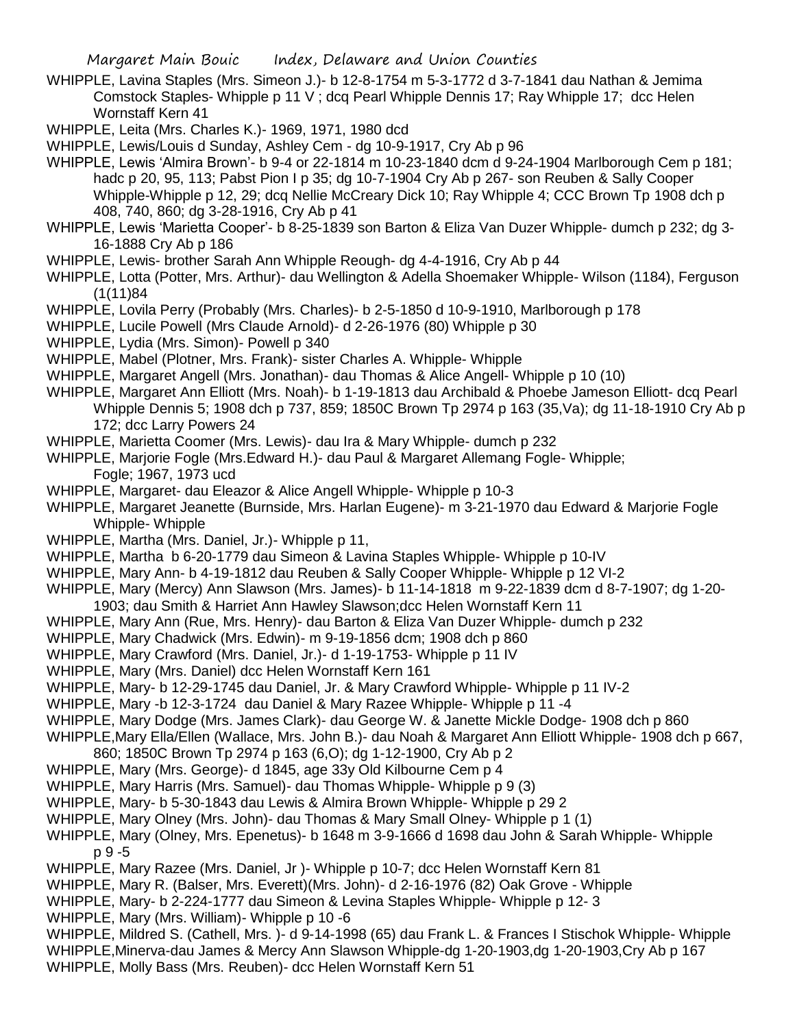WHIPPLE, Lavina Staples (Mrs. Simeon J.)- b 12-8-1754 m 5-3-1772 d 3-7-1841 dau Nathan & Jemima Comstock Staples- Whipple p 11 V ; dcq Pearl Whipple Dennis 17; Ray Whipple 17; dcc Helen Wornstaff Kern 41

WHIPPLE, Leita (Mrs. Charles K.)- 1969, 1971, 1980 dcd

WHIPPLE, Lewis/Louis d Sunday, Ashley Cem - dg 10-9-1917, Cry Ab p 96

WHIPPLE, Lewis 'Almira Brown'- b 9-4 or 22-1814 m 10-23-1840 dcm d 9-24-1904 Marlborough Cem p 181; hadc p 20, 95, 113; Pabst Pion I p 35; dg 10-7-1904 Cry Ab p 267- son Reuben & Sally Cooper Whipple-Whipple p 12, 29; dcq Nellie McCreary Dick 10; Ray Whipple 4; CCC Brown Tp 1908 dch p 408, 740, 860; dg 3-28-1916, Cry Ab p 41

WHIPPLE, Lewis 'Marietta Cooper'- b 8-25-1839 son Barton & Eliza Van Duzer Whipple- dumch p 232; dg 3-16-1888 Cry Ab p 186

WHIPPLE, Lewis- brother Sarah Ann Whipple Reough- dg 4-4-1916, Cry Ab p 44

WHIPPLE, Lotta (Potter, Mrs. Arthur)- dau Wellington & Adella Shoemaker Whipple- Wilson (1184), Ferguson (1(11)84

WHIPPLE, Lovila Perry (Probably (Mrs. Charles)- b 2-5-1850 d 10-9-1910, Marlborough p 178

WHIPPLE, Lucile Powell (Mrs Claude Arnold)- d 2-26-1976 (80) Whipple p 30

WHIPPLE, Lydia (Mrs. Simon)- Powell p 340

WHIPPLE, Mabel (Plotner, Mrs. Frank)- sister Charles A. Whipple- Whipple

WHIPPLE, Margaret Angell (Mrs. Jonathan)- dau Thomas & Alice Angell- Whipple p 10 (10)

WHIPPLE, Margaret Ann Elliott (Mrs. Noah)- b 1-19-1813 dau Archibald & Phoebe Jameson Elliott- dcq Pearl Whipple Dennis 5; 1908 dch p 737, 859; 1850C Brown Tp 2974 p 163 (35,Va); dg 11-18-1910 Cry Ab p 172; dcc Larry Powers 24

WHIPPLE, Marietta Coomer (Mrs. Lewis)- dau Ira & Mary Whipple- dumch p 232

WHIPPLE, Marjorie Fogle (Mrs.Edward H.)- dau Paul & Margaret Allemang Fogle- Whipple; Fogle; 1967, 1973 ucd

WHIPPLE, Margaret- dau Eleazor & Alice Angell Whipple- Whipple p 10-3

WHIPPLE, Margaret Jeanette (Burnside, Mrs. Harlan Eugene)- m 3-21-1970 dau Edward & Marjorie Fogle Whipple- Whipple

WHIPPLE, Martha (Mrs. Daniel, Jr.)- Whipple p 11,

WHIPPLE, Martha b 6-20-1779 dau Simeon & Lavina Staples Whipple- Whipple p 10-IV

WHIPPLE, Mary Ann- b 4-19-1812 dau Reuben & Sally Cooper Whipple- Whipple p 12 VI-2

WHIPPLE, Mary (Mercy) Ann Slawson (Mrs. James)- b 11-14-1818 m 9-22-1839 dcm d 8-7-1907; dg 1-20-1903; dau Smith & Harriet Ann Hawley Slawson;dcc Helen Wornstaff Kern 11

WHIPPLE, Mary Ann (Rue, Mrs. Henry)- dau Barton & Eliza Van Duzer Whipple- dumch p 232

WHIPPLE, Mary Chadwick (Mrs. Edwin)- m 9-19-1856 dcm; 1908 dch p 860

WHIPPLE, Mary Crawford (Mrs. Daniel, Jr.)- d 1-19-1753- Whipple p 11 IV

WHIPPLE, Mary (Mrs. Daniel) dcc Helen Wornstaff Kern 161

WHIPPLE, Mary- b 12-29-1745 dau Daniel, Jr. & Mary Crawford Whipple- Whipple p 11 IV-2

WHIPPLE, Mary -b 12-3-1724 dau Daniel & Mary Razee Whipple- Whipple p 11 -4

WHIPPLE, Mary Dodge (Mrs. James Clark)- dau George W. & Janette Mickle Dodge- 1908 dch p 860

WHIPPLE,Mary Ella/Ellen (Wallace, Mrs. John B.)- dau Noah & Margaret Ann Elliott Whipple- 1908 dch p 667, 860; 1850C Brown Tp 2974 p 163 (6,O); dg 1-12-1900, Cry Ab p 2

WHIPPLE, Mary (Mrs. George)- d 1845, age 33y Old Kilbourne Cem p 4

WHIPPLE, Mary Harris (Mrs. Samuel)- dau Thomas Whipple- Whipple p 9 (3)

WHIPPLE, Mary- b 5-30-1843 dau Lewis & Almira Brown Whipple- Whipple p 29 2

WHIPPLE, Mary Olney (Mrs. John)- dau Thomas & Mary Small Olney- Whipple p 1 (1)

WHIPPLE, Mary (Olney, Mrs. Epenetus)- b 1648 m 3-9-1666 d 1698 dau John & Sarah Whipple- Whipple p 9 -5

WHIPPLE, Mary Razee (Mrs. Daniel, Jr )- Whipple p 10-7; dcc Helen Wornstaff Kern 81

WHIPPLE, Mary R. (Balser, Mrs. Everett)(Mrs. John)- d 2-16-1976 (82) Oak Grove - Whipple

WHIPPLE, Mary- b 2-224-1777 dau Simeon & Levina Staples Whipple- Whipple p 12- 3

WHIPPLE, Mary (Mrs. William)- Whipple p 10 -6

WHIPPLE, Mildred S. (Cathell, Mrs. )- d 9-14-1998 (65) dau Frank L. & Frances I Stischok Whipple- Whipple

WHIPPLE,Minerva-dau James & Mercy Ann Slawson Whipple-dg 1-20-1903,dg 1-20-1903,Cry Ab p 167

WHIPPLE, Molly Bass (Mrs. Reuben)- dcc Helen Wornstaff Kern 51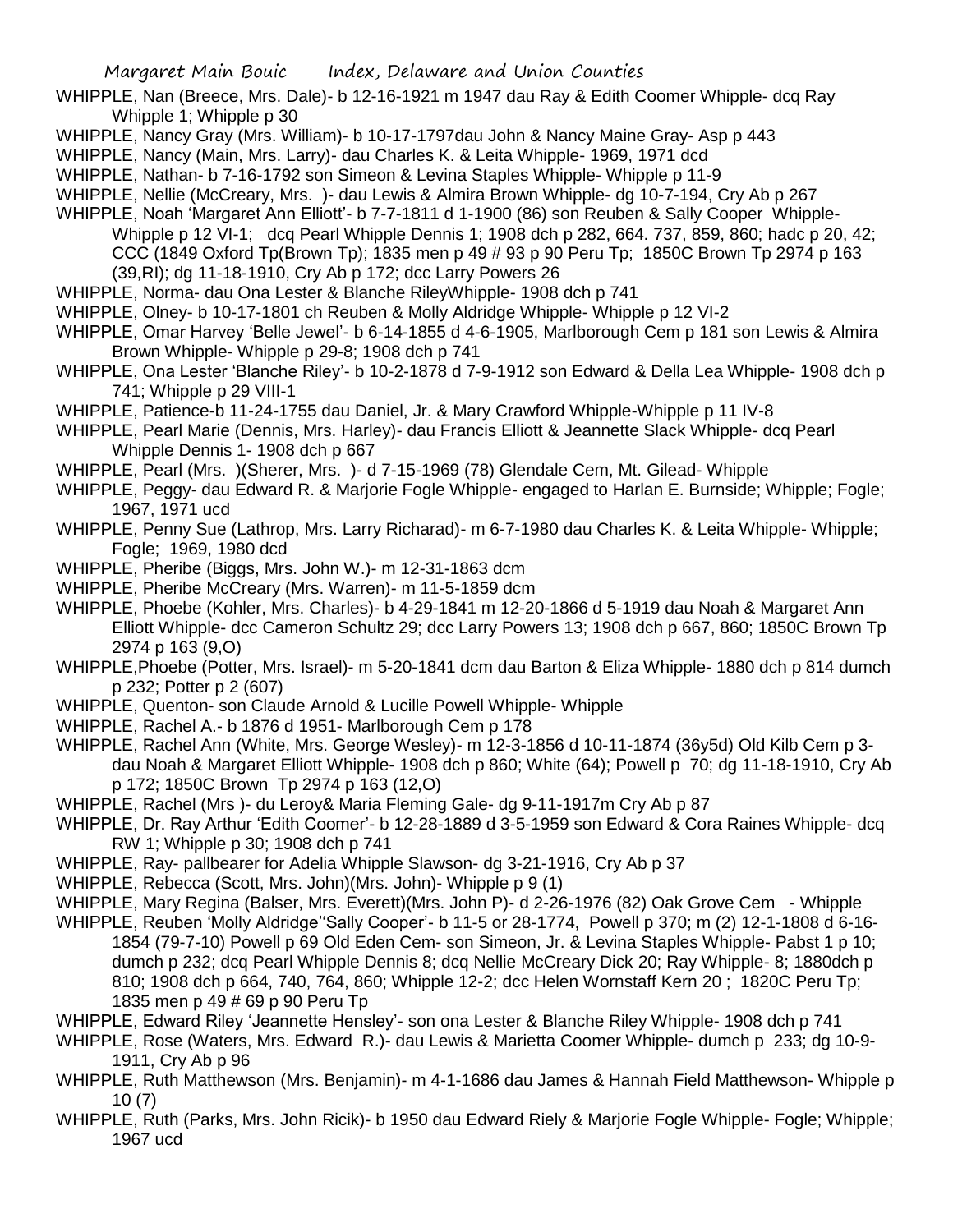WHIPPLE, Nan (Breece, Mrs. Dale)- b 12-16-1921 m 1947 dau Ray & Edith Coomer Whipple- dcq Ray Whipple 1; Whipple p 30

WHIPPLE, Nancy Gray (Mrs. William)- b 10-17-1797dau John & Nancy Maine Gray- Asp p 443

WHIPPLE, Nancy (Main, Mrs. Larry)- dau Charles K. & Leita Whipple- 1969, 1971 dcd

WHIPPLE, Nathan- b 7-16-1792 son Simeon & Levina Staples Whipple- Whipple p 11-9

WHIPPLE, Nellie (McCreary, Mrs. )- dau Lewis & Almira Brown Whipple- dg 10-7-194, Cry Ab p 267

WHIPPLE, Noah 'Margaret Ann Elliott'- b 7-7-1811 d 1-1900 (86) son Reuben & Sally Cooper Whipple- Whipple p 12 VI-1; dcq Pearl Whipple Dennis 1; 1908 dch p 282, 664. 737, 859, 860; hadc p 20, 42; CCC (1849 Oxford Tp(Brown Tp); 1835 men p 49 # 93 p 90 Peru Tp; 1850C Brown Tp 2974 p 163 (39,RI); dg 11-18-1910, Cry Ab p 172; dcc Larry Powers 26

WHIPPLE, Norma- dau Ona Lester & Blanche RileyWhipple- 1908 dch p 741

WHIPPLE, Olney- b 10-17-1801 ch Reuben & Molly Aldridge Whipple- Whipple p 12 VI-2

WHIPPLE, Omar Harvey 'Belle Jewel'- b 6-14-1855 d 4-6-1905, Marlborough Cem p 181 son Lewis & Almira Brown Whipple- Whipple p 29-8; 1908 dch p 741

WHIPPLE, Ona Lester 'Blanche Riley'- b 10-2-1878 d 7-9-1912 son Edward & Della Lea Whipple- 1908 dch p 741; Whipple p 29 VIII-1

WHIPPLE, Patience-b 11-24-1755 dau Daniel, Jr. & Mary Crawford Whipple-Whipple p 11 IV-8

WHIPPLE, Pearl Marie (Dennis, Mrs. Harley)- dau Francis Elliott & Jeannette Slack Whipple- dcq Pearl Whipple Dennis 1- 1908 dch p 667

WHIPPLE, Pearl (Mrs. )(Sherer, Mrs. )- d 7-15-1969 (78) Glendale Cem, Mt. Gilead- Whipple

WHIPPLE, Peggy- dau Edward R. & Marjorie Fogle Whipple- engaged to Harlan E. Burnside; Whipple; Fogle; 1967, 1971 ucd

WHIPPLE, Penny Sue (Lathrop, Mrs. Larry Richarad)- m 6-7-1980 dau Charles K. & Leita Whipple- Whipple; Fogle; 1969, 1980 dcd

WHIPPLE, Pheribe (Biggs, Mrs. John W.)- m 12-31-1863 dcm

WHIPPLE, Pheribe McCreary (Mrs. Warren)- m 11-5-1859 dcm

WHIPPLE, Phoebe (Kohler, Mrs. Charles)- b 4-29-1841 m 12-20-1866 d 5-1919 dau Noah & Margaret Ann Elliott Whipple- dcc Cameron Schultz 29; dcc Larry Powers 13; 1908 dch p 667, 860; 1850C Brown Tp 2974 p 163 (9,O)

WHIPPLE,Phoebe (Potter, Mrs. Israel)- m 5-20-1841 dcm dau Barton & Eliza Whipple- 1880 dch p 814 dumch p 232; Potter p 2 (607)

WHIPPLE, Quenton- son Claude Arnold & Lucille Powell Whipple- Whipple

WHIPPLE, Rachel A.- b 1876 d 1951- Marlborough Cem p 178

WHIPPLE, Rachel Ann (White, Mrs. George Wesley)- m 12-3-1856 d 10-11-1874 (36y5d) Old Kilb Cem p 3- dau Noah & Margaret Elliott Whipple- 1908 dch p 860; White (64); Powell p 70; dg 11-18-1910, Cry Ab p 172; 1850C Brown Tp 2974 p 163 (12,O)

WHIPPLE, Rachel (Mrs )- du Leroy& Maria Fleming Gale- dg 9-11-1917m Cry Ab p 87

WHIPPLE, Dr. Ray Arthur 'Edith Coomer'- b 12-28-1889 d 3-5-1959 son Edward & Cora Raines Whipple- dcq RW 1; Whipple p 30; 1908 dch p 741

WHIPPLE, Ray- pallbearer for Adelia Whipple Slawson- dg 3-21-1916, Cry Ab p 37

WHIPPLE, Rebecca (Scott, Mrs. John)(Mrs. John)- Whipple p 9 (1)

WHIPPLE, Mary Regina (Balser, Mrs. Everett)(Mrs. John P)- d 2-26-1976 (82) Oak Grove Cem - Whipple

WHIPPLE, Reuben 'Molly Aldridge''Sally Cooper'- b 11-5 or 28-1774, Powell p 370; m (2) 12-1-1808 d 6-16-1854 (79-7-10) Powell p 69 Old Eden Cem- son Simeon, Jr. & Levina Staples Whipple- Pabst 1 p 10; dumch p 232; dcq Pearl Whipple Dennis 8; dcq Nellie McCreary Dick 20; Ray Whipple- 8; 1880dch p 810; 1908 dch p 664, 740, 764, 860; Whipple 12-2; dcc Helen Wornstaff Kern 20 ; 1820C Peru Tp; 1835 men p 49 # 69 p 90 Peru Tp

WHIPPLE, Edward Riley 'Jeannette Hensley'- son ona Lester & Blanche Riley Whipple- 1908 dch p 741

WHIPPLE, Rose (Waters, Mrs. Edward R.)- dau Lewis & Marietta Coomer Whipple- dumch p 233; dg 10-9-1911, Cry Ab p 96

WHIPPLE, Ruth Matthewson (Mrs. Benjamin)- m 4-1-1686 dau James & Hannah Field Matthewson- Whipple p 10 (7)

WHIPPLE, Ruth (Parks, Mrs. John Ricik)- b 1950 dau Edward Riely & Marjorie Fogle Whipple- Fogle; Whipple; 1967 ucd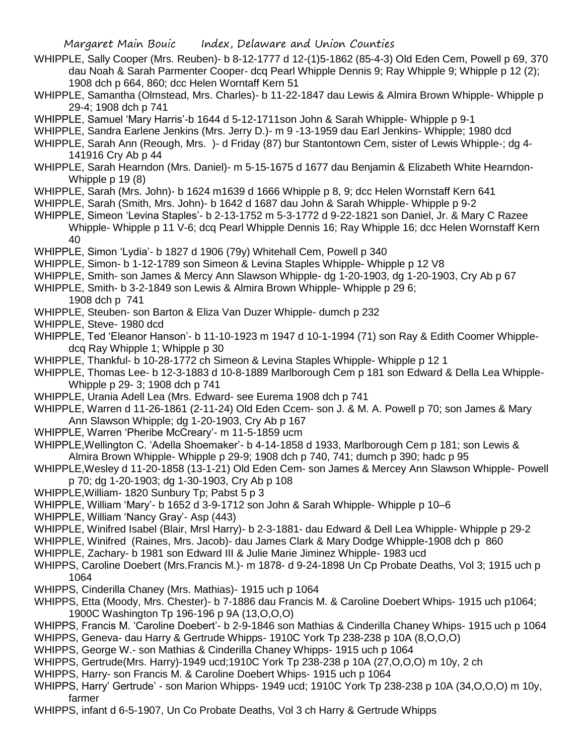WHIPPLE, Sally Cooper (Mrs. Reuben)- b 8-12-1777 d 12-(1)5-1862 (85-4-3) Old Eden Cem, Powell p 69, 370 dau Noah & Sarah Parmenter Cooper- dcq Pearl Whipple Dennis 9; Ray Whipple 9; Whipple p 12 (2); 1908 dch p 664, 860; dcc Helen Worntaff Kern 51

WHIPPLE, Samantha (Olmstead, Mrs. Charles)- b 11-22-1847 dau Lewis & Almira Brown Whipple- Whipple p 29-4; 1908 dch p 741

WHIPPLE, Samuel 'Mary Harris'-b 1644 d 5-12-1711son John & Sarah Whipple- Whipple p 9-1

WHIPPLE, Sandra Earlene Jenkins (Mrs. Jerry D.)- m 9 -13-1959 dau Earl Jenkins- Whipple; 1980 dcd

WHIPPLE, Sarah Ann (Reough, Mrs. )- d Friday (87) bur Stantontown Cem, sister of Lewis Whipple-; dg 4-141916 Cry Ab p 44

WHIPPLE, Sarah Hearndon (Mrs. Daniel)- m 5-15-1675 d 1677 dau Benjamin & Elizabeth White Hearndon- Whipple p 19 (8)

WHIPPLE, Sarah (Mrs. John)- b 1624 m1639 d 1666 Whipple p 8, 9; dcc Helen Wornstaff Kern 641

WHIPPLE, Sarah (Smith, Mrs. John)- b 1642 d 1687 dau John & Sarah Whipple- Whipple p 9-2

WHIPPLE, Simeon 'Levina Staples'- b 2-13-1752 m 5-3-1772 d 9-22-1821 son Daniel, Jr. & Mary C Razee Whipple- Whipple p 11 V-6; dcq Pearl Whipple Dennis 16; Ray Whipple 16; dcc Helen Wornstaff Kern 40

WHIPPLE, Simon 'Lydia'- b 1827 d 1906 (79y) Whitehall Cem, Powell p 340

WHIPPLE, Simon- b 1-12-1789 son Simeon & Levina Staples Whipple- Whipple p 12 V8

WHIPPLE, Smith- son James & Mercy Ann Slawson Whipple- dg 1-20-1903, dg 1-20-1903, Cry Ab p 67

WHIPPLE, Smith- b 3-2-1849 son Lewis & Almira Brown Whipple- Whipple p 29 6; 1908 dch p 741

WHIPPLE, Steuben- son Barton & Eliza Van Duzer Whipple- dumch p 232

WHIPPLE, Steve- 1980 dcd

WHIPPLE, Ted 'Eleanor Hanson'- b 11-10-1923 m 1947 d 10-1-1994 (71) son Ray & Edith Coomer Whipple- dcq Ray Whipple 1; Whipple p 30

WHIPPLE, Thankful- b 10-28-1772 ch Simeon & Levina Staples Whipple- Whipple p 12 1

WHIPPLE, Thomas Lee- b 12-3-1883 d 10-8-1889 Marlborough Cem p 181 son Edward & Della Lea Whipple- Whipple p 29- 3; 1908 dch p 741

WHIPPLE, Urania Adell Lea (Mrs. Edward- see Eurema 1908 dch p 741

WHIPPLE, Warren d 11-26-1861 (2-11-24) Old Eden Ccem- son J. & M. A. Powell p 70; son James & Mary Ann Slawson Whipple; dg 1-20-1903, Cry Ab p 167

WHIPPLE, Warren 'Pheribe McCreary'- m 11-5-1859 ucm

WHIPPLE,Wellington C. 'Adella Shoemaker'- b 4-14-1858 d 1933, Marlborough Cem p 181; son Lewis & Almira Brown Whipple- Whipple p 29-9; 1908 dch p 740, 741; dumch p 390; hadc p 95

WHIPPLE,Wesley d 11-20-1858 (13-1-21) Old Eden Cem- son James & Mercey Ann Slawson Whipple- Powell p 70; dg 1-20-1903; dg 1-30-1903, Cry Ab p 108

WHIPPLE,William- 1820 Sunbury Tp; Pabst 5 p 3

WHIPPLE, William 'Mary'- b 1652 d 3-9-1712 son John & Sarah Whipple- Whipple p 10–6

WHIPPLE, William 'Nancy Gray'- Asp (443)

WHIPPLE, Winifred Isabel (Blair, Mrsl Harry)- b 2-3-1881- dau Edward & Dell Lea Whipple- Whipple p 29-2

WHIPPLE, Winifred (Raines, Mrs. Jacob)- dau James Clark & Mary Dodge Whipple-1908 dch p 860

WHIPPLE, Zachary- b 1981 son Edward III & Julie Marie Jiminez Whipple- 1983 ucd

WHIPPS, Caroline Doebert (Mrs.Francis M.)- m 1878- d 9-24-1898 Un Cp Probate Deaths, Vol 3; 1915 uch p 1064

WHIPPS, Cinderilla Chaney (Mrs. Mathias)- 1915 uch p 1064

WHIPPS, Etta (Moody, Mrs. Chester)- b 7-1886 dau Francis M. & Caroline Doebert Whips- 1915 uch p1064; 1900C Washington Tp 196-196 p 9A (13,O,O,O)

WHIPPS, Francis M. 'Caroline Doebert'- b 2-9-1846 son Mathias & Cinderilla Chaney Whips- 1915 uch p 1064

WHIPPS, Geneva- dau Harry & Gertrude Whipps- 1910C York Tp 238-238 p 10A (8,O,O,O)

WHIPPS, George W.- son Mathias & Cinderilla Chaney Whipps- 1915 uch p 1064

WHIPPS, Gertrude(Mrs. Harry)-1949 ucd;1910C York Tp 238-238 p 10A (27,O,O,O) m 10y, 2 ch

WHIPPS, Harry- son Francis M. & Caroline Doebert Whips- 1915 uch p 1064

WHIPPS, Harry' Gertrude' - son Marion Whipps- 1949 ucd; 1910C York Tp 238-238 p 10A (34,O,O,O) m 10y, farmer

WHIPPS, infant d 6-5-1907, Un Co Probate Deaths, Vol 3 ch Harry & Gertrude Whipps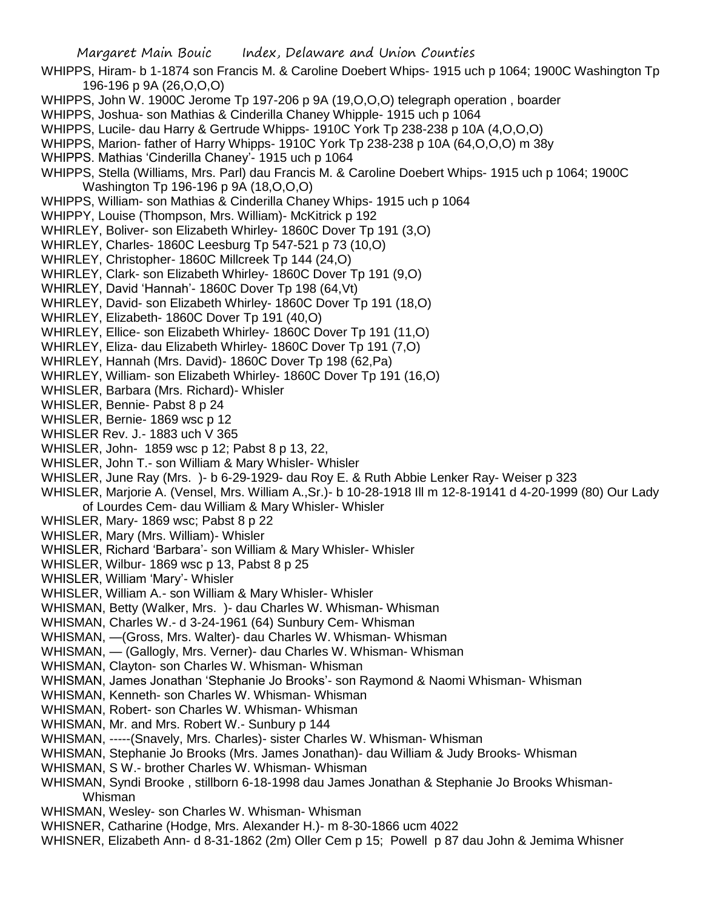WHIPPS, Hiram- b 1-1874 son Francis M. & Caroline Doebert Whips- 1915 uch p 1064; 1900C Washington Tp 196-196 p 9A (26,O,O,O)

WHIPPS, John W. 1900C Jerome Tp 197-206 p 9A (19,O,O,O) telegraph operation , boarder

WHIPPS, Joshua- son Mathias & Cinderilla Chaney Whipple- 1915 uch p 1064

WHIPPS, Lucile- dau Harry & Gertrude Whipps- 1910C York Tp 238-238 p 10A (4,O,O,O)

WHIPPS, Marion- father of Harry Whipps- 1910C York Tp 238-238 p 10A (64,O,O,O) m 38y

WHIPPS. Mathias 'Cinderilla Chaney'- 1915 uch p 1064

WHIPPS, Stella (Williams, Mrs. Parl) dau Francis M. & Caroline Doebert Whips- 1915 uch p 1064; 1900C Washington Tp 196-196 p 9A (18,O,O,O)

WHIPPS, William- son Mathias & Cinderilla Chaney Whips- 1915 uch p 1064

WHIPPY, Louise (Thompson, Mrs. William)- McKitrick p 192

WHIRLEY, Boliver- son Elizabeth Whirley- 1860C Dover Tp 191 (3,O)

WHIRLEY, Charles- 1860C Leesburg Tp 547-521 p 73 (10,O)

WHIRLEY, Christopher- 1860C Millcreek Tp 144 (24,O)

WHIRLEY, Clark- son Elizabeth Whirley- 1860C Dover Tp 191 (9,O)

WHIRLEY, David 'Hannah'- 1860C Dover Tp 198 (64,Vt)

WHIRLEY, David- son Elizabeth Whirley- 1860C Dover Tp 191 (18,O)

WHIRLEY, Elizabeth- 1860C Dover Tp 191 (40,O)

WHIRLEY, Ellice- son Elizabeth Whirley- 1860C Dover Tp 191 (11,O)

WHIRLEY, Eliza- dau Elizabeth Whirley- 1860C Dover Tp 191 (7,O)

WHIRLEY, Hannah (Mrs. David)- 1860C Dover Tp 198 (62,Pa)

WHIRLEY, William- son Elizabeth Whirley- 1860C Dover Tp 191 (16,O)

WHISLER, Barbara (Mrs. Richard)- Whisler

WHISLER, Bennie- Pabst 8 p 24

WHISLER, Bernie- 1869 wsc p 12

WHISLER Rev. J.- 1883 uch V 365

WHISLER, John- 1859 wsc p 12; Pabst 8 p 13, 22,

WHISLER, John T.- son William & Mary Whisler- Whisler

WHISLER, June Ray (Mrs. )- b 6-29-1929- dau Roy E. & Ruth Abbie Lenker Ray- Weiser p 323

WHISLER, Marjorie A. (Vensel, Mrs. William A.,Sr.)- b 10-28-1918 Ill m 12-8-19141 d 4-20-1999 (80) Our Lady of Lourdes Cem- dau William & Mary Whisler- Whisler

WHISLER, Mary- 1869 wsc; Pabst 8 p 22

WHISLER, Mary (Mrs. William)- Whisler

WHISLER, Richard 'Barbara'- son William & Mary Whisler- Whisler

WHISLER, Wilbur- 1869 wsc p 13, Pabst 8 p 25

WHISLER, William 'Mary'- Whisler

WHISLER, William A.- son William & Mary Whisler- Whisler

WHISMAN, Betty (Walker, Mrs. )- dau Charles W. Whisman- Whisman

WHISMAN, Charles W.- d 3-24-1961 (64) Sunbury Cem- Whisman

WHISMAN, —(Gross, Mrs. Walter)- dau Charles W. Whisman- Whisman

WHISMAN, — (Gallogly, Mrs. Verner)- dau Charles W. Whisman- Whisman

WHISMAN, Clayton- son Charles W. Whisman- Whisman

WHISMAN, James Jonathan 'Stephanie Jo Brooks'- son Raymond & Naomi Whisman- Whisman

WHISMAN, Kenneth- son Charles W. Whisman- Whisman

WHISMAN, Robert- son Charles W. Whisman- Whisman

WHISMAN, Mr. and Mrs. Robert W.- Sunbury p 144

WHISMAN, -----(Snavely, Mrs. Charles)- sister Charles W. Whisman- Whisman

WHISMAN, Stephanie Jo Brooks (Mrs. James Jonathan)- dau William & Judy Brooks- Whisman

WHISMAN, S W.- brother Charles W. Whisman- Whisman

WHISMAN, Syndi Brooke , stillborn 6-18-1998 dau James Jonathan & Stephanie Jo Brooks Whisman- Whisman

WHISMAN, Wesley- son Charles W. Whisman- Whisman

WHISNER, Catharine (Hodge, Mrs. Alexander H.)- m 8-30-1866 ucm 4022

WHISNER, Elizabeth Ann- d 8-31-1862 (2m) Oller Cem p 15; Powell p 87 dau John & Jemima Whisner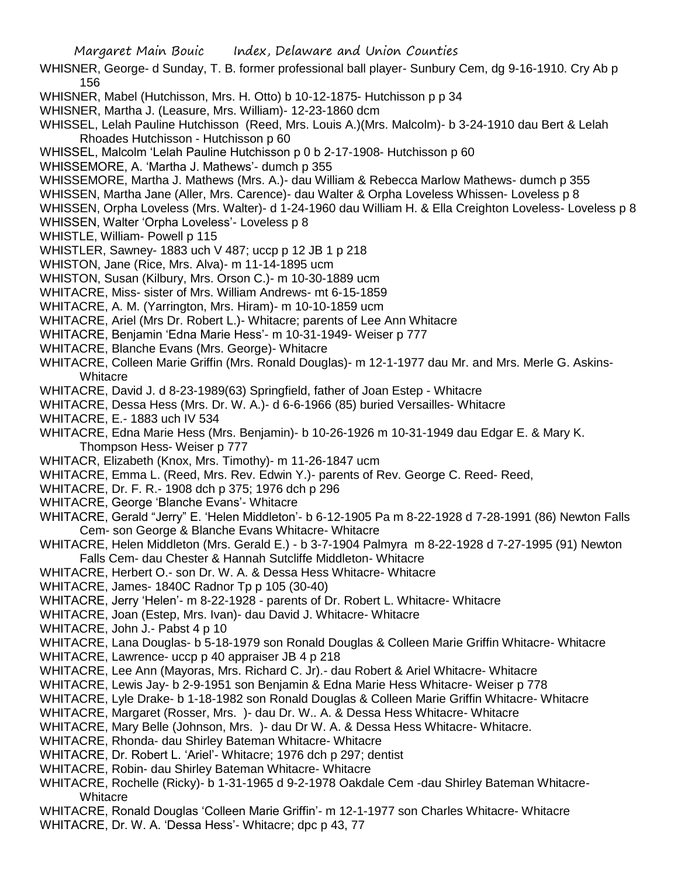WHISNER, George- d Sunday, T. B. former professional ball player- Sunbury Cem, dg 9-16-1910. Cry Ab p 156

WHISNER, Mabel (Hutchisson, Mrs. H. Otto) b 10-12-1875- Hutchisson p p 34

WHISNER, Martha J. (Leasure, Mrs. William)- 12-23-1860 dcm

WHISSEL, Lelah Pauline Hutchisson (Reed, Mrs. Louis A.)(Mrs. Malcolm)- b 3-24-1910 dau Bert & Lelah Rhoades Hutchisson - Hutchisson p 60

WHISSEL, Malcolm 'Lelah Pauline Hutchisson p 0 b 2-17-1908- Hutchisson p 60

WHISSEMORE, A. 'Martha J. Mathews'- dumch p 355

WHISSEMORE, Martha J. Mathews (Mrs. A.)- dau William & Rebecca Marlow Mathews- dumch p 355

WHISSEN, Martha Jane (Aller, Mrs. Carence)- dau Walter & Orpha Loveless Whissen- Loveless p 8

WHISSEN, Orpha Loveless (Mrs. Walter)- d 1-24-1960 dau William H. & Ella Creighton Loveless- Loveless p 8

WHISSEN, Walter 'Orpha Loveless'- Loveless p 8

WHISTLE, William- Powell p 115

WHISTLER, Sawney- 1883 uch V 487; uccp p 12 JB 1 p 218

WHISTON, Jane (Rice, Mrs. Alva)- m 11-14-1895 ucm

WHISTON, Susan (Kilbury, Mrs. Orson C.)- m 10-30-1889 ucm

WHITACRE, Miss- sister of Mrs. William Andrews- mt 6-15-1859

WHITACRE, A. M. (Yarrington, Mrs. Hiram)- m 10-10-1859 ucm

WHITACRE, Ariel (Mrs Dr. Robert L.)- Whitacre; parents of Lee Ann Whitacre

WHITACRE, Benjamin 'Edna Marie Hess'- m 10-31-1949- Weiser p 777

WHITACRE, Blanche Evans (Mrs. George)- Whitacre

WHITACRE, Colleen Marie Griffin (Mrs. Ronald Douglas)- m 12-1-1977 dau Mr. and Mrs. Merle G. Askins- Whitacre

WHITACRE, David J. d 8-23-1989(63) Springfield, father of Joan Estep - Whitacre

WHITACRE, Dessa Hess (Mrs. Dr. W. A.)- d 6-6-1966 (85) buried Versailles- Whitacre

WHITACRE, E.- 1883 uch IV 534

WHITACRE, Edna Marie Hess (Mrs. Benjamin)- b 10-26-1926 m 10-31-1949 dau Edgar E. & Mary K. Thompson Hess- Weiser p 777

WHITACR, Elizabeth (Knox, Mrs. Timothy)- m 11-26-1847 ucm

WHITACRE, Emma L. (Reed, Mrs. Rev. Edwin Y.)- parents of Rev. George C. Reed- Reed,

WHITACRE, Dr. F. R.- 1908 dch p 375; 1976 dch p 296

WHITACRE, George 'Blanche Evans'- Whitacre

WHITACRE, Gerald "Jerry" E. 'Helen Middleton'- b 6-12-1905 Pa m 8-22-1928 d 7-28-1991 (86) Newton Falls Cem- son George & Blanche Evans Whitacre- Whitacre

WHITACRE, Helen Middleton (Mrs. Gerald E.) - b 3-7-1904 Palmyra m 8-22-1928 d 7-27-1995 (91) Newton Falls Cem- dau Chester & Hannah Sutcliffe Middleton- Whitacre

WHITACRE, Herbert O.- son Dr. W. A. & Dessa Hess Whitacre- Whitacre

WHITACRE, James- 1840C Radnor Tp p 105 (30-40)

WHITACRE, Jerry 'Helen'- m 8-22-1928 - parents of Dr. Robert L. Whitacre- Whitacre

WHITACRE, Joan (Estep, Mrs. Ivan)- dau David J. Whitacre- Whitacre

WHITACRE, John J.- Pabst 4 p 10

WHITACRE, Lana Douglas- b 5-18-1979 son Ronald Douglas & Colleen Marie Griffin Whitacre- Whitacre

WHITACRE, Lawrence- uccp p 40 appraiser JB 4 p 218

WHITACRE, Lee Ann (Mayoras, Mrs. Richard C. Jr).- dau Robert & Ariel Whitacre- Whitacre

WHITACRE, Lewis Jay- b 2-9-1951 son Benjamin & Edna Marie Hess Whitacre- Weiser p 778

WHITACRE, Lyle Drake- b 1-18-1982 son Ronald Douglas & Colleen Marie Griffin Whitacre- Whitacre

WHITACRE, Margaret (Rosser, Mrs. )- dau Dr. W.. A. & Dessa Hess Whitacre- Whitacre

WHITACRE, Mary Belle (Johnson, Mrs. )- dau Dr W. A. & Dessa Hess Whitacre- Whitacre.

WHITACRE, Rhonda- dau Shirley Bateman Whitacre- Whitacre

WHITACRE, Dr. Robert L. 'Ariel'- Whitacre; 1976 dch p 297; dentist

WHITACRE, Robin- dau Shirley Bateman Whitacre- Whitacre

WHITACRE, Rochelle (Ricky)- b 1-31-1965 d 9-2-1978 Oakdale Cem -dau Shirley Bateman Whitacre- Whitacre

WHITACRE, Ronald Douglas 'Colleen Marie Griffin'- m 12-1-1977 son Charles Whitacre- Whitacre

WHITACRE, Dr. W. A. 'Dessa Hess'- Whitacre; dpc p 43, 77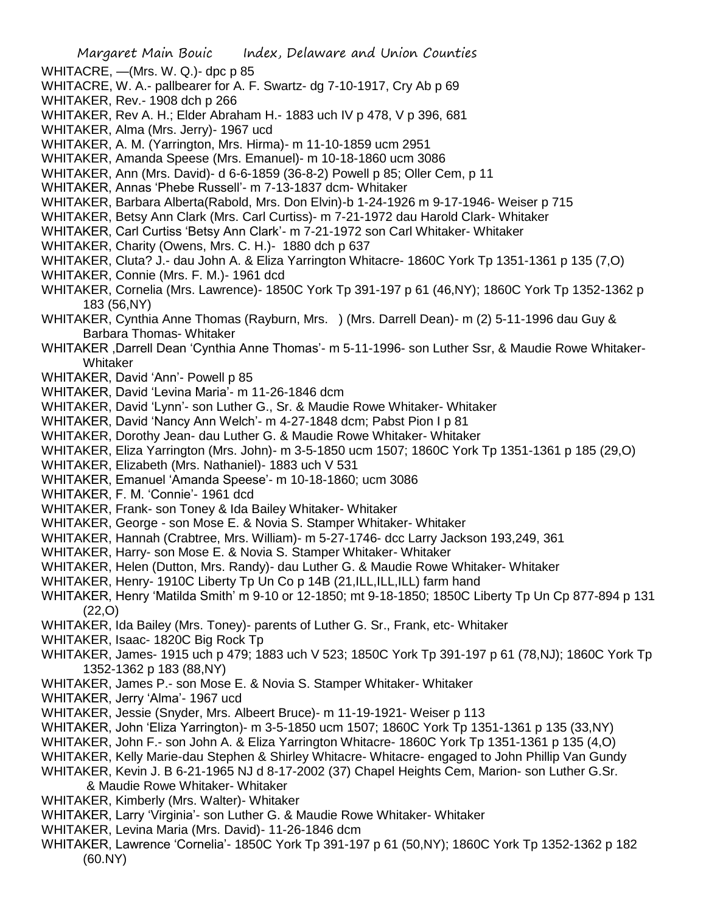WHITACRE, —(Mrs. W. Q.)- dpc p 85
WHITACRE, W. A.- pallbearer for A. F. Swartz- dg 7-10-1917, Cry Ab p 69
WHITAKER, Rev.- 1908 dch p 266
WHITAKER, Rev A. H.; Elder Abraham H.- 1883 uch IV p 478, V p 396, 681
WHITAKER, Alma (Mrs. Jerry)- 1967 ucd
WHITAKER, A. M. (Yarrington, Mrs. Hirma)- m 11-10-1859 ucm 2951
WHITAKER, Amanda Speese (Mrs. Emanuel)- m 10-18-1860 ucm 3086
WHITAKER, Ann (Mrs. David)- d 6-6-1859 (36-8-2) Powell p 85; Oller Cem, p 11
WHITAKER, Annas 'Phebe Russell'- m 7-13-1837 dcm- Whitaker
WHITAKER, Barbara Alberta(Rabold, Mrs. Don Elvin)-b 1-24-1926 m 9-17-1946- Weiser p 715
WHITAKER, Betsy Ann Clark (Mrs. Carl Curtiss)- m 7-21-1972 dau Harold Clark- Whitaker
WHITAKER, Carl Curtiss 'Betsy Ann Clark'- m 7-21-1972 son Carl Whitaker- Whitaker
WHITAKER, Charity (Owens, Mrs. C. H.)- 1880 dch p 637
WHITAKER, Cluta? J.- dau John A. & Eliza Yarrington Whitacre- 1860C York Tp 1351-1361 p 135 (7,O)
WHITAKER, Connie (Mrs. F. M.)- 1961 dcd
WHITAKER, Cornelia (Mrs. Lawrence)- 1850C York Tp 391-197 p 61 (46,NY); 1860C York Tp 1352-1362 p 183 (56,NY)
WHITAKER, Cynthia Anne Thomas (Rayburn, Mrs. ) (Mrs. Darrell Dean)- m (2) 5-11-1996 dau Guy & Barbara Thomas- Whitaker
WHITAKER ,Darrell Dean 'Cynthia Anne Thomas'- m 5-11-1996- son Luther Ssr, & Maudie Rowe Whitaker- Whitaker
WHITAKER, David 'Ann'- Powell p 85
WHITAKER, David 'Levina Maria'- m 11-26-1846 dcm
WHITAKER, David 'Lynn'- son Luther G., Sr. & Maudie Rowe Whitaker- Whitaker
WHITAKER, David 'Nancy Ann Welch'- m 4-27-1848 dcm; Pabst Pion I p 81
WHITAKER, Dorothy Jean- dau Luther G. & Maudie Rowe Whitaker- Whitaker
WHITAKER, Eliza Yarrington (Mrs. John)- m 3-5-1850 ucm 1507; 1860C York Tp 1351-1361 p 185 (29,O)
WHITAKER, Elizabeth (Mrs. Nathaniel)- 1883 uch V 531
WHITAKER, Emanuel 'Amanda Speese'- m 10-18-1860; ucm 3086
WHITAKER, F. M. 'Connie'- 1961 dcd
WHITAKER, Frank- son Toney & Ida Bailey Whitaker- Whitaker
WHITAKER, George - son Mose E. & Novia S. Stamper Whitaker- Whitaker
WHITAKER, Hannah (Crabtree, Mrs. William)- m 5-27-1746- dcc Larry Jackson 193,249, 361
WHITAKER, Harry- son Mose E. & Novia S. Stamper Whitaker- Whitaker
WHITAKER, Helen (Dutton, Mrs. Randy)- dau Luther G. & Maudie Rowe Whitaker- Whitaker
WHITAKER, Henry- 1910C Liberty Tp Un Co p 14B (21,ILL,ILL,ILL) farm hand
WHITAKER, Henry 'Matilda Smith' m 9-10 or 12-1850; mt 9-18-1850; 1850C Liberty Tp Un Cp 877-894 p 131 (22,O)
WHITAKER, Ida Bailey (Mrs. Toney)- parents of Luther G. Sr., Frank, etc- Whitaker
WHITAKER, Isaac- 1820C Big Rock Tp
WHITAKER, James- 1915 uch p 479; 1883 uch V 523; 1850C York Tp 391-197 p 61 (78,NJ); 1860C York Tp 1352-1362 p 183 (88,NY)
WHITAKER, James P.- son Mose E. & Novia S. Stamper Whitaker- Whitaker
WHITAKER, Jerry 'Alma'- 1967 ucd
WHITAKER, Jessie (Snyder, Mrs. Albeert Bruce)- m 11-19-1921- Weiser p 113
WHITAKER, John 'Eliza Yarrington)- m 3-5-1850 ucm 1507; 1860C York Tp 1351-1361 p 135 (33,NY)
WHITAKER, John F.- son John A. & Eliza Yarrington Whitacre- 1860C York Tp 1351-1361 p 135 (4,O)
WHITAKER, Kelly Marie-dau Stephen & Shirley Whitacre- Whitacre- engaged to John Phillip Van Gundy
WHITAKER, Kevin J. B 6-21-1965 NJ d 8-17-2002 (37) Chapel Heights Cem, Marion- son Luther G.Sr. & Maudie Rowe Whitaker- Whitaker
WHITAKER, Kimberly (Mrs. Walter)- Whitaker
WHITAKER, Larry 'Virginia'- son Luther G. & Maudie Rowe Whitaker- Whitaker
WHITAKER, Levina Maria (Mrs. David)- 11-26-1846 dcm
WHITAKER, Lawrence 'Cornelia'- 1850C York Tp 391-197 p 61 (50,NY); 1860C York Tp 1352-1362 p 182 (60.NY)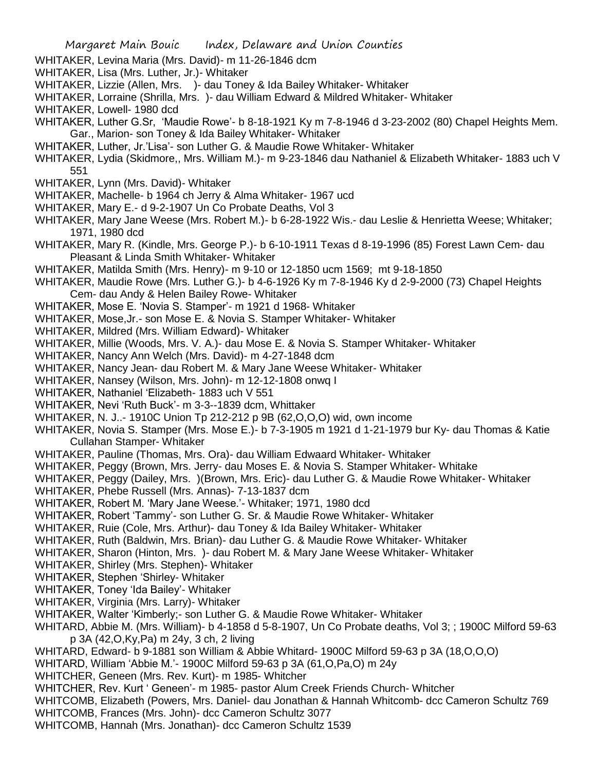WHITAKER, Levina Maria (Mrs. David)- m 11-26-1846 dcm
WHITAKER, Lisa (Mrs. Luther, Jr.)- Whitaker
WHITAKER, Lizzie (Allen, Mrs.  )- dau Toney & Ida Bailey Whitaker- Whitaker
WHITAKER, Lorraine (Shrilla, Mrs.  )- dau William Edward & Mildred Whitaker- Whitaker
WHITAKER, Lowell- 1980 dcd
WHITAKER, Luther G.Sr, 'Maudie Rowe'- b 8-18-1921 Ky m 7-8-1946 d 3-23-2002 (80) Chapel Heights Mem. Gar., Marion- son Toney & Ida Bailey Whitaker- Whitaker
WHITAKER, Luther, Jr.'Lisa'- son Luther G. & Maudie Rowe Whitaker- Whitaker
WHITAKER, Lydia (Skidmore,, Mrs. William M.)- m 9-23-1846 dau Nathaniel & Elizabeth Whitaker- 1883 uch V 551
WHITAKER, Lynn (Mrs. David)- Whitaker
WHITAKER, Machelle- b 1964 ch Jerry & Alma Whitaker- 1967 ucd
WHITAKER, Mary E.- d 9-2-1907 Un Co Probate Deaths, Vol 3
WHITAKER, Mary Jane Weese (Mrs. Robert M.)- b 6-28-1922 Wis.- dau Leslie & Henrietta Weese; Whitaker; 1971, 1980 dcd
WHITAKER, Mary R. (Kindle, Mrs. George P.)- b 6-10-1911 Texas d 8-19-1996 (85) Forest Lawn Cem- dau Pleasant & Linda Smith Whitaker- Whitaker
WHITAKER, Matilda Smith (Mrs. Henry)- m 9-10 or 12-1850 ucm 1569; mt 9-18-1850
WHITAKER, Maudie Rowe (Mrs. Luther G.)- b 4-6-1926 Ky m 7-8-1946 Ky d 2-9-2000 (73) Chapel Heights Cem- dau Andy & Helen Bailey Rowe- Whitaker
WHITAKER, Mose E. 'Novia S. Stamper'- m 1921 d 1968- Whitaker
WHITAKER, Mose,Jr.- son Mose E. & Novia S. Stamper Whitaker- Whitaker
WHITAKER, Mildred (Mrs. William Edward)- Whitaker
WHITAKER, Millie (Woods, Mrs. V. A.)- dau Mose E. & Novia S. Stamper Whitaker- Whitaker
WHITAKER, Nancy Ann Welch (Mrs. David)- m 4-27-1848 dcm
WHITAKER, Nancy Jean- dau Robert M. & Mary Jane Weese Whitaker- Whitaker
WHITAKER, Nansey (Wilson, Mrs. John)- m 12-12-1808 onwq I
WHITAKER, Nathaniel 'Elizabeth- 1883 uch V 551
WHITAKER, Nevi 'Ruth Buck'- m 3-3--1839 dcm, Whittaker
WHITAKER, N. J..- 1910C Union Tp 212-212 p 9B (62,O,O,O) wid, own income
WHITAKER, Novia S. Stamper (Mrs. Mose E.)- b 7-3-1905 m 1921 d 1-21-1979 bur Ky- dau Thomas & Katie Cullahan Stamper- Whitaker
WHITAKER, Pauline (Thomas, Mrs. Ora)- dau William Edwaard Whitaker- Whitaker
WHITAKER, Peggy (Brown, Mrs. Jerry- dau Moses E. & Novia S. Stamper Whitaker- Whitake
WHITAKER, Peggy (Dailey, Mrs.  )(Brown, Mrs. Eric)- dau Luther G. & Maudie Rowe Whitaker- Whitaker
WHITAKER, Phebe Russell (Mrs. Annas)- 7-13-1837 dcm
WHITAKER, Robert M. 'Mary Jane Weese.'- Whitaker; 1971, 1980 dcd
WHITAKER, Robert 'Tammy'- son Luther G. Sr. & Maudie Rowe Whitaker- Whitaker
WHITAKER, Ruie (Cole, Mrs. Arthur)- dau Toney & Ida Bailey Whitaker- Whitaker
WHITAKER, Ruth (Baldwin, Mrs. Brian)- dau Luther G. & Maudie Rowe Whitaker- Whitaker
WHITAKER, Sharon (Hinton, Mrs.  )- dau Robert M. & Mary Jane Weese Whitaker- Whitaker
WHITAKER, Shirley (Mrs. Stephen)- Whitaker
WHITAKER, Stephen 'Shirley- Whitaker
WHITAKER, Toney 'Ida Bailey'- Whitaker
WHITAKER, Virginia (Mrs. Larry)- Whitaker
WHITAKER, Walter 'Kimberly;- son Luther G. & Maudie Rowe Whitaker- Whitaker
WHITARD, Abbie M. (Mrs. William)- b 4-1858 d 5-8-1907, Un Co Probate deaths, Vol 3; ; 1900C Milford 59-63 p 3A (42,O,Ky,Pa) m 24y, 3 ch, 2 living
WHITARD, Edward- b 9-1881 son William & Abbie Whitard- 1900C Milford 59-63 p 3A (18,O,O,O)
WHITARD, William 'Abbie M.'- 1900C Milford 59-63 p 3A (61,O,Pa,O) m 24y
WHITCHER, Geneen (Mrs. Rev. Kurt)- m 1985- Whitcher
WHITCHER, Rev. Kurt ' Geneen'- m 1985- pastor Alum Creek Friends Church- Whitcher
WHITCOMB, Elizabeth (Powers, Mrs. Daniel- dau Jonathan & Hannah Whitcomb- dcc Cameron Schultz 769
WHITCOMB, Frances (Mrs. John)- dcc Cameron Schultz 3077
WHITCOMB, Hannah (Mrs. Jonathan)- dcc Cameron Schultz 1539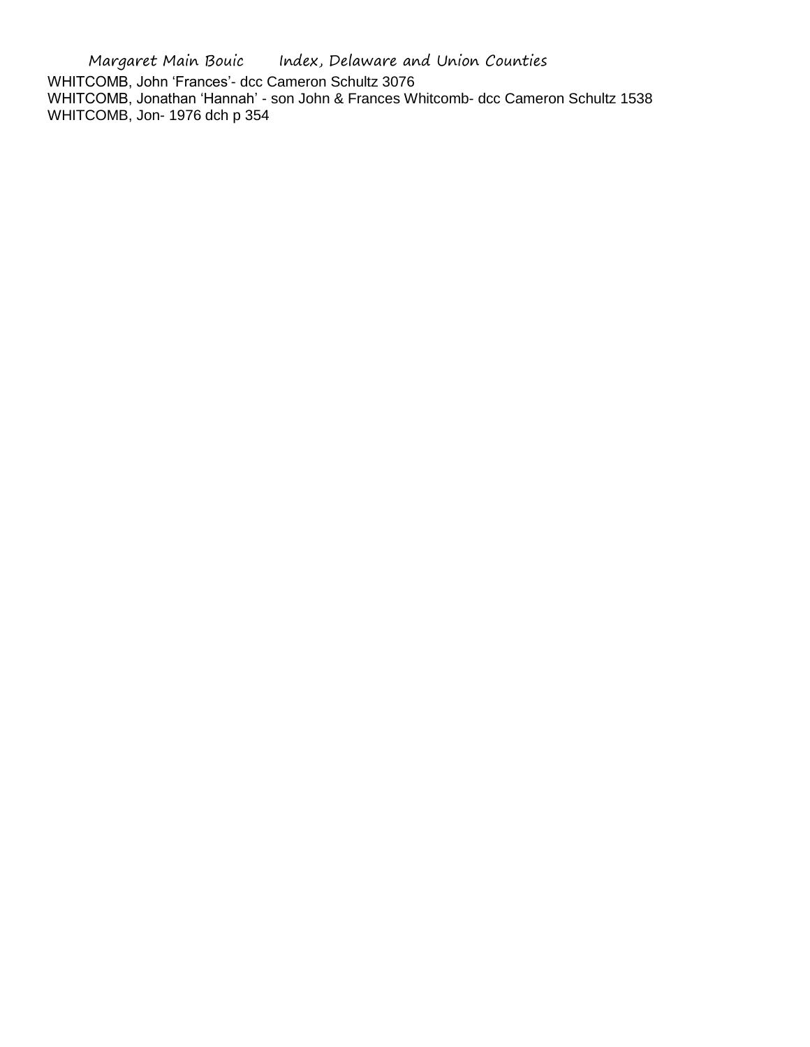WHITCOMB, John ‘Frances’- dcc Cameron Schultz 3076
WHITCOMB, Jonathan ‘Hannah’ - son John & Frances Whitcomb- dcc Cameron Schultz 1538
WHITCOMB, Jon- 1976 dch p 354